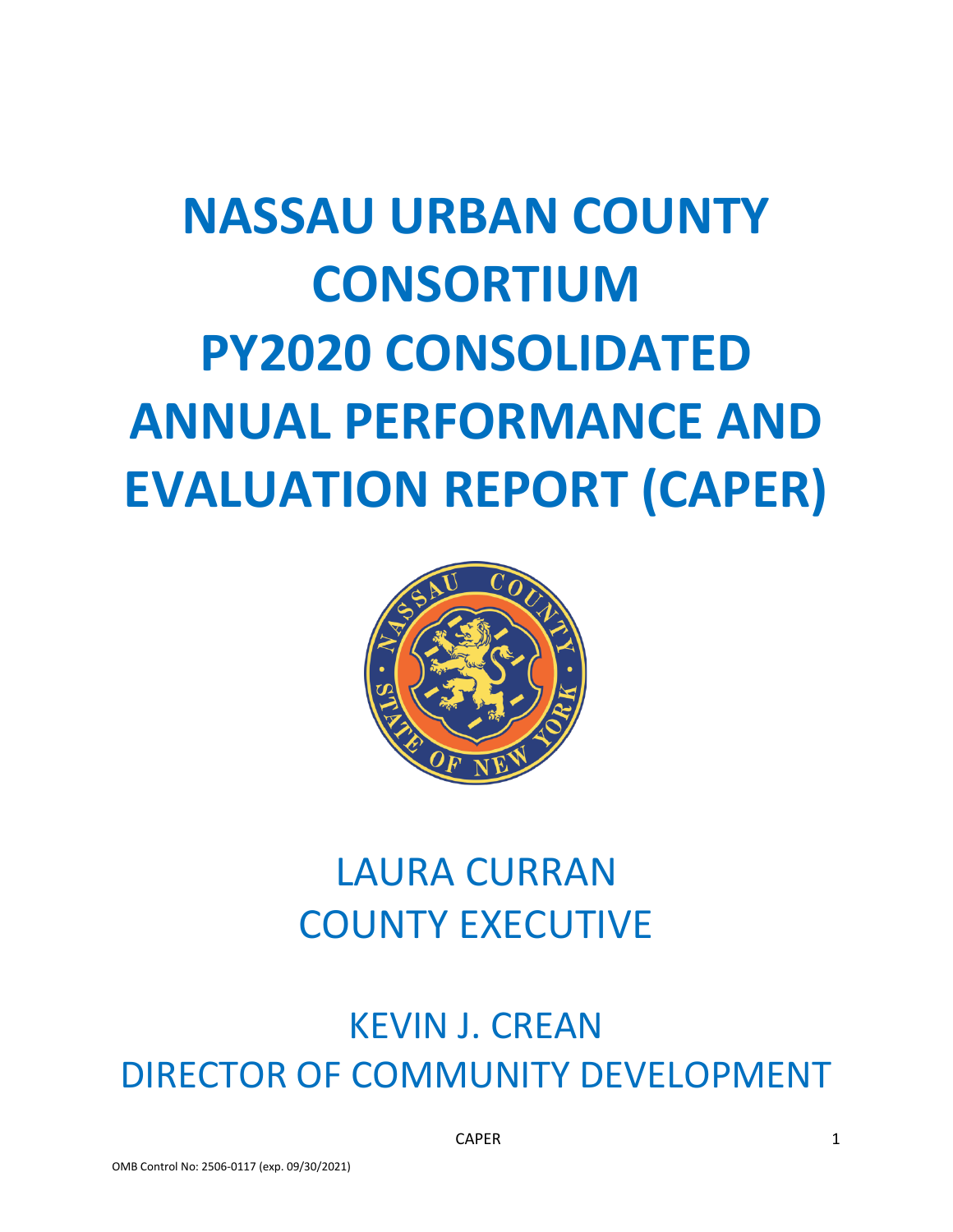# NASSAU URBAN COUNTY CONSORTIUM PY2020 CONSOLIDATED ANNUAL PERFORMANCE AND EVALUATION REPORT (CAPER)

LAURA CURRAN
COUNTY EXECUTIVE

KEVIN J. CREAN
DIRECTOR OF COMMUNITY DEVELOPMENT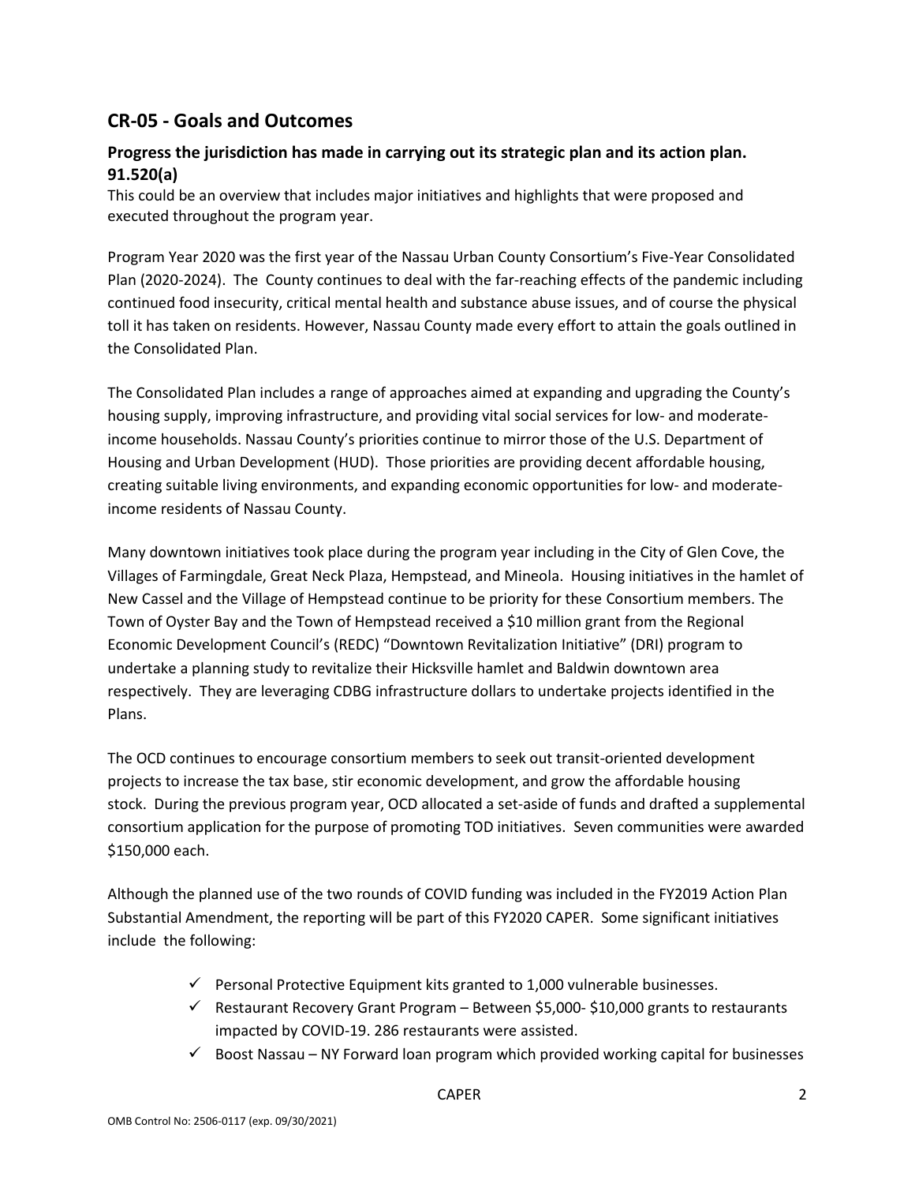## CR-05 - Goals and Outcomes

### Progress the jurisdiction has made in carrying out its strategic plan and its action plan. 91.520(a)

This could be an overview that includes major initiatives and highlights that were proposed and executed throughout the program year.

Program Year 2020 was the first year of the Nassau Urban County Consortium's Five-Year Consolidated Plan (2020-2024). The County continues to deal with the far-reaching effects of the pandemic including continued food insecurity, critical mental health and substance abuse issues, and of course the physical toll it has taken on residents. However, Nassau County made every effort to attain the goals outlined in the Consolidated Plan.

The Consolidated Plan includes a range of approaches aimed at expanding and upgrading the County's housing supply, improving infrastructure, and providing vital social services for low- and moderate-income households. Nassau County's priorities continue to mirror those of the U.S. Department of Housing and Urban Development (HUD). Those priorities are providing decent affordable housing, creating suitable living environments, and expanding economic opportunities for low- and moderate-income residents of Nassau County.

Many downtown initiatives took place during the program year including in the City of Glen Cove, the Villages of Farmingdale, Great Neck Plaza, Hempstead, and Mineola. Housing initiatives in the hamlet of New Cassel and the Village of Hempstead continue to be priority for these Consortium members. The Town of Oyster Bay and the Town of Hempstead received a $10 million grant from the Regional Economic Development Council's (REDC) "Downtown Revitalization Initiative" (DRI) program to undertake a planning study to revitalize their Hicksville hamlet and Baldwin downtown area respectively. They are leveraging CDBG infrastructure dollars to undertake projects identified in the Plans.

The OCD continues to encourage consortium members to seek out transit-oriented development projects to increase the tax base, stir economic development, and grow the affordable housing stock. During the previous program year, OCD allocated a set-aside of funds and drafted a supplemental consortium application for the purpose of promoting TOD initiatives. Seven communities were awarded $150,000 each.

Although the planned use of the two rounds of COVID funding was included in the FY2019 Action Plan Substantial Amendment, the reporting will be part of this FY2020 CAPER. Some significant initiatives include the following:

- ✓ Personal Protective Equipment kits granted to 1,000 vulnerable businesses.
- ✓ Restaurant Recovery Grant Program – Between $5,000- $10,000 grants to restaurants impacted by COVID-19. 286 restaurants were assisted.
- ✓ Boost Nassau – NY Forward loan program which provided working capital for businesses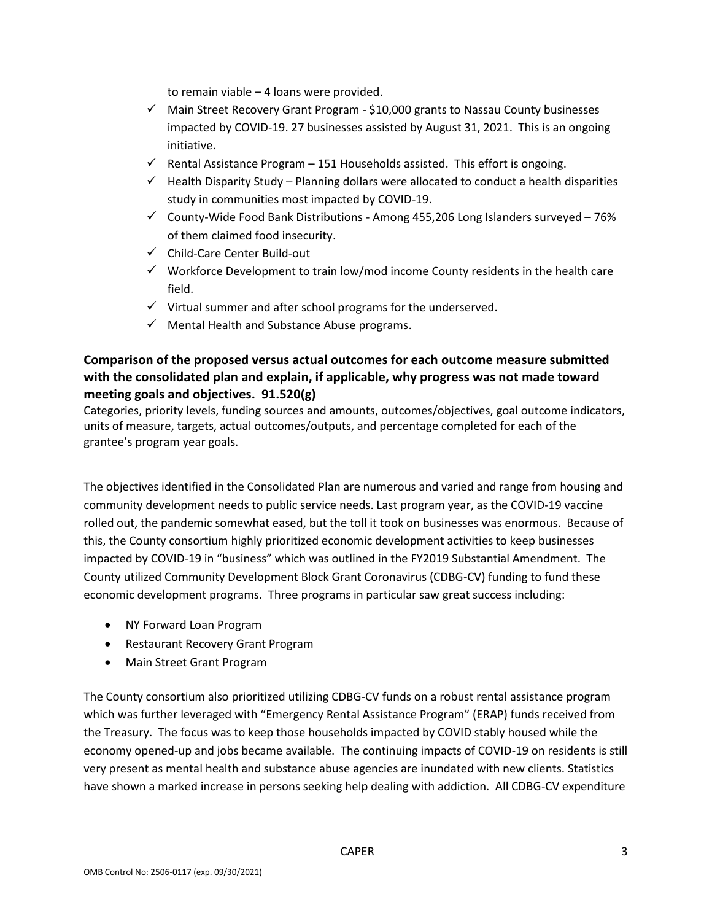to remain viable – 4 loans were provided.

- ✓ Main Street Recovery Grant Program - $10,000 grants to Nassau County businesses impacted by COVID-19. 27 businesses assisted by August 31, 2021. This is an ongoing initiative.
- ✓ Rental Assistance Program – 151 Households assisted. This effort is ongoing.
- ✓ Health Disparity Study – Planning dollars were allocated to conduct a health disparities study in communities most impacted by COVID-19.
- ✓ County-Wide Food Bank Distributions - Among 455,206 Long Islanders surveyed – 76% of them claimed food insecurity.
- ✓ Child-Care Center Build-out
- ✓ Workforce Development to train low/mod income County residents in the health care field.
- ✓ Virtual summer and after school programs for the underserved.
- ✓ Mental Health and Substance Abuse programs.

### Comparison of the proposed versus actual outcomes for each outcome measure submitted with the consolidated plan and explain, if applicable, why progress was not made toward meeting goals and objectives. 91.520(g)

Categories, priority levels, funding sources and amounts, outcomes/objectives, goal outcome indicators, units of measure, targets, actual outcomes/outputs, and percentage completed for each of the grantee's program year goals.

The objectives identified in the Consolidated Plan are numerous and varied and range from housing and community development needs to public service needs. Last program year, as the COVID-19 vaccine rolled out, the pandemic somewhat eased, but the toll it took on businesses was enormous. Because of this, the County consortium highly prioritized economic development activities to keep businesses impacted by COVID-19 in "business" which was outlined in the FY2019 Substantial Amendment. The County utilized Community Development Block Grant Coronavirus (CDBG-CV) funding to fund these economic development programs. Three programs in particular saw great success including:

- NY Forward Loan Program
- Restaurant Recovery Grant Program
- Main Street Grant Program

The County consortium also prioritized utilizing CDBG-CV funds on a robust rental assistance program which was further leveraged with "Emergency Rental Assistance Program" (ERAP) funds received from the Treasury. The focus was to keep those households impacted by COVID stably housed while the economy opened-up and jobs became available. The continuing impacts of COVID-19 on residents is still very present as mental health and substance abuse agencies are inundated with new clients. Statistics have shown a marked increase in persons seeking help dealing with addiction. All CDBG-CV expenditure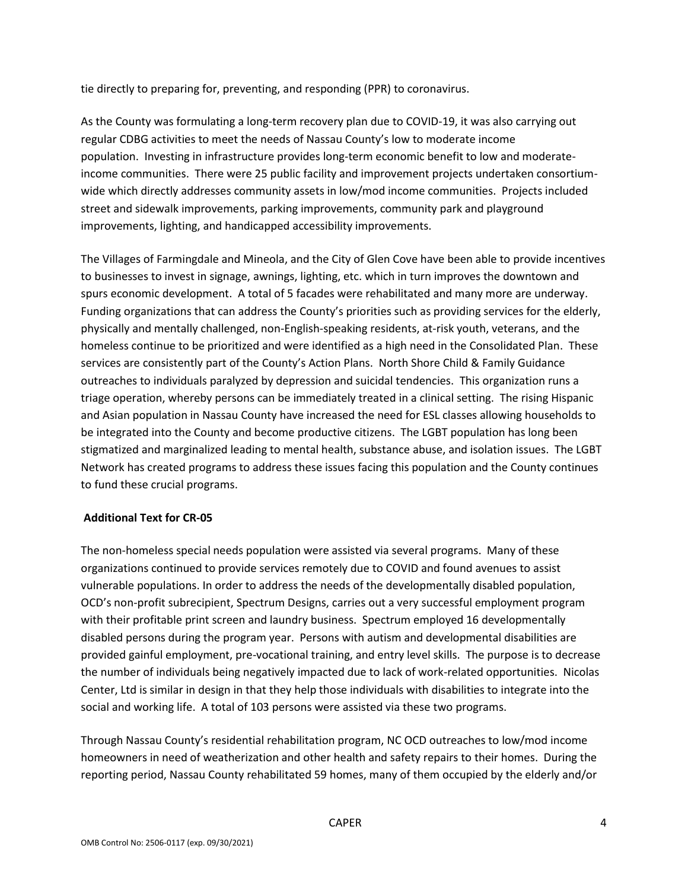tie directly to preparing for, preventing, and responding (PPR) to coronavirus.

As the County was formulating a long-term recovery plan due to COVID-19, it was also carrying out regular CDBG activities to meet the needs of Nassau County's low to moderate income population. Investing in infrastructure provides long-term economic benefit to low and moderate-income communities. There were 25 public facility and improvement projects undertaken consortium-wide which directly addresses community assets in low/mod income communities. Projects included street and sidewalk improvements, parking improvements, community park and playground improvements, lighting, and handicapped accessibility improvements.

The Villages of Farmingdale and Mineola, and the City of Glen Cove have been able to provide incentives to businesses to invest in signage, awnings, lighting, etc. which in turn improves the downtown and spurs economic development. A total of 5 facades were rehabilitated and many more are underway. Funding organizations that can address the County's priorities such as providing services for the elderly, physically and mentally challenged, non-English-speaking residents, at-risk youth, veterans, and the homeless continue to be prioritized and were identified as a high need in the Consolidated Plan. These services are consistently part of the County's Action Plans. North Shore Child & Family Guidance outreaches to individuals paralyzed by depression and suicidal tendencies. This organization runs a triage operation, whereby persons can be immediately treated in a clinical setting. The rising Hispanic and Asian population in Nassau County have increased the need for ESL classes allowing households to be integrated into the County and become productive citizens. The LGBT population has long been stigmatized and marginalized leading to mental health, substance abuse, and isolation issues. The LGBT Network has created programs to address these issues facing this population and the County continues to fund these crucial programs.

**Additional Text for CR-05**

The non-homeless special needs population were assisted via several programs. Many of these organizations continued to provide services remotely due to COVID and found avenues to assist vulnerable populations. In order to address the needs of the developmentally disabled population, OCD's non-profit subrecipient, Spectrum Designs, carries out a very successful employment program with their profitable print screen and laundry business. Spectrum employed 16 developmentally disabled persons during the program year. Persons with autism and developmental disabilities are provided gainful employment, pre-vocational training, and entry level skills. The purpose is to decrease the number of individuals being negatively impacted due to lack of work-related opportunities. Nicolas Center, Ltd is similar in design in that they help those individuals with disabilities to integrate into the social and working life. A total of 103 persons were assisted via these two programs.

Through Nassau County's residential rehabilitation program, NC OCD outreaches to low/mod income homeowners in need of weatherization and other health and safety repairs to their homes. During the reporting period, Nassau County rehabilitated 59 homes, many of them occupied by the elderly and/or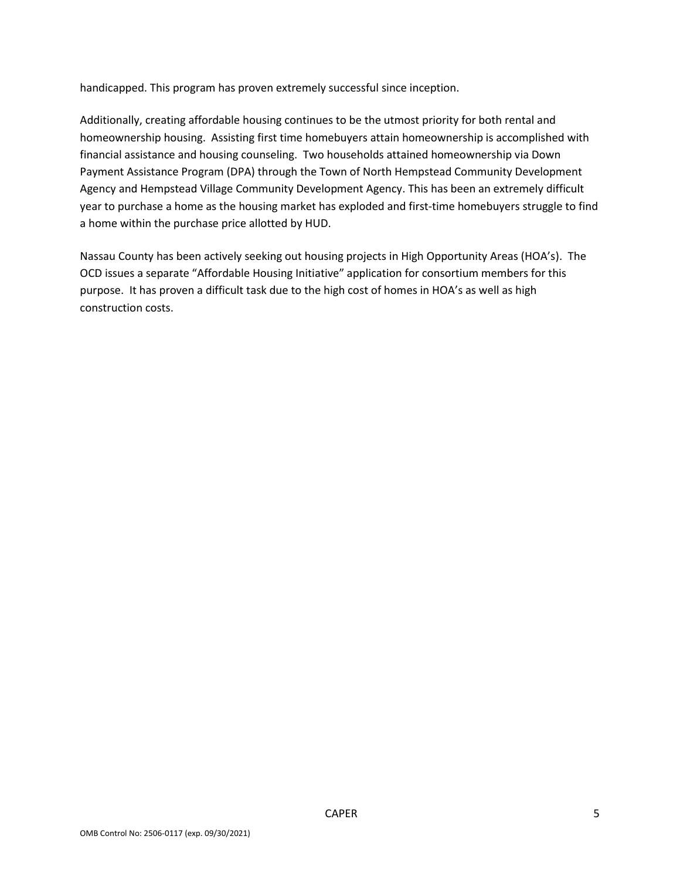handicapped. This program has proven extremely successful since inception.

Additionally, creating affordable housing continues to be the utmost priority for both rental and homeownership housing. Assisting first time homebuyers attain homeownership is accomplished with financial assistance and housing counseling. Two households attained homeownership via Down Payment Assistance Program (DPA) through the Town of North Hempstead Community Development Agency and Hempstead Village Community Development Agency. This has been an extremely difficult year to purchase a home as the housing market has exploded and first-time homebuyers struggle to find a home within the purchase price allotted by HUD.

Nassau County has been actively seeking out housing projects in High Opportunity Areas (HOA's). The OCD issues a separate "Affordable Housing Initiative" application for consortium members for this purpose. It has proven a difficult task due to the high cost of homes in HOA's as well as high construction costs.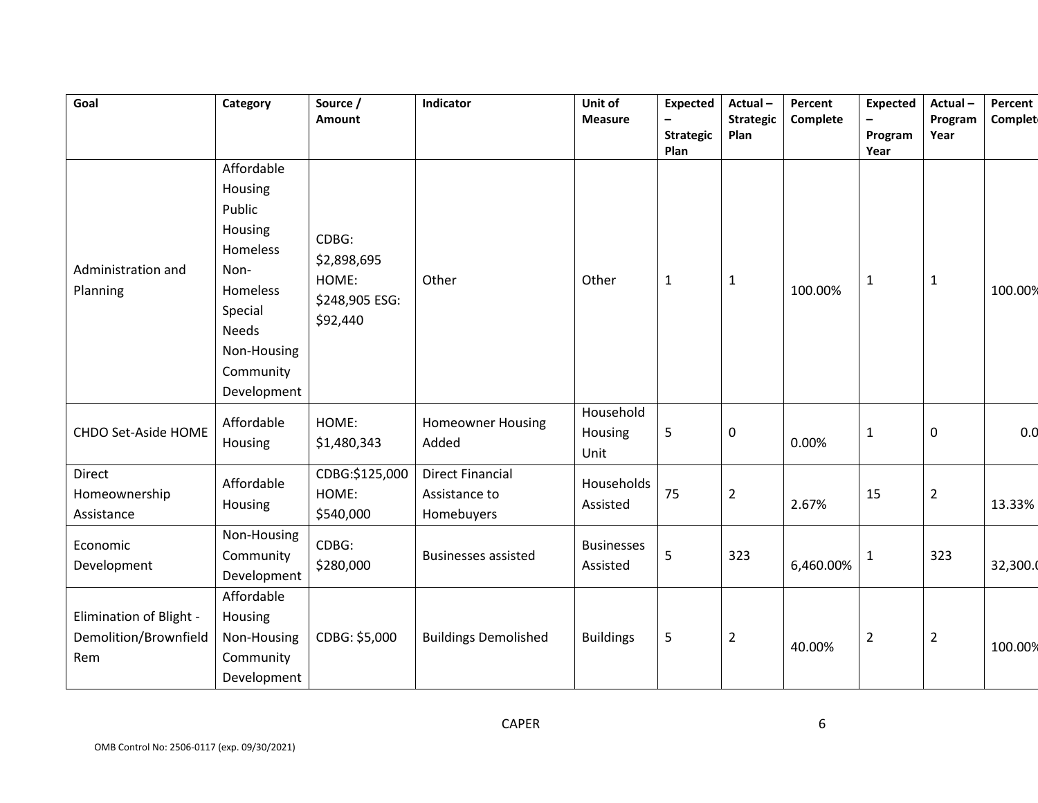| Goal | Category | Source / Amount | Indicator | Unit of Measure | Expected – Strategic Plan | Actual – Strategic Plan | Percent Complete | Expected – Program Year | Actual – Program Year | Percent Complete |
|---|---|---|---|---|---|---|---|---|---|---|
| Administration and Planning | Affordable Housing Public Housing Homeless Non-Homeless Special Needs Non-Housing Community Development | CDBG: $2,898,695 HOME: $248,905 ESG: $92,440 | Other | Other | 1 | 1 | 100.00% | 1 | 1 | 100.00% |
| CHDO Set-Aside HOME | Affordable Housing | HOME: $1,480,343 | Homeowner Housing Added | Household Housing Unit | 5 | 0 | 0.00% | 1 | 0 | 0.0 |
| Direct Homeownership Assistance | Affordable Housing | CDBG:$125,000 HOME: $540,000 | Direct Financial Assistance to Homebuyers | Households Assisted | 75 | 2 | 2.67% | 15 | 2 | 13.33% |
| Economic Development | Non-Housing Community Development | CDBG: $280,000 | Businesses assisted | Businesses Assisted | 5 | 323 | 6,460.00% | 1 | 323 | 32,300.0 |
| Elimination of Blight - Demolition/Brownfield Rem | Affordable Housing Non-Housing Community Development | CDBG: $5,000 | Buildings Demolished | Buildings | 5 | 2 | 40.00% | 2 | 2 | 100.00% |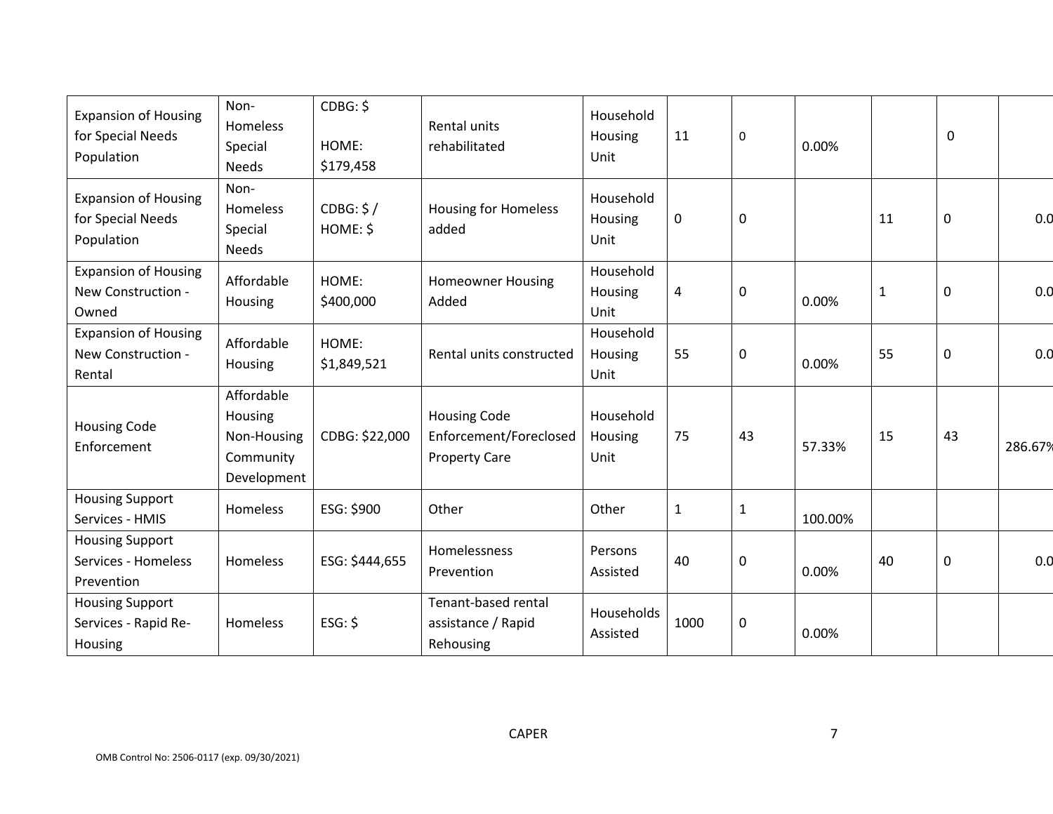| | | | | | | | | | | |
|---|---|---|---|---|---|---|---|---|---|---|
| Expansion of Housing for Special Needs Population | Non-Homeless Special Needs | CDBG: $ HOME: $179,458 | Rental units rehabilitated | Household Housing Unit | 11 | 0 | 0.00% | | 0 | |
| Expansion of Housing for Special Needs Population | Non-Homeless Special Needs | CDBG: $ / HOME: $ | Housing for Homeless added | Household Housing Unit | 0 | 0 | | 11 | 0 | 0.0 |
| Expansion of Housing New Construction - Owned | Affordable Housing | HOME: $400,000 | Homeowner Housing Added | Household Housing Unit | 4 | 0 | 0.00% | 1 | 0 | 0.0 |
| Expansion of Housing New Construction - Rental | Affordable Housing | HOME: $1,849,521 | Rental units constructed | Household Housing Unit | 55 | 0 | 0.00% | 55 | 0 | 0.0 |
| Housing Code Enforcement | Affordable Housing Non-Housing Community Development | CDBG: $22,000 | Housing Code Enforcement/Foreclosed Property Care | Household Housing Unit | 75 | 43 | 57.33% | 15 | 43 | 286.67% |
| Housing Support Services - HMIS | Homeless | ESG: $900 | Other | Other | 1 | 1 | 100.00% | | | |
| Housing Support Services - Homeless Prevention | Homeless | ESG: $444,655 | Homelessness Prevention | Persons Assisted | 40 | 0 | 0.00% | 40 | 0 | 0.0 |
| Housing Support Services - Rapid Re-Housing | Homeless | ESG: $ | Tenant-based rental assistance / Rapid Rehousing | Households Assisted | 1000 | 0 | 0.00% | | | |

OMB Control No: 2506-0117 (exp. 09/30/2021)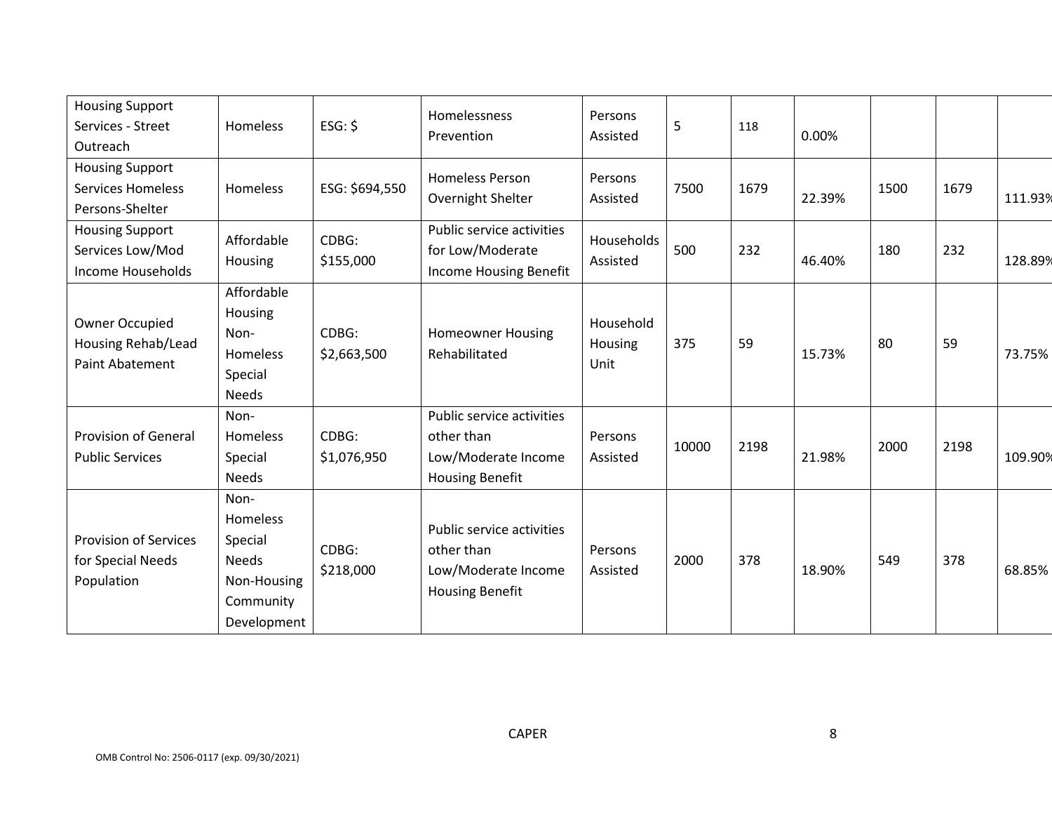| | | | | | | | | | | |
|---|---|---|---|---|---|---|---|---|---|---|
| Housing Support Services - Street Outreach | Homeless | ESG: $ | Homelessness Prevention | Persons Assisted | 5 | 118 | 0.00% | | | |
| Housing Support Services Homeless Persons-Shelter | Homeless | ESG: $694,550 | Homeless Person Overnight Shelter | Persons Assisted | 7500 | 1679 | 22.39% | 1500 | 1679 | 111.93% |
| Housing Support Services Low/Mod Income Households | Affordable Housing | CDBG: $155,000 | Public service activities for Low/Moderate Income Housing Benefit | Households Assisted | 500 | 232 | 46.40% | 180 | 232 | 128.89% |
| Owner Occupied Housing Rehab/Lead Paint Abatement | Affordable Housing Non-Homeless Special Needs | CDBG: $2,663,500 | Homeowner Housing Rehabilitated | Household Housing Unit | 375 | 59 | 15.73% | 80 | 59 | 73.75% |
| Provision of General Public Services | Non-Homeless Special Needs | CDBG: $1,076,950 | Public service activities other than Low/Moderate Income Housing Benefit | Persons Assisted | 10000 | 2198 | 21.98% | 2000 | 2198 | 109.90% |
| Provision of Services for Special Needs Population | Non-Homeless Special Needs Non-Housing Community Development | CDBG: $218,000 | Public service activities other than Low/Moderate Income Housing Benefit | Persons Assisted | 2000 | 378 | 18.90% | 549 | 378 | 68.85% |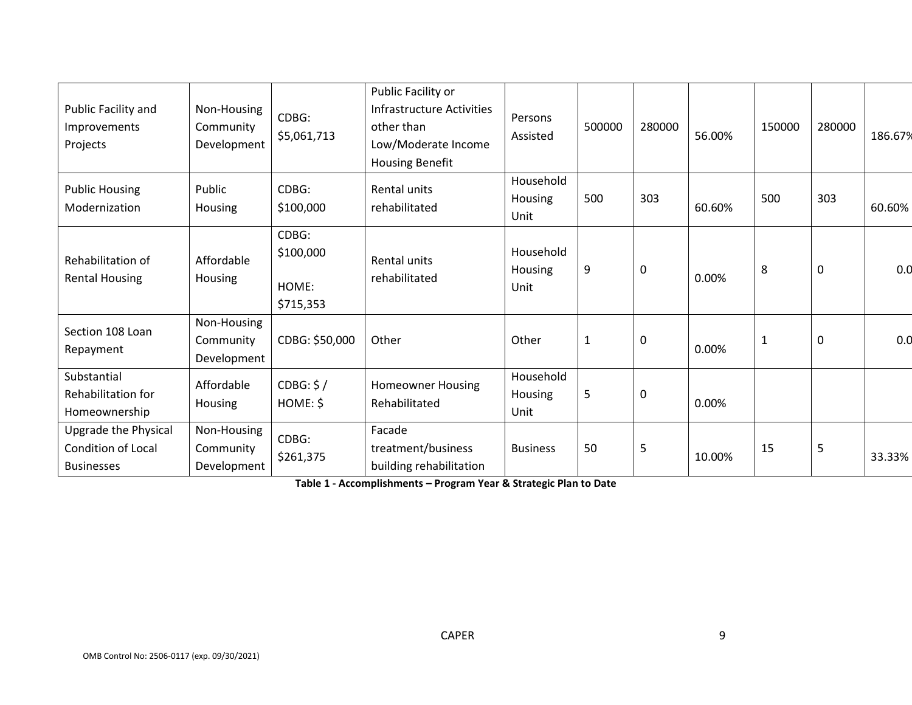| | | | | | | | | | | |
|---|---|---|---|---|---|---|---|---|---|---|
| Public Facility and Improvements Projects | Non-Housing Community Development | CDBG: $5,061,713 | Public Facility or Infrastructure Activities other than Low/Moderate Income Housing Benefit | Persons Assisted | 500000 | 280000 | 56.00% | 150000 | 280000 | 186.67% |
| Public Housing Modernization | Public Housing | CDBG: $100,000 | Rental units rehabilitated | Household Housing Unit | 500 | 303 | 60.60% | 500 | 303 | 60.60% |
| Rehabilitation of Rental Housing | Affordable Housing | CDBG: $100,000 HOME: $715,353 | Rental units rehabilitated | Household Housing Unit | 9 | 0 | 0.00% | 8 | 0 | 0.0 |
| Section 108 Loan Repayment | Non-Housing Community Development | CDBG: $50,000 | Other | Other | 1 | 0 | 0.00% | 1 | 0 | 0.0 |
| Substantial Rehabilitation for Homeownership | Affordable Housing | CDBG: $ / HOME: $ | Homeowner Housing Rehabilitated | Household Housing Unit | 5 | 0 | 0.00% | | | |
| Upgrade the Physical Condition of Local Businesses | Non-Housing Community Development | CDBG: $261,375 | Facade treatment/business building rehabilitation | Business | 50 | 5 | 10.00% | 15 | 5 | 33.33% |

**Table 1 - Accomplishments – Program Year & Strategic Plan to Date**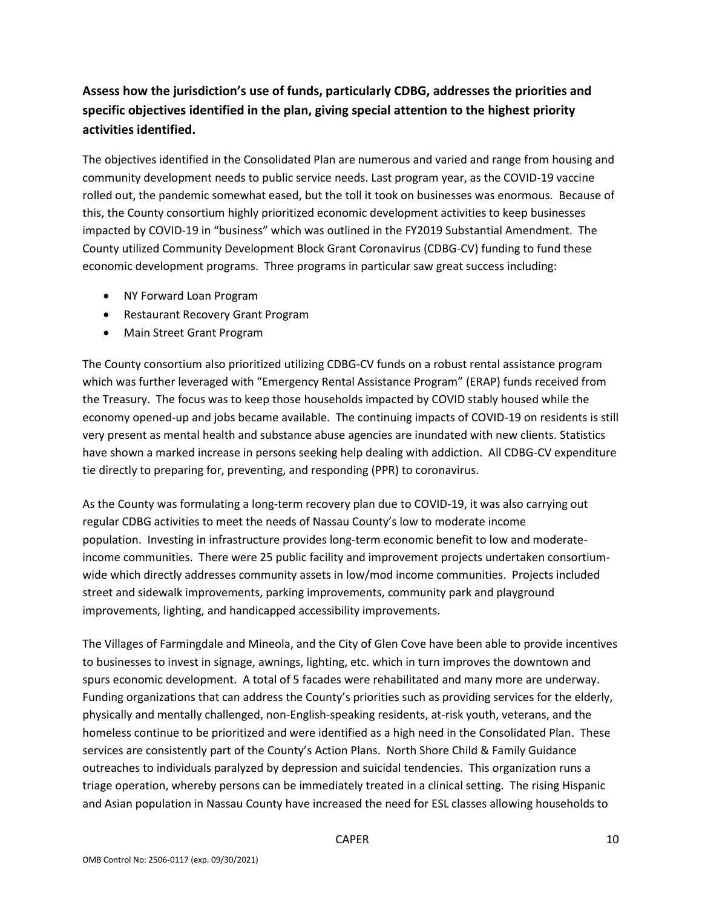**Assess how the jurisdiction's use of funds, particularly CDBG, addresses the priorities and specific objectives identified in the plan, giving special attention to the highest priority activities identified.**

The objectives identified in the Consolidated Plan are numerous and varied and range from housing and community development needs to public service needs. Last program year, as the COVID-19 vaccine rolled out, the pandemic somewhat eased, but the toll it took on businesses was enormous. Because of this, the County consortium highly prioritized economic development activities to keep businesses impacted by COVID-19 in "business" which was outlined in the FY2019 Substantial Amendment. The County utilized Community Development Block Grant Coronavirus (CDBG-CV) funding to fund these economic development programs. Three programs in particular saw great success including:

- NY Forward Loan Program
- Restaurant Recovery Grant Program
- Main Street Grant Program

The County consortium also prioritized utilizing CDBG-CV funds on a robust rental assistance program which was further leveraged with "Emergency Rental Assistance Program" (ERAP) funds received from the Treasury. The focus was to keep those households impacted by COVID stably housed while the economy opened-up and jobs became available. The continuing impacts of COVID-19 on residents is still very present as mental health and substance abuse agencies are inundated with new clients. Statistics have shown a marked increase in persons seeking help dealing with addiction. All CDBG-CV expenditure tie directly to preparing for, preventing, and responding (PPR) to coronavirus.

As the County was formulating a long-term recovery plan due to COVID-19, it was also carrying out regular CDBG activities to meet the needs of Nassau County's low to moderate income population. Investing in infrastructure provides long-term economic benefit to low and moderate-income communities. There were 25 public facility and improvement projects undertaken consortium-wide which directly addresses community assets in low/mod income communities. Projects included street and sidewalk improvements, parking improvements, community park and playground improvements, lighting, and handicapped accessibility improvements.

The Villages of Farmingdale and Mineola, and the City of Glen Cove have been able to provide incentives to businesses to invest in signage, awnings, lighting, etc. which in turn improves the downtown and spurs economic development. A total of 5 facades were rehabilitated and many more are underway. Funding organizations that can address the County's priorities such as providing services for the elderly, physically and mentally challenged, non-English-speaking residents, at-risk youth, veterans, and the homeless continue to be prioritized and were identified as a high need in the Consolidated Plan. These services are consistently part of the County's Action Plans. North Shore Child & Family Guidance outreaches to individuals paralyzed by depression and suicidal tendencies. This organization runs a triage operation, whereby persons can be immediately treated in a clinical setting. The rising Hispanic and Asian population in Nassau County have increased the need for ESL classes allowing households to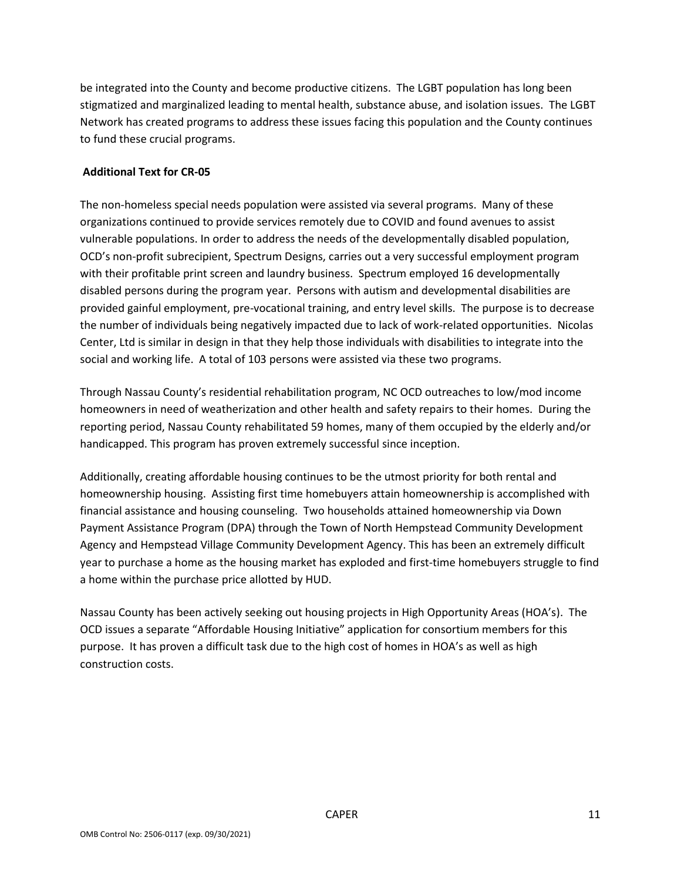be integrated into the County and become productive citizens. The LGBT population has long been stigmatized and marginalized leading to mental health, substance abuse, and isolation issues. The LGBT Network has created programs to address these issues facing this population and the County continues to fund these crucial programs.

**Additional Text for CR-05**

The non-homeless special needs population were assisted via several programs. Many of these organizations continued to provide services remotely due to COVID and found avenues to assist vulnerable populations. In order to address the needs of the developmentally disabled population, OCD's non-profit subrecipient, Spectrum Designs, carries out a very successful employment program with their profitable print screen and laundry business. Spectrum employed 16 developmentally disabled persons during the program year. Persons with autism and developmental disabilities are provided gainful employment, pre-vocational training, and entry level skills. The purpose is to decrease the number of individuals being negatively impacted due to lack of work-related opportunities. Nicolas Center, Ltd is similar in design in that they help those individuals with disabilities to integrate into the social and working life. A total of 103 persons were assisted via these two programs.

Through Nassau County's residential rehabilitation program, NC OCD outreaches to low/mod income homeowners in need of weatherization and other health and safety repairs to their homes. During the reporting period, Nassau County rehabilitated 59 homes, many of them occupied by the elderly and/or handicapped. This program has proven extremely successful since inception.

Additionally, creating affordable housing continues to be the utmost priority for both rental and homeownership housing. Assisting first time homebuyers attain homeownership is accomplished with financial assistance and housing counseling. Two households attained homeownership via Down Payment Assistance Program (DPA) through the Town of North Hempstead Community Development Agency and Hempstead Village Community Development Agency. This has been an extremely difficult year to purchase a home as the housing market has exploded and first-time homebuyers struggle to find a home within the purchase price allotted by HUD.

Nassau County has been actively seeking out housing projects in High Opportunity Areas (HOA's). The OCD issues a separate "Affordable Housing Initiative" application for consortium members for this purpose. It has proven a difficult task due to the high cost of homes in HOA's as well as high construction costs.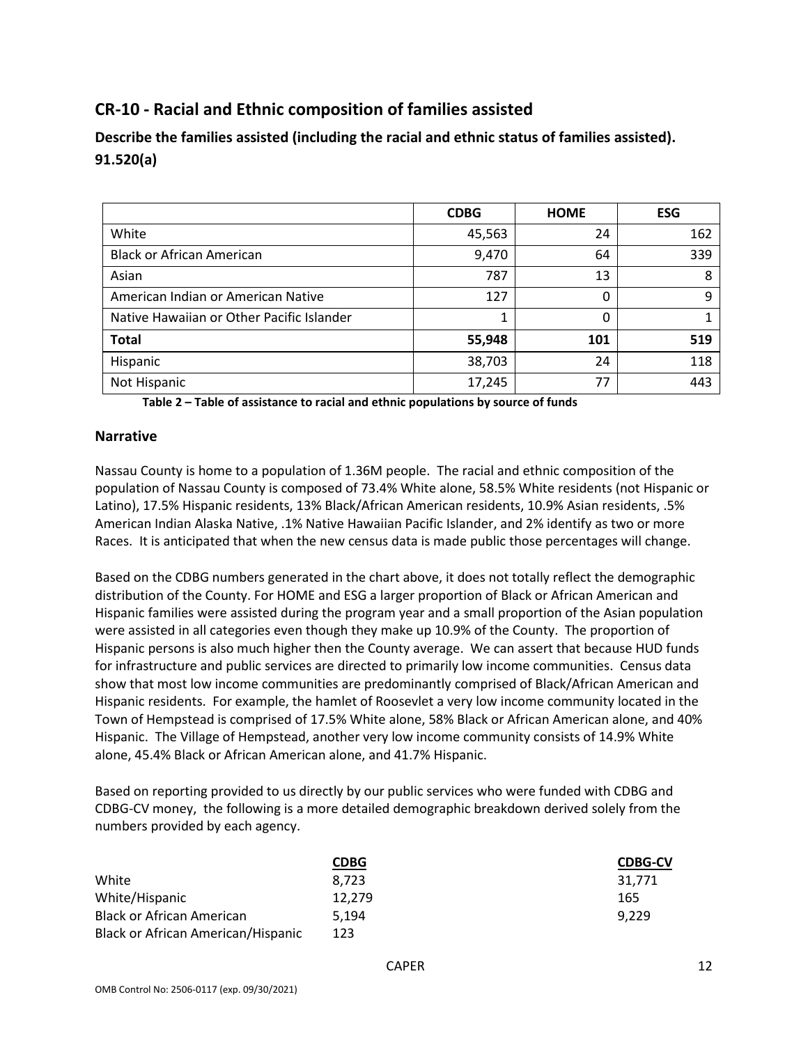## CR-10 - Racial and Ethnic composition of families assisted

**Describe the families assisted (including the racial and ethnic status of families assisted). 91.520(a)**

| | CDBG | HOME | ESG |
|---|---|---|---|
| White | 45,563 | 24 | 162 |
| Black or African American | 9,470 | 64 | 339 |
| Asian | 787 | 13 | 8 |
| American Indian or American Native | 127 | 0 | 9 |
| Native Hawaiian or Other Pacific Islander | 1 | 0 | 1 |
| **Total** | **55,948** | **101** | **519** |
| Hispanic | 38,703 | 24 | 118 |
| Not Hispanic | 17,245 | 77 | 443 |

**Table 2 – Table of assistance to racial and ethnic populations by source of funds**

### Narrative

Nassau County is home to a population of 1.36M people. The racial and ethnic composition of the population of Nassau County is composed of 73.4% White alone, 58.5% White residents (not Hispanic or Latino), 17.5% Hispanic residents, 13% Black/African American residents, 10.9% Asian residents, .5% American Indian Alaska Native, .1% Native Hawaiian Pacific Islander, and 2% identify as two or more Races. It is anticipated that when the new census data is made public those percentages will change.

Based on the CDBG numbers generated in the chart above, it does not totally reflect the demographic distribution of the County. For HOME and ESG a larger proportion of Black or African American and Hispanic families were assisted during the program year and a small proportion of the Asian population were assisted in all categories even though they make up 10.9% of the County. The proportion of Hispanic persons is also much higher then the County average. We can assert that because HUD funds for infrastructure and public services are directed to primarily low income communities. Census data show that most low income communities are predominantly comprised of Black/African American and Hispanic residents. For example, the hamlet of Roosevlet a very low income community located in the Town of Hempstead is comprised of 17.5% White alone, 58% Black or African American alone, and 40% Hispanic. The Village of Hempstead, another very low income community consists of 14.9% White alone, 45.4% Black or African American alone, and 41.7% Hispanic.

Based on reporting provided to us directly by our public services who were funded with CDBG and CDBG-CV money, the following is a more detailed demographic breakdown derived solely from the numbers provided by each agency.

| | CDBG | CDBG-CV |
|---|---|---|
| White | 8,723 | 31,771 |
| White/Hispanic | 12,279 | 165 |
| Black or African American | 5,194 | 9,229 |
| Black or African American/Hispanic | 123 | |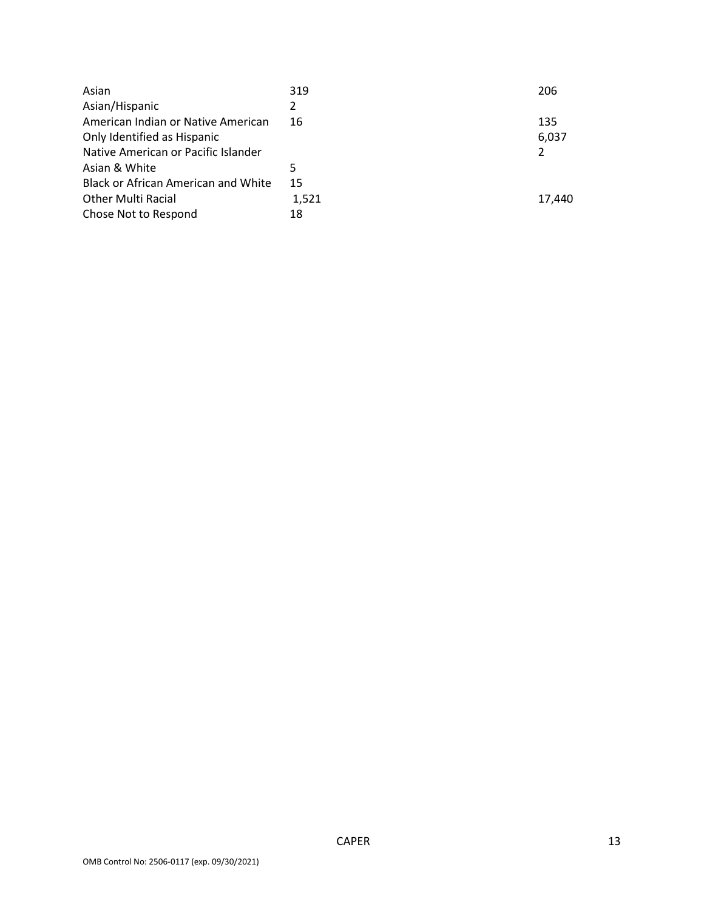| | | |
|---|---|---|
| Asian | 319 | 206 |
| Asian/Hispanic | 2 | |
| American Indian or Native American | 16 | 135 |
| Only Identified as Hispanic | | 6,037 |
| Native American or Pacific Islander | | 2 |
| Asian & White | 5 | |
| Black or African American and White | 15 | |
| Other Multi Racial | 1,521 | 17,440 |
| Chose Not to Respond | 18 | |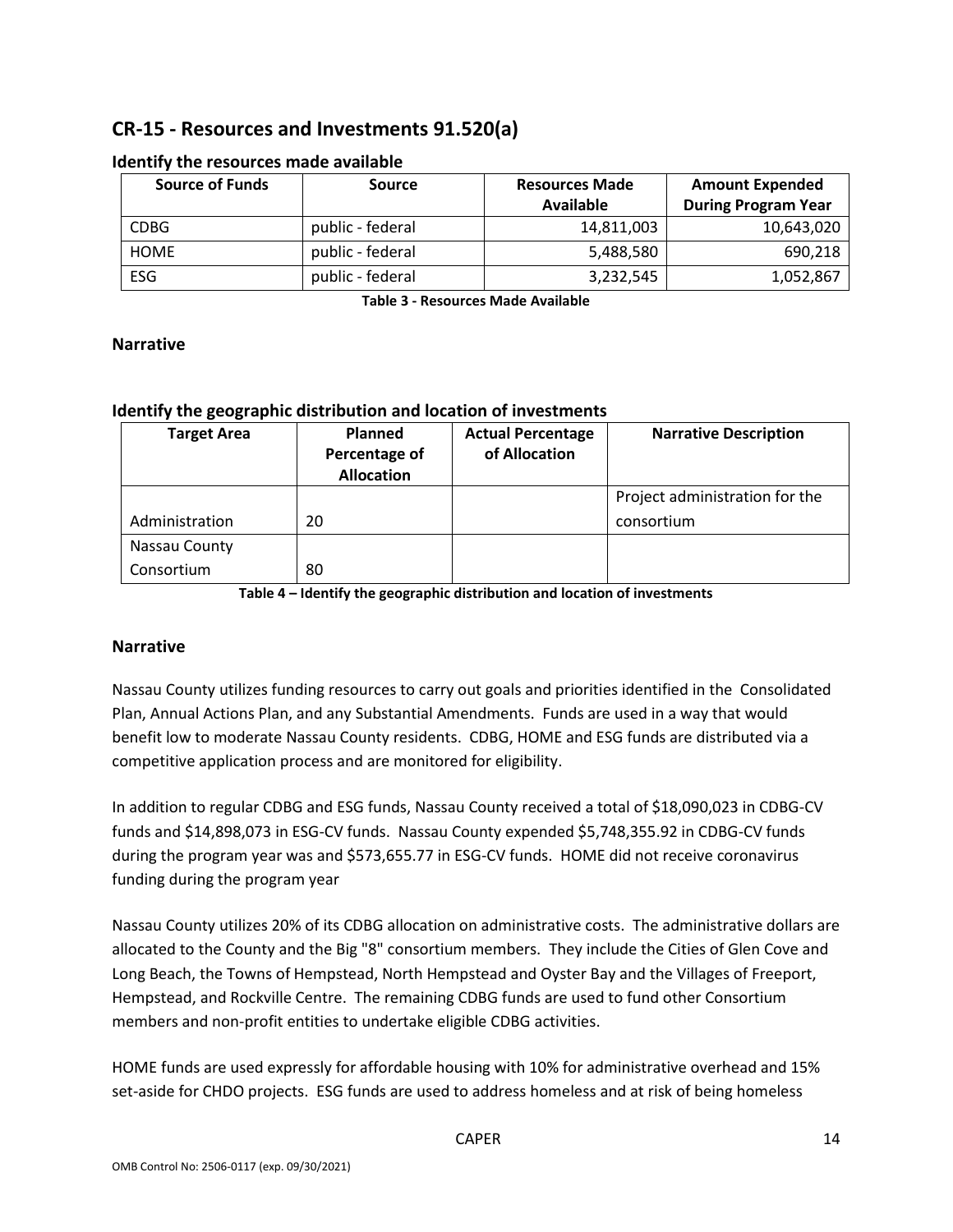## CR-15 - Resources and Investments 91.520(a)

### Identify the resources made available

| Source of Funds | Source | Resources Made Available | Amount Expended During Program Year |
|---|---|---|---|
| CDBG | public - federal | 14,811,003 | 10,643,020 |
| HOME | public - federal | 5,488,580 | 690,218 |
| ESG | public - federal | 3,232,545 | 1,052,867 |

**Table 3 - Resources Made Available**

### Narrative

### Identify the geographic distribution and location of investments

| Target Area | Planned Percentage of Allocation | Actual Percentage of Allocation | Narrative Description |
|---|---|---|---|
| Administration | 20 | | Project administration for the consortium |
| Nassau County Consortium | 80 | | |

**Table 4 – Identify the geographic distribution and location of investments**

### Narrative

Nassau County utilizes funding resources to carry out goals and priorities identified in the Consolidated Plan, Annual Actions Plan, and any Substantial Amendments. Funds are used in a way that would benefit low to moderate Nassau County residents. CDBG, HOME and ESG funds are distributed via a competitive application process and are monitored for eligibility.

In addition to regular CDBG and ESG funds, Nassau County received a total of $18,090,023 in CDBG-CV funds and $14,898,073 in ESG-CV funds. Nassau County expended $5,748,355.92 in CDBG-CV funds during the program year was and $573,655.77 in ESG-CV funds. HOME did not receive coronavirus funding during the program year

Nassau County utilizes 20% of its CDBG allocation on administrative costs. The administrative dollars are allocated to the County and the Big "8" consortium members. They include the Cities of Glen Cove and Long Beach, the Towns of Hempstead, North Hempstead and Oyster Bay and the Villages of Freeport, Hempstead, and Rockville Centre. The remaining CDBG funds are used to fund other Consortium members and non-profit entities to undertake eligible CDBG activities.

HOME funds are used expressly for affordable housing with 10% for administrative overhead and 15% set-aside for CHDO projects. ESG funds are used to address homeless and at risk of being homeless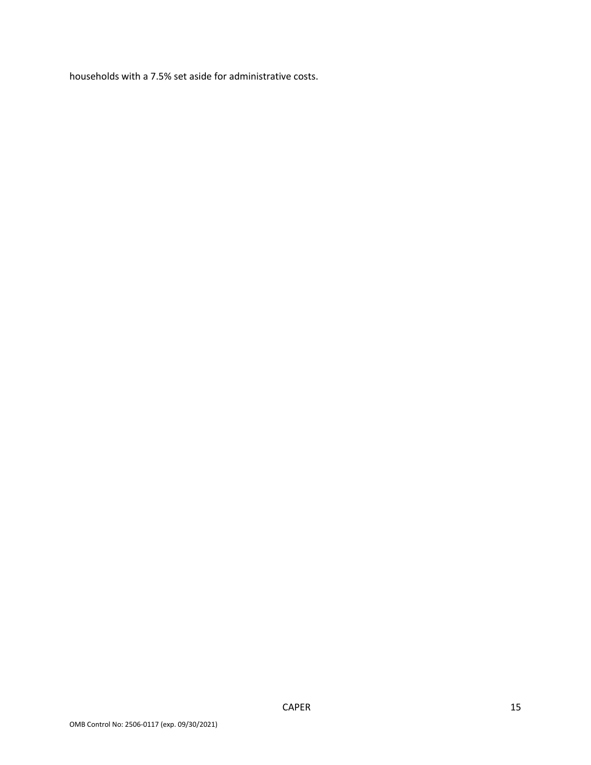households with a 7.5% set aside for administrative costs.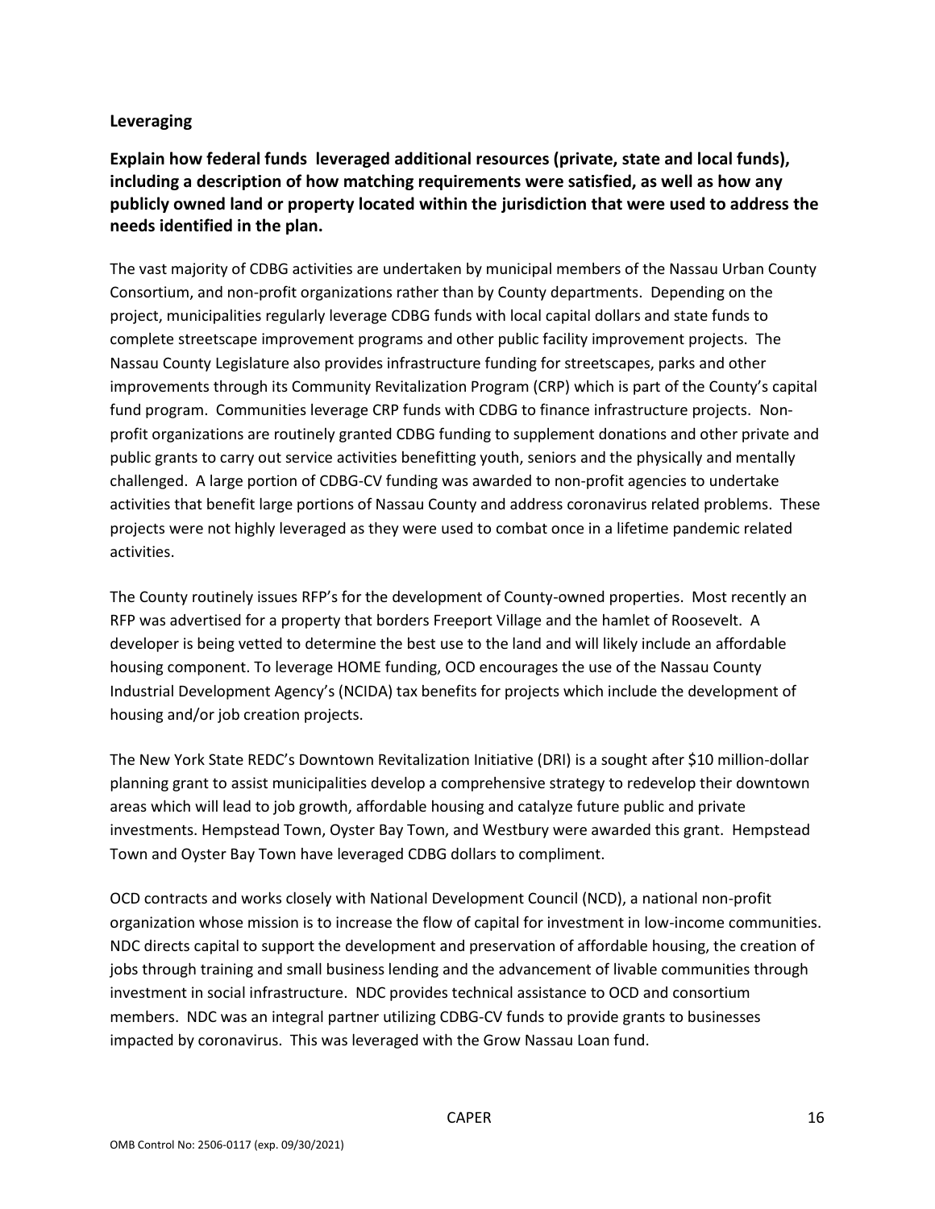## Leveraging

**Explain how federal funds leveraged additional resources (private, state and local funds), including a description of how matching requirements were satisfied, as well as how any publicly owned land or property located within the jurisdiction that were used to address the needs identified in the plan.**

The vast majority of CDBG activities are undertaken by municipal members of the Nassau Urban County Consortium, and non-profit organizations rather than by County departments. Depending on the project, municipalities regularly leverage CDBG funds with local capital dollars and state funds to complete streetscape improvement programs and other public facility improvement projects. The Nassau County Legislature also provides infrastructure funding for streetscapes, parks and other improvements through its Community Revitalization Program (CRP) which is part of the County's capital fund program. Communities leverage CRP funds with CDBG to finance infrastructure projects. Non-profit organizations are routinely granted CDBG funding to supplement donations and other private and public grants to carry out service activities benefitting youth, seniors and the physically and mentally challenged. A large portion of CDBG-CV funding was awarded to non-profit agencies to undertake activities that benefit large portions of Nassau County and address coronavirus related problems. These projects were not highly leveraged as they were used to combat once in a lifetime pandemic related activities.

The County routinely issues RFP's for the development of County-owned properties. Most recently an RFP was advertised for a property that borders Freeport Village and the hamlet of Roosevelt. A developer is being vetted to determine the best use to the land and will likely include an affordable housing component. To leverage HOME funding, OCD encourages the use of the Nassau County Industrial Development Agency's (NCIDA) tax benefits for projects which include the development of housing and/or job creation projects.

The New York State REDC's Downtown Revitalization Initiative (DRI) is a sought after $10 million-dollar planning grant to assist municipalities develop a comprehensive strategy to redevelop their downtown areas which will lead to job growth, affordable housing and catalyze future public and private investments. Hempstead Town, Oyster Bay Town, and Westbury were awarded this grant. Hempstead Town and Oyster Bay Town have leveraged CDBG dollars to compliment.

OCD contracts and works closely with National Development Council (NCD), a national non-profit organization whose mission is to increase the flow of capital for investment in low-income communities. NDC directs capital to support the development and preservation of affordable housing, the creation of jobs through training and small business lending and the advancement of livable communities through investment in social infrastructure. NDC provides technical assistance to OCD and consortium members. NDC was an integral partner utilizing CDBG-CV funds to provide grants to businesses impacted by coronavirus. This was leveraged with the Grow Nassau Loan fund.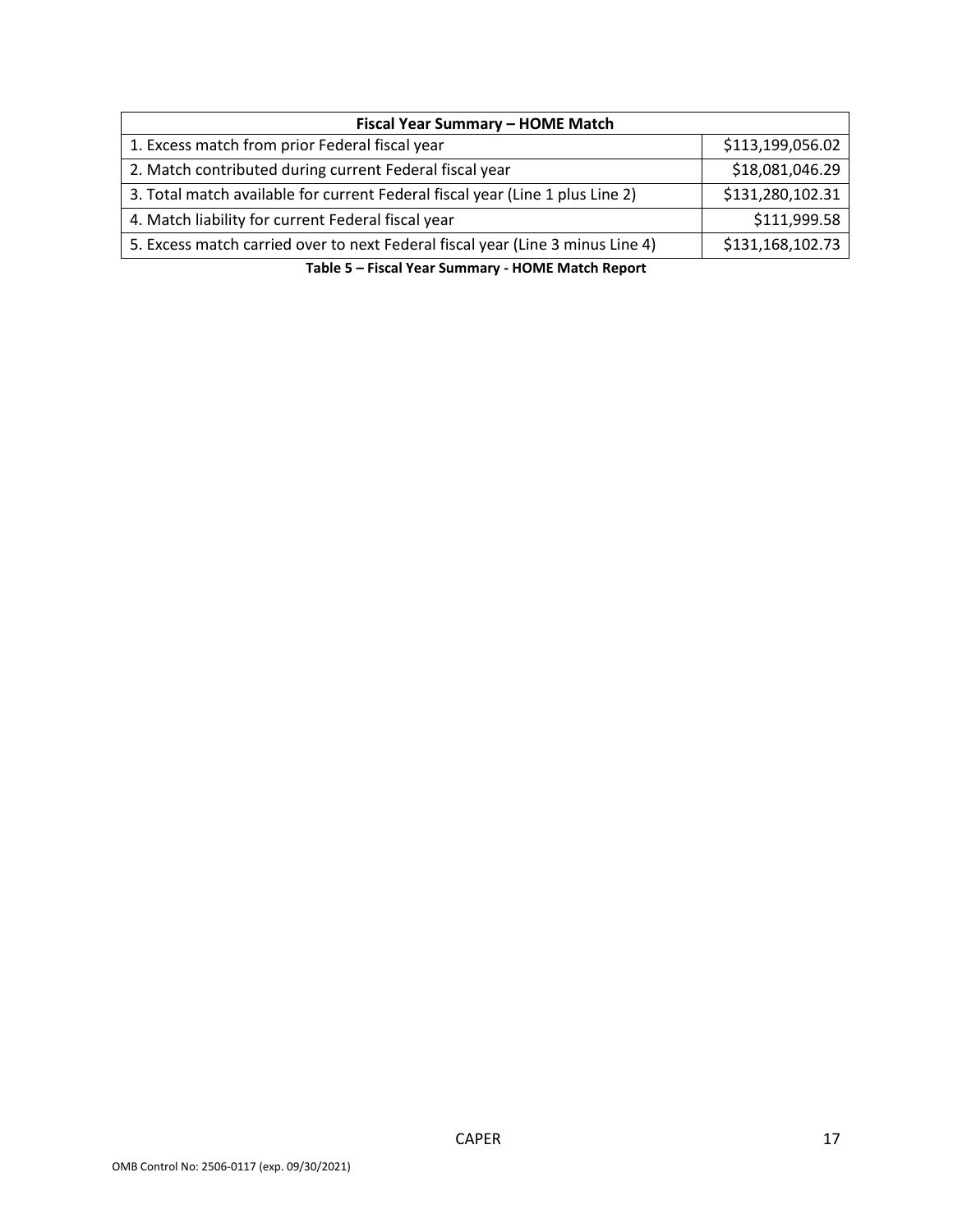| Fiscal Year Summary – HOME Match | |
|---|---|
| 1. Excess match from prior Federal fiscal year | \$113,199,056.02 |
| 2. Match contributed during current Federal fiscal year | \$18,081,046.29 |
| 3. Total match available for current Federal fiscal year (Line 1 plus Line 2) | \$131,280,102.31 |
| 4. Match liability for current Federal fiscal year | \$111,999.58 |
| 5. Excess match carried over to next Federal fiscal year (Line 3 minus Line 4) | \$131,168,102.73 |

**Table 5 – Fiscal Year Summary - HOME Match Report**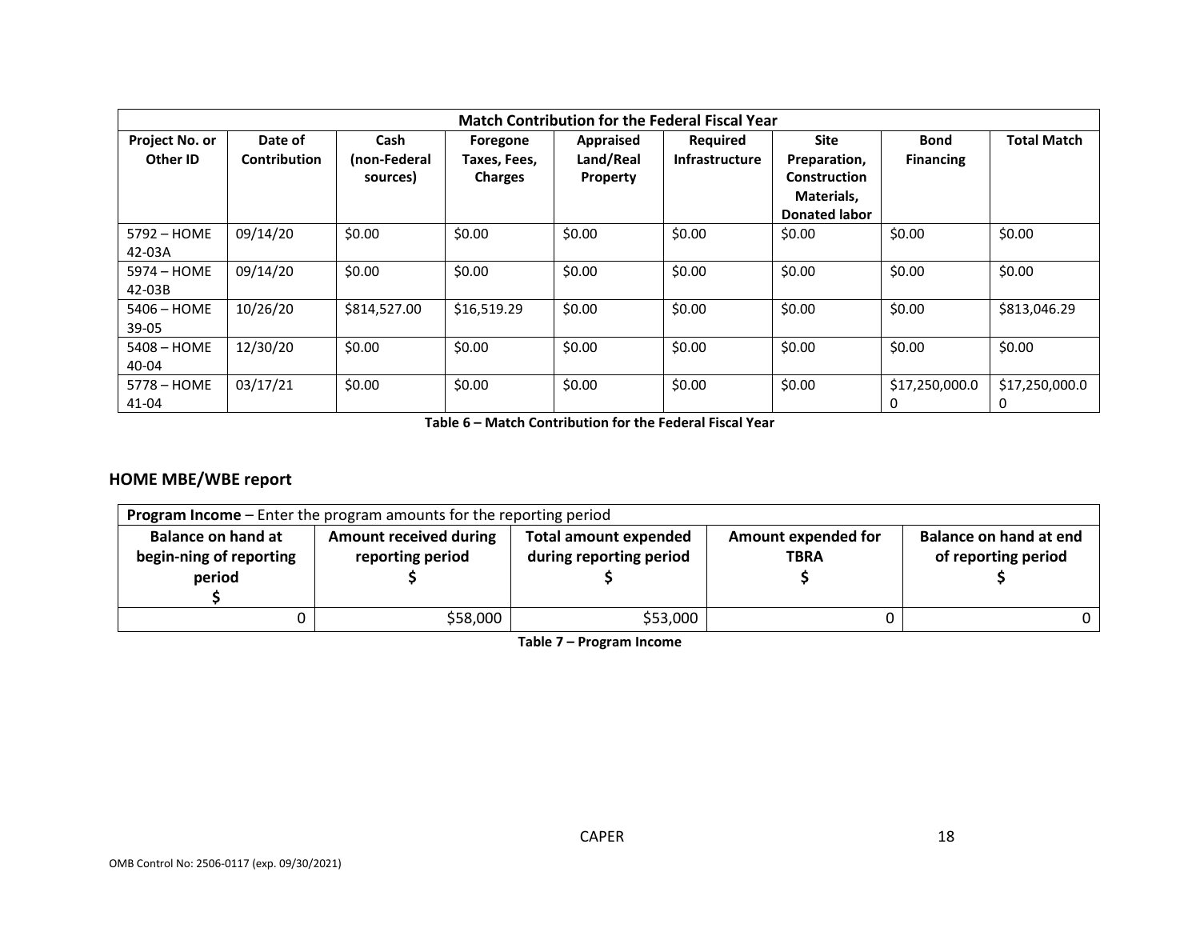| Match Contribution for the Federal Fiscal Year | | | | | | | | |
|---|---|---|---|---|---|---|---|---|
| Project No. or Other ID | Date of Contribution | Cash (non-Federal sources) | Foregone Taxes, Fees, Charges | Appraised Land/Real Property | Required Infrastructure | Site Preparation, Construction Materials, Donated labor | Bond Financing | Total Match |
| 5792 – HOME 42-03A | 09/14/20 | $0.00 | $0.00 | $0.00 | $0.00 | $0.00 | $0.00 | $0.00 |
| 5974 – HOME 42-03B | 09/14/20 | $0.00 | $0.00 | $0.00 | $0.00 | $0.00 | $0.00 | $0.00 |
| 5406 – HOME 39-05 | 10/26/20 | $814,527.00 | $16,519.29 | $0.00 | $0.00 | $0.00 | $0.00 | $813,046.29 |
| 5408 – HOME 40-04 | 12/30/20 | $0.00 | $0.00 | $0.00 | $0.00 | $0.00 | $0.00 | $0.00 |
| 5778 – HOME 41-04 | 03/17/21 | $0.00 | $0.00 | $0.00 | $0.00 | $0.00 | $17,250,000.00 | $17,250,000.00 |

**Table 6 – Match Contribution for the Federal Fiscal Year**

## HOME MBE/WBE report

| **Program Income** – Enter the program amounts for the reporting period | | | | |
|---|---|---|---|---|
| Balance on hand at begin-ning of reporting period $ | Amount received during reporting period $ | Total amount expended during reporting period $ | Amount expended for TBRA $ | Balance on hand at end of reporting period $ |
| 0 | $58,000 | $53,000 | 0 | 0 |

**Table 7 – Program Income**

CAPER

OMB Control No: 2506-0117 (exp. 09/30/2021)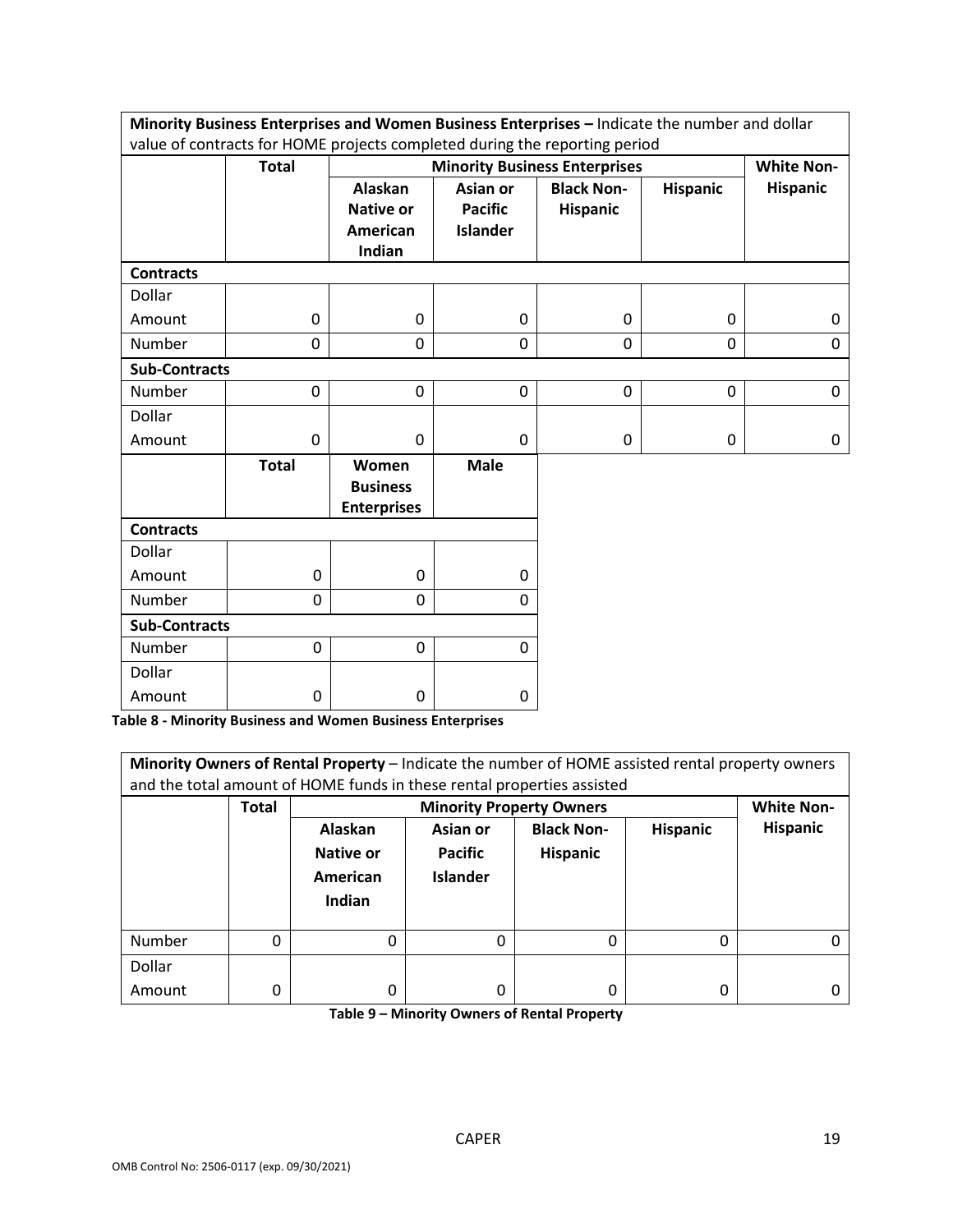| **Minority Business Enterprises and Women Business Enterprises –** Indicate the number and dollar value of contracts for HOME projects completed during the reporting period | | | | | | |
|---|---|---|---|---|---|---|
| | **Total** | **Minority Business Enterprises** | | | | **White Non-Hispanic** |
| | | **Alaskan Native or American Indian** | **Asian or Pacific Islander** | **Black Non-Hispanic** | **Hispanic** | |
| **Contracts** | | | | | | |
| Dollar Amount | 0 | 0 | 0 | 0 | 0 | 0 |
| Number | 0 | 0 | 0 | 0 | 0 | 0 |
| **Sub-Contracts** | | | | | | |
| Number | 0 | 0 | 0 | 0 | 0 | 0 |
| Dollar Amount | 0 | 0 | 0 | 0 | 0 | 0 |

| | **Total** | **Women Business Enterprises** | **Male** |
|---|---|---|---|
| **Contracts** | | | |
| Dollar Amount | 0 | 0 | 0 |
| Number | 0 | 0 | 0 |
| **Sub-Contracts** | | | |
| Number | 0 | 0 | 0 |
| Dollar Amount | 0 | 0 | 0 |

**Table 8 - Minority Business and Women Business Enterprises**

| **Minority Owners of Rental Property** – Indicate the number of HOME assisted rental property owners and the total amount of HOME funds in these rental properties assisted | | | | | | |
|---|---|---|---|---|---|---|
| | **Total** | **Minority Property Owners** | | | | **White Non-Hispanic** |
| | | **Alaskan Native or American Indian** | **Asian or Pacific Islander** | **Black Non-Hispanic** | **Hispanic** | |
| Number | 0 | 0 | 0 | 0 | 0 | 0 |
| Dollar Amount | 0 | 0 | 0 | 0 | 0 | 0 |

**Table 9 – Minority Owners of Rental Property**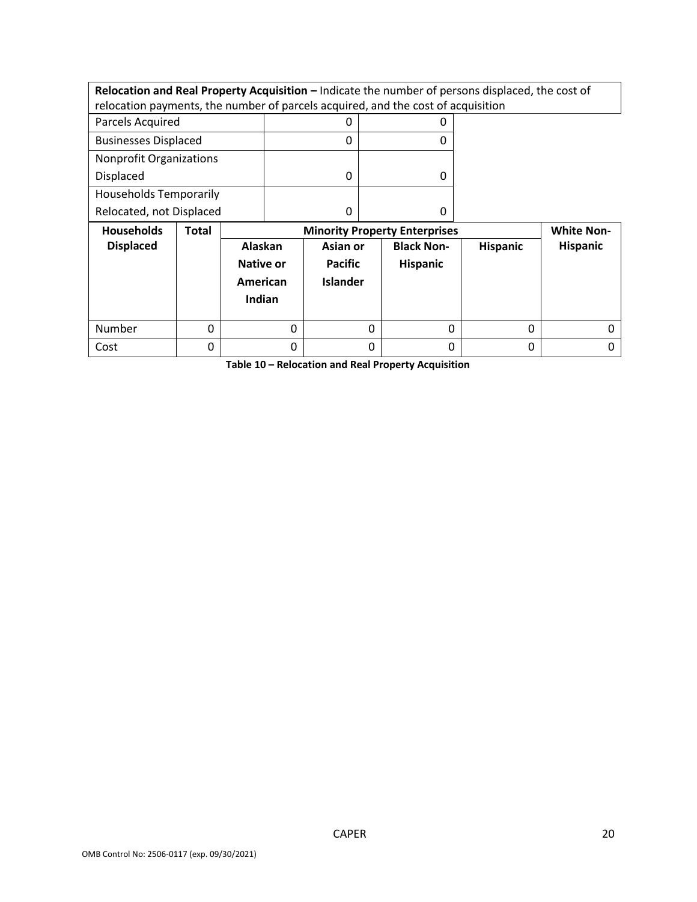| **Relocation and Real Property Acquisition –** Indicate the number of persons displaced, the cost of relocation payments, the number of parcels acquired, and the cost of acquisition | | |
|---|---|---|
| Parcels Acquired | 0 | 0 |
| Businesses Displaced | 0 | 0 |
| Nonprofit Organizations Displaced | 0 | 0 |
| Households Temporarily Relocated, not Displaced | 0 | 0 |

| **Households Displaced** | **Total** | **Minority Property Enterprises** | | | | **White Non-Hispanic** |
|---|---|---|---|---|---|---|
| | | **Alaskan Native or American Indian** | **Asian or Pacific Islander** | **Black Non-Hispanic** | **Hispanic** | |
| Number | 0 | 0 | 0 | 0 | 0 | 0 |
| Cost | 0 | 0 | 0 | 0 | 0 | 0 |

**Table 10 – Relocation and Real Property Acquisition**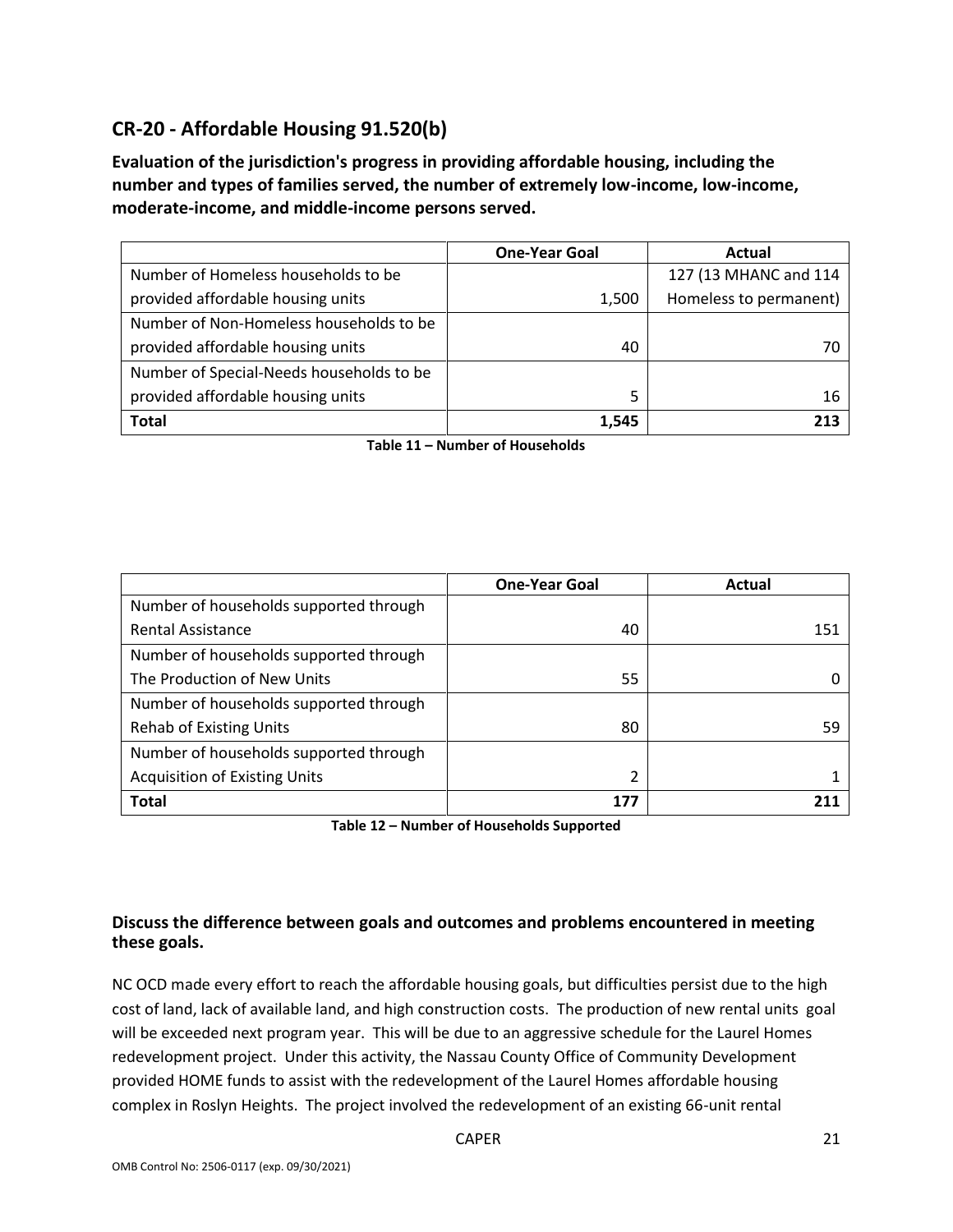## CR-20 - Affordable Housing 91.520(b)

**Evaluation of the jurisdiction's progress in providing affordable housing, including the number and types of families served, the number of extremely low-income, low-income, moderate-income, and middle-income persons served.**

| | One-Year Goal | Actual |
|---|---|---|
| Number of Homeless households to be provided affordable housing units | 1,500 | 127 (13 MHANC and 114 Homeless to permanent) |
| Number of Non-Homeless households to be provided affordable housing units | 40 | 70 |
| Number of Special-Needs households to be provided affordable housing units | 5 | 16 |
| **Total** | **1,545** | **213** |

**Table 11 – Number of Households**

| | One-Year Goal | Actual |
|---|---|---|
| Number of households supported through Rental Assistance | 40 | 151 |
| Number of households supported through The Production of New Units | 55 | 0 |
| Number of households supported through Rehab of Existing Units | 80 | 59 |
| Number of households supported through Acquisition of Existing Units | 2 | 1 |
| **Total** | **177** | **211** |

**Table 12 – Number of Households Supported**

### Discuss the difference between goals and outcomes and problems encountered in meeting these goals.

NC OCD made every effort to reach the affordable housing goals, but difficulties persist due to the high cost of land, lack of available land, and high construction costs. The production of new rental units goal will be exceeded next program year. This will be due to an aggressive schedule for the Laurel Homes redevelopment project. Under this activity, the Nassau County Office of Community Development provided HOME funds to assist with the redevelopment of the Laurel Homes affordable housing complex in Roslyn Heights. The project involved the redevelopment of an existing 66-unit rental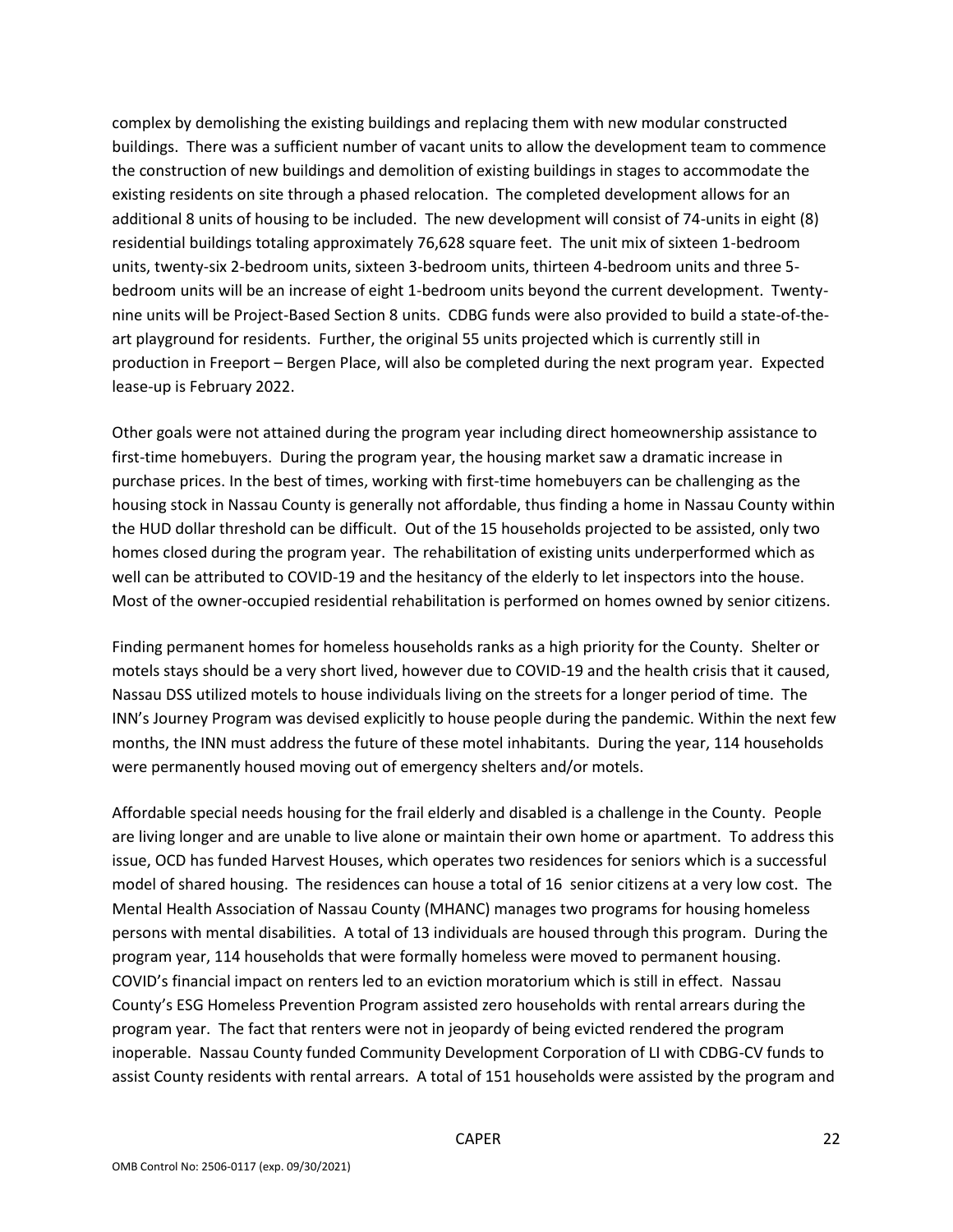complex by demolishing the existing buildings and replacing them with new modular constructed buildings. There was a sufficient number of vacant units to allow the development team to commence the construction of new buildings and demolition of existing buildings in stages to accommodate the existing residents on site through a phased relocation. The completed development allows for an additional 8 units of housing to be included. The new development will consist of 74-units in eight (8) residential buildings totaling approximately 76,628 square feet. The unit mix of sixteen 1-bedroom units, twenty-six 2-bedroom units, sixteen 3-bedroom units, thirteen 4-bedroom units and three 5-bedroom units will be an increase of eight 1-bedroom units beyond the current development. Twenty-nine units will be Project-Based Section 8 units. CDBG funds were also provided to build a state-of-the-art playground for residents. Further, the original 55 units projected which is currently still in production in Freeport – Bergen Place, will also be completed during the next program year. Expected lease-up is February 2022.

Other goals were not attained during the program year including direct homeownership assistance to first-time homebuyers. During the program year, the housing market saw a dramatic increase in purchase prices. In the best of times, working with first-time homebuyers can be challenging as the housing stock in Nassau County is generally not affordable, thus finding a home in Nassau County within the HUD dollar threshold can be difficult. Out of the 15 households projected to be assisted, only two homes closed during the program year. The rehabilitation of existing units underperformed which as well can be attributed to COVID-19 and the hesitancy of the elderly to let inspectors into the house. Most of the owner-occupied residential rehabilitation is performed on homes owned by senior citizens.

Finding permanent homes for homeless households ranks as a high priority for the County. Shelter or motels stays should be a very short lived, however due to COVID-19 and the health crisis that it caused, Nassau DSS utilized motels to house individuals living on the streets for a longer period of time. The INN's Journey Program was devised explicitly to house people during the pandemic. Within the next few months, the INN must address the future of these motel inhabitants. During the year, 114 households were permanently housed moving out of emergency shelters and/or motels.

Affordable special needs housing for the frail elderly and disabled is a challenge in the County. People are living longer and are unable to live alone or maintain their own home or apartment. To address this issue, OCD has funded Harvest Houses, which operates two residences for seniors which is a successful model of shared housing. The residences can house a total of 16 senior citizens at a very low cost. The Mental Health Association of Nassau County (MHANC) manages two programs for housing homeless persons with mental disabilities. A total of 13 individuals are housed through this program. During the program year, 114 households that were formally homeless were moved to permanent housing. COVID's financial impact on renters led to an eviction moratorium which is still in effect. Nassau County's ESG Homeless Prevention Program assisted zero households with rental arrears during the program year. The fact that renters were not in jeopardy of being evicted rendered the program inoperable. Nassau County funded Community Development Corporation of LI with CDBG-CV funds to assist County residents with rental arrears. A total of 151 households were assisted by the program and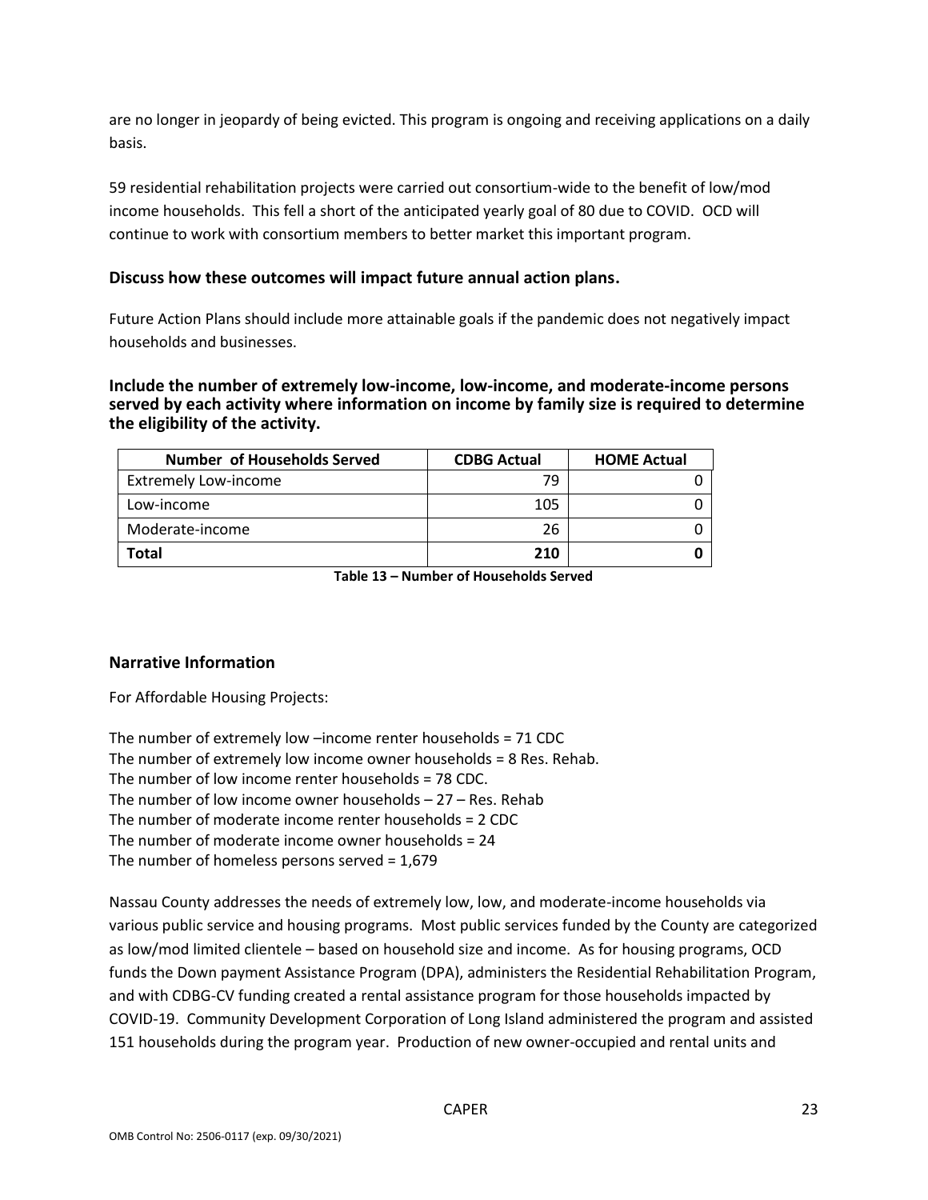are no longer in jeopardy of being evicted. This program is ongoing and receiving applications on a daily basis.

59 residential rehabilitation projects were carried out consortium-wide to the benefit of low/mod income households. This fell a short of the anticipated yearly goal of 80 due to COVID. OCD will continue to work with consortium members to better market this important program.

### Discuss how these outcomes will impact future annual action plans.

Future Action Plans should include more attainable goals if the pandemic does not negatively impact households and businesses.

### Include the number of extremely low-income, low-income, and moderate-income persons served by each activity where information on income by family size is required to determine the eligibility of the activity.

| Number of Households Served | CDBG Actual | HOME Actual |
|---|---|---|
| Extremely Low-income | 79 | 0 |
| Low-income | 105 | 0 |
| Moderate-income | 26 | 0 |
| **Total** | **210** | **0** |

**Table 13 – Number of Households Served**

## Narrative Information

For Affordable Housing Projects:

The number of extremely low –income renter households = 71 CDC
The number of extremely low income owner households = 8 Res. Rehab.
The number of low income renter households = 78 CDC.
The number of low income owner households – 27 – Res. Rehab
The number of moderate income renter households = 2 CDC
The number of moderate income owner households = 24
The number of homeless persons served = 1,679

Nassau County addresses the needs of extremely low, low, and moderate-income households via various public service and housing programs. Most public services funded by the County are categorized as low/mod limited clientele – based on household size and income. As for housing programs, OCD funds the Down payment Assistance Program (DPA), administers the Residential Rehabilitation Program, and with CDBG-CV funding created a rental assistance program for those households impacted by COVID-19. Community Development Corporation of Long Island administered the program and assisted 151 households during the program year. Production of new owner-occupied and rental units and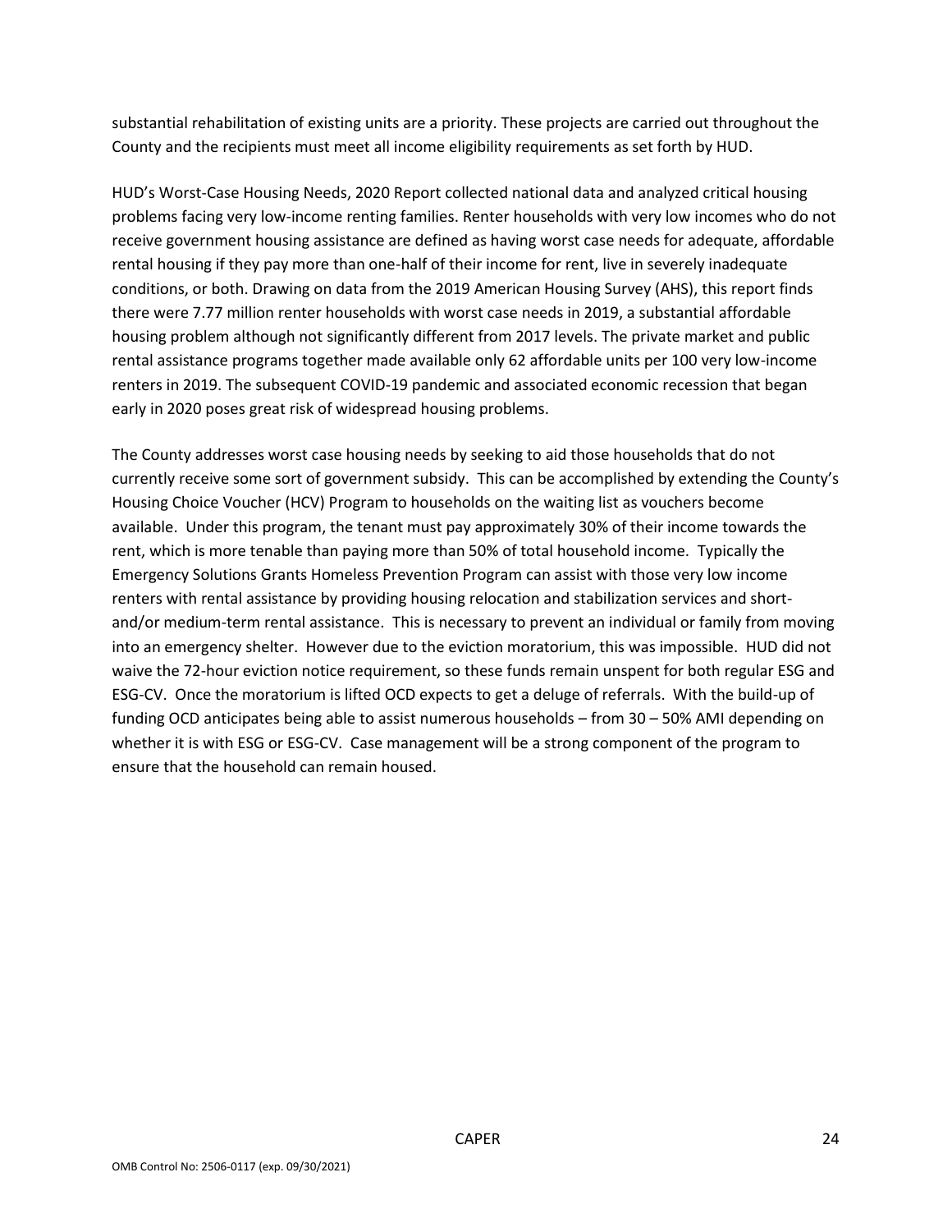substantial rehabilitation of existing units are a priority. These projects are carried out throughout the County and the recipients must meet all income eligibility requirements as set forth by HUD.

HUD's Worst-Case Housing Needs, 2020 Report collected national data and analyzed critical housing problems facing very low-income renting families. Renter households with very low incomes who do not receive government housing assistance are defined as having worst case needs for adequate, affordable rental housing if they pay more than one-half of their income for rent, live in severely inadequate conditions, or both. Drawing on data from the 2019 American Housing Survey (AHS), this report finds there were 7.77 million renter households with worst case needs in 2019, a substantial affordable housing problem although not significantly different from 2017 levels. The private market and public rental assistance programs together made available only 62 affordable units per 100 very low-income renters in 2019. The subsequent COVID-19 pandemic and associated economic recession that began early in 2020 poses great risk of widespread housing problems.

The County addresses worst case housing needs by seeking to aid those households that do not currently receive some sort of government subsidy. This can be accomplished by extending the County's Housing Choice Voucher (HCV) Program to households on the waiting list as vouchers become available. Under this program, the tenant must pay approximately 30% of their income towards the rent, which is more tenable than paying more than 50% of total household income. Typically the Emergency Solutions Grants Homeless Prevention Program can assist with those very low income renters with rental assistance by providing housing relocation and stabilization services and short- and/or medium-term rental assistance. This is necessary to prevent an individual or family from moving into an emergency shelter. However due to the eviction moratorium, this was impossible. HUD did not waive the 72-hour eviction notice requirement, so these funds remain unspent for both regular ESG and ESG-CV. Once the moratorium is lifted OCD expects to get a deluge of referrals. With the build-up of funding OCD anticipates being able to assist numerous households – from 30 – 50% AMI depending on whether it is with ESG or ESG-CV. Case management will be a strong component of the program to ensure that the household can remain housed.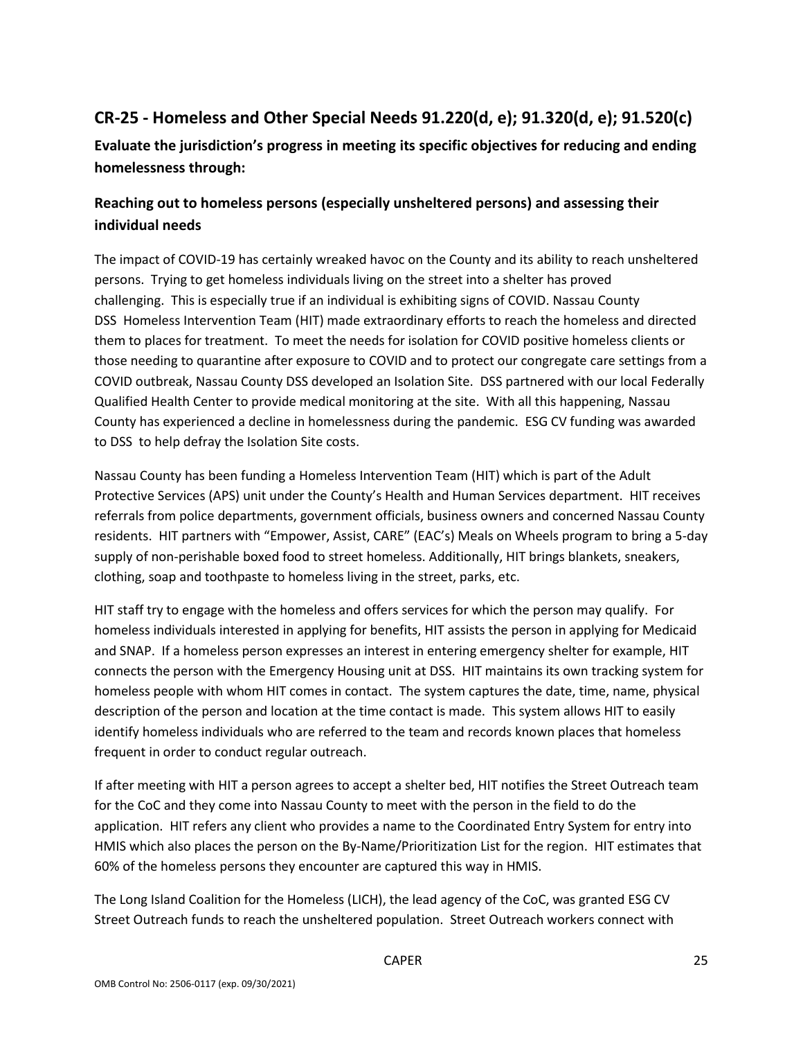## CR-25 - Homeless and Other Special Needs 91.220(d, e); 91.320(d, e); 91.520(c)

### Evaluate the jurisdiction's progress in meeting its specific objectives for reducing and ending homelessness through:

### Reaching out to homeless persons (especially unsheltered persons) and assessing their individual needs

The impact of COVID-19 has certainly wreaked havoc on the County and its ability to reach unsheltered persons. Trying to get homeless individuals living on the street into a shelter has proved challenging. This is especially true if an individual is exhibiting signs of COVID. Nassau County DSS Homeless Intervention Team (HIT) made extraordinary efforts to reach the homeless and directed them to places for treatment. To meet the needs for isolation for COVID positive homeless clients or those needing to quarantine after exposure to COVID and to protect our congregate care settings from a COVID outbreak, Nassau County DSS developed an Isolation Site. DSS partnered with our local Federally Qualified Health Center to provide medical monitoring at the site. With all this happening, Nassau County has experienced a decline in homelessness during the pandemic. ESG CV funding was awarded to DSS to help defray the Isolation Site costs.

Nassau County has been funding a Homeless Intervention Team (HIT) which is part of the Adult Protective Services (APS) unit under the County's Health and Human Services department. HIT receives referrals from police departments, government officials, business owners and concerned Nassau County residents. HIT partners with "Empower, Assist, CARE" (EAC's) Meals on Wheels program to bring a 5-day supply of non-perishable boxed food to street homeless. Additionally, HIT brings blankets, sneakers, clothing, soap and toothpaste to homeless living in the street, parks, etc.

HIT staff try to engage with the homeless and offers services for which the person may qualify. For homeless individuals interested in applying for benefits, HIT assists the person in applying for Medicaid and SNAP. If a homeless person expresses an interest in entering emergency shelter for example, HIT connects the person with the Emergency Housing unit at DSS. HIT maintains its own tracking system for homeless people with whom HIT comes in contact. The system captures the date, time, name, physical description of the person and location at the time contact is made. This system allows HIT to easily identify homeless individuals who are referred to the team and records known places that homeless frequent in order to conduct regular outreach.

If after meeting with HIT a person agrees to accept a shelter bed, HIT notifies the Street Outreach team for the CoC and they come into Nassau County to meet with the person in the field to do the application. HIT refers any client who provides a name to the Coordinated Entry System for entry into HMIS which also places the person on the By-Name/Prioritization List for the region. HIT estimates that 60% of the homeless persons they encounter are captured this way in HMIS.

The Long Island Coalition for the Homeless (LICH), the lead agency of the CoC, was granted ESG CV Street Outreach funds to reach the unsheltered population. Street Outreach workers connect with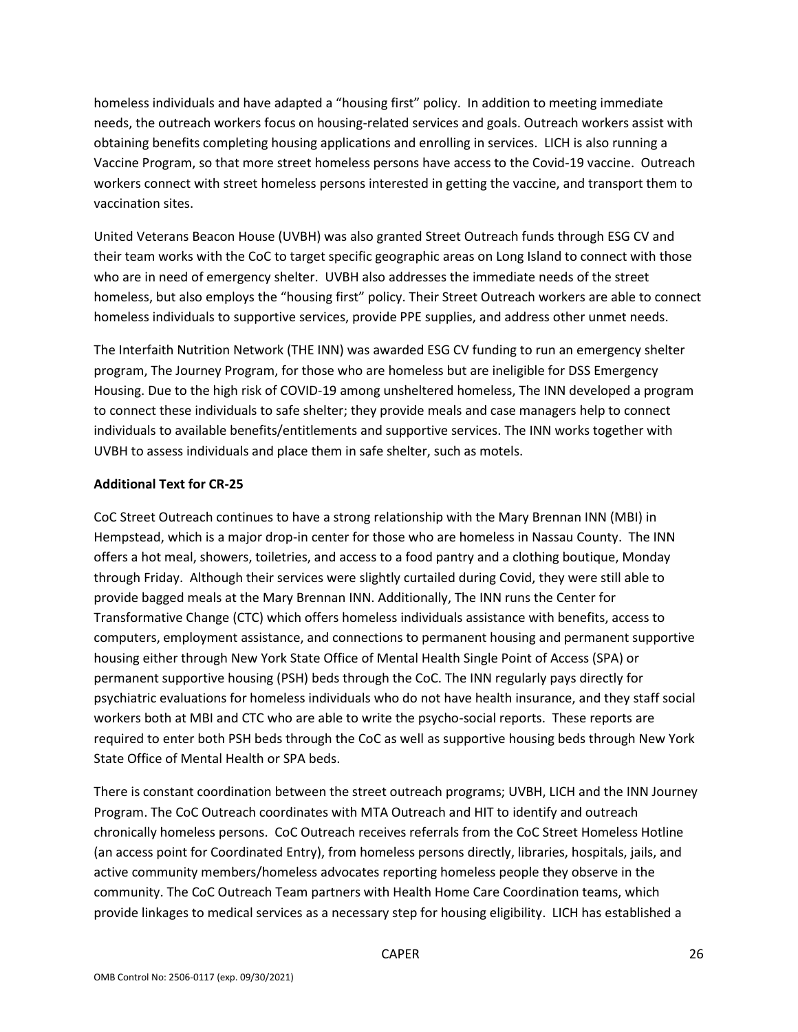homeless individuals and have adapted a "housing first" policy. In addition to meeting immediate needs, the outreach workers focus on housing-related services and goals. Outreach workers assist with obtaining benefits completing housing applications and enrolling in services. LICH is also running a Vaccine Program, so that more street homeless persons have access to the Covid-19 vaccine. Outreach workers connect with street homeless persons interested in getting the vaccine, and transport them to vaccination sites.

United Veterans Beacon House (UVBH) was also granted Street Outreach funds through ESG CV and their team works with the CoC to target specific geographic areas on Long Island to connect with those who are in need of emergency shelter. UVBH also addresses the immediate needs of the street homeless, but also employs the "housing first" policy. Their Street Outreach workers are able to connect homeless individuals to supportive services, provide PPE supplies, and address other unmet needs.

The Interfaith Nutrition Network (THE INN) was awarded ESG CV funding to run an emergency shelter program, The Journey Program, for those who are homeless but are ineligible for DSS Emergency Housing. Due to the high risk of COVID-19 among unsheltered homeless, The INN developed a program to connect these individuals to safe shelter; they provide meals and case managers help to connect individuals to available benefits/entitlements and supportive services. The INN works together with UVBH to assess individuals and place them in safe shelter, such as motels.

**Additional Text for CR-25**

CoC Street Outreach continues to have a strong relationship with the Mary Brennan INN (MBI) in Hempstead, which is a major drop-in center for those who are homeless in Nassau County. The INN offers a hot meal, showers, toiletries, and access to a food pantry and a clothing boutique, Monday through Friday. Although their services were slightly curtailed during Covid, they were still able to provide bagged meals at the Mary Brennan INN. Additionally, The INN runs the Center for Transformative Change (CTC) which offers homeless individuals assistance with benefits, access to computers, employment assistance, and connections to permanent housing and permanent supportive housing either through New York State Office of Mental Health Single Point of Access (SPA) or permanent supportive housing (PSH) beds through the CoC. The INN regularly pays directly for psychiatric evaluations for homeless individuals who do not have health insurance, and they staff social workers both at MBI and CTC who are able to write the psycho-social reports. These reports are required to enter both PSH beds through the CoC as well as supportive housing beds through New York State Office of Mental Health or SPA beds.

There is constant coordination between the street outreach programs; UVBH, LICH and the INN Journey Program. The CoC Outreach coordinates with MTA Outreach and HIT to identify and outreach chronically homeless persons. CoC Outreach receives referrals from the CoC Street Homeless Hotline (an access point for Coordinated Entry), from homeless persons directly, libraries, hospitals, jails, and active community members/homeless advocates reporting homeless people they observe in the community. The CoC Outreach Team partners with Health Home Care Coordination teams, which provide linkages to medical services as a necessary step for housing eligibility. LICH has established a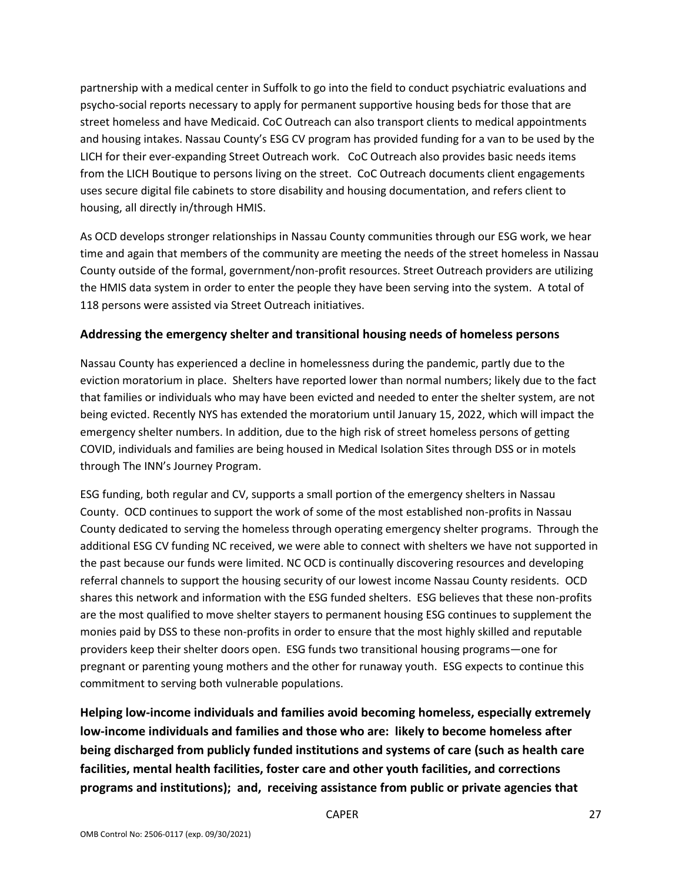partnership with a medical center in Suffolk to go into the field to conduct psychiatric evaluations and psycho-social reports necessary to apply for permanent supportive housing beds for those that are street homeless and have Medicaid. CoC Outreach can also transport clients to medical appointments and housing intakes. Nassau County's ESG CV program has provided funding for a van to be used by the LICH for their ever-expanding Street Outreach work. CoC Outreach also provides basic needs items from the LICH Boutique to persons living on the street. CoC Outreach documents client engagements uses secure digital file cabinets to store disability and housing documentation, and refers client to housing, all directly in/through HMIS.

As OCD develops stronger relationships in Nassau County communities through our ESG work, we hear time and again that members of the community are meeting the needs of the street homeless in Nassau County outside of the formal, government/non-profit resources. Street Outreach providers are utilizing the HMIS data system in order to enter the people they have been serving into the system. A total of 118 persons were assisted via Street Outreach initiatives.

### Addressing the emergency shelter and transitional housing needs of homeless persons

Nassau County has experienced a decline in homelessness during the pandemic, partly due to the eviction moratorium in place. Shelters have reported lower than normal numbers; likely due to the fact that families or individuals who may have been evicted and needed to enter the shelter system, are not being evicted. Recently NYS has extended the moratorium until January 15, 2022, which will impact the emergency shelter numbers. In addition, due to the high risk of street homeless persons of getting COVID, individuals and families are being housed in Medical Isolation Sites through DSS or in motels through The INN's Journey Program.

ESG funding, both regular and CV, supports a small portion of the emergency shelters in Nassau County. OCD continues to support the work of some of the most established non-profits in Nassau County dedicated to serving the homeless through operating emergency shelter programs. Through the additional ESG CV funding NC received, we were able to connect with shelters we have not supported in the past because our funds were limited. NC OCD is continually discovering resources and developing referral channels to support the housing security of our lowest income Nassau County residents. OCD shares this network and information with the ESG funded shelters. ESG believes that these non-profits are the most qualified to move shelter stayers to permanent housing ESG continues to supplement the monies paid by DSS to these non-profits in order to ensure that the most highly skilled and reputable providers keep their shelter doors open. ESG funds two transitional housing programs—one for pregnant or parenting young mothers and the other for runaway youth. ESG expects to continue this commitment to serving both vulnerable populations.

### Helping low-income individuals and families avoid becoming homeless, especially extremely low-income individuals and families and those who are: likely to become homeless after being discharged from publicly funded institutions and systems of care (such as health care facilities, mental health facilities, foster care and other youth facilities, and corrections programs and institutions); and, receiving assistance from public or private agencies that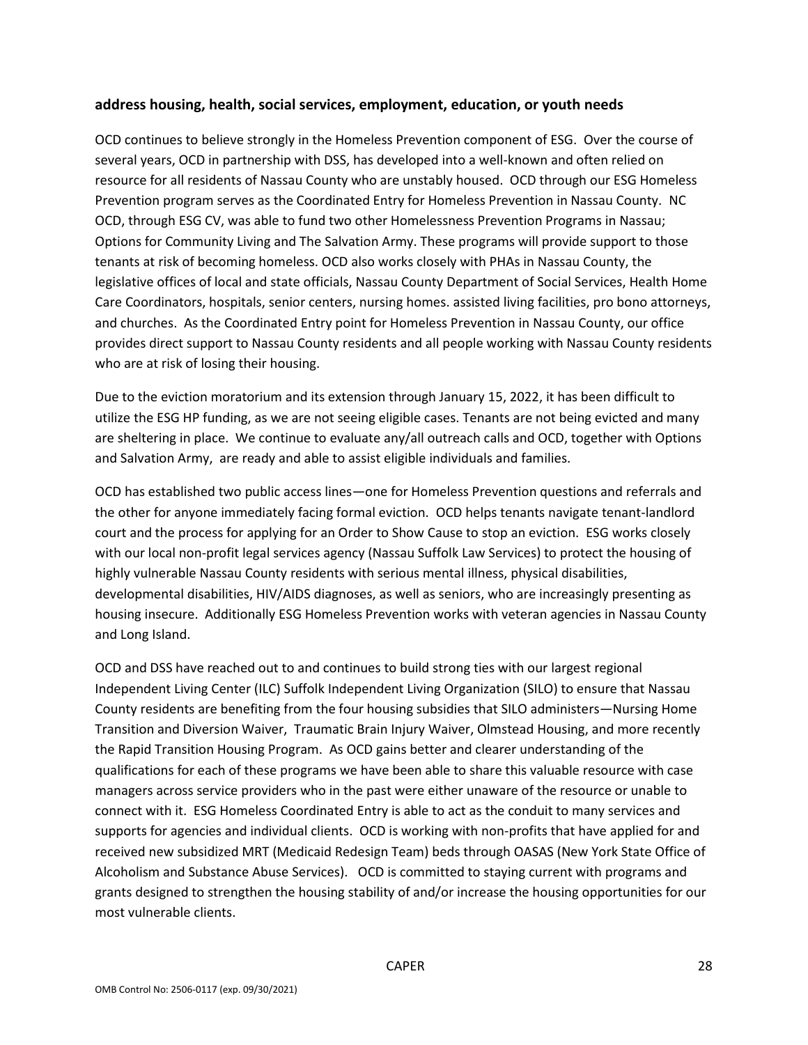**address housing, health, social services, employment, education, or youth needs**

OCD continues to believe strongly in the Homeless Prevention component of ESG. Over the course of several years, OCD in partnership with DSS, has developed into a well-known and often relied on resource for all residents of Nassau County who are unstably housed. OCD through our ESG Homeless Prevention program serves as the Coordinated Entry for Homeless Prevention in Nassau County. NC OCD, through ESG CV, was able to fund two other Homelessness Prevention Programs in Nassau; Options for Community Living and The Salvation Army. These programs will provide support to those tenants at risk of becoming homeless. OCD also works closely with PHAs in Nassau County, the legislative offices of local and state officials, Nassau County Department of Social Services, Health Home Care Coordinators, hospitals, senior centers, nursing homes. assisted living facilities, pro bono attorneys, and churches. As the Coordinated Entry point for Homeless Prevention in Nassau County, our office provides direct support to Nassau County residents and all people working with Nassau County residents who are at risk of losing their housing.

Due to the eviction moratorium and its extension through January 15, 2022, it has been difficult to utilize the ESG HP funding, as we are not seeing eligible cases. Tenants are not being evicted and many are sheltering in place. We continue to evaluate any/all outreach calls and OCD, together with Options and Salvation Army, are ready and able to assist eligible individuals and families.

OCD has established two public access lines—one for Homeless Prevention questions and referrals and the other for anyone immediately facing formal eviction. OCD helps tenants navigate tenant-landlord court and the process for applying for an Order to Show Cause to stop an eviction. ESG works closely with our local non-profit legal services agency (Nassau Suffolk Law Services) to protect the housing of highly vulnerable Nassau County residents with serious mental illness, physical disabilities, developmental disabilities, HIV/AIDS diagnoses, as well as seniors, who are increasingly presenting as housing insecure. Additionally ESG Homeless Prevention works with veteran agencies in Nassau County and Long Island.

OCD and DSS have reached out to and continues to build strong ties with our largest regional Independent Living Center (ILC) Suffolk Independent Living Organization (SILO) to ensure that Nassau County residents are benefiting from the four housing subsidies that SILO administers—Nursing Home Transition and Diversion Waiver, Traumatic Brain Injury Waiver, Olmstead Housing, and more recently the Rapid Transition Housing Program. As OCD gains better and clearer understanding of the qualifications for each of these programs we have been able to share this valuable resource with case managers across service providers who in the past were either unaware of the resource or unable to connect with it. ESG Homeless Coordinated Entry is able to act as the conduit to many services and supports for agencies and individual clients. OCD is working with non-profits that have applied for and received new subsidized MRT (Medicaid Redesign Team) beds through OASAS (New York State Office of Alcoholism and Substance Abuse Services). OCD is committed to staying current with programs and grants designed to strengthen the housing stability of and/or increase the housing opportunities for our most vulnerable clients.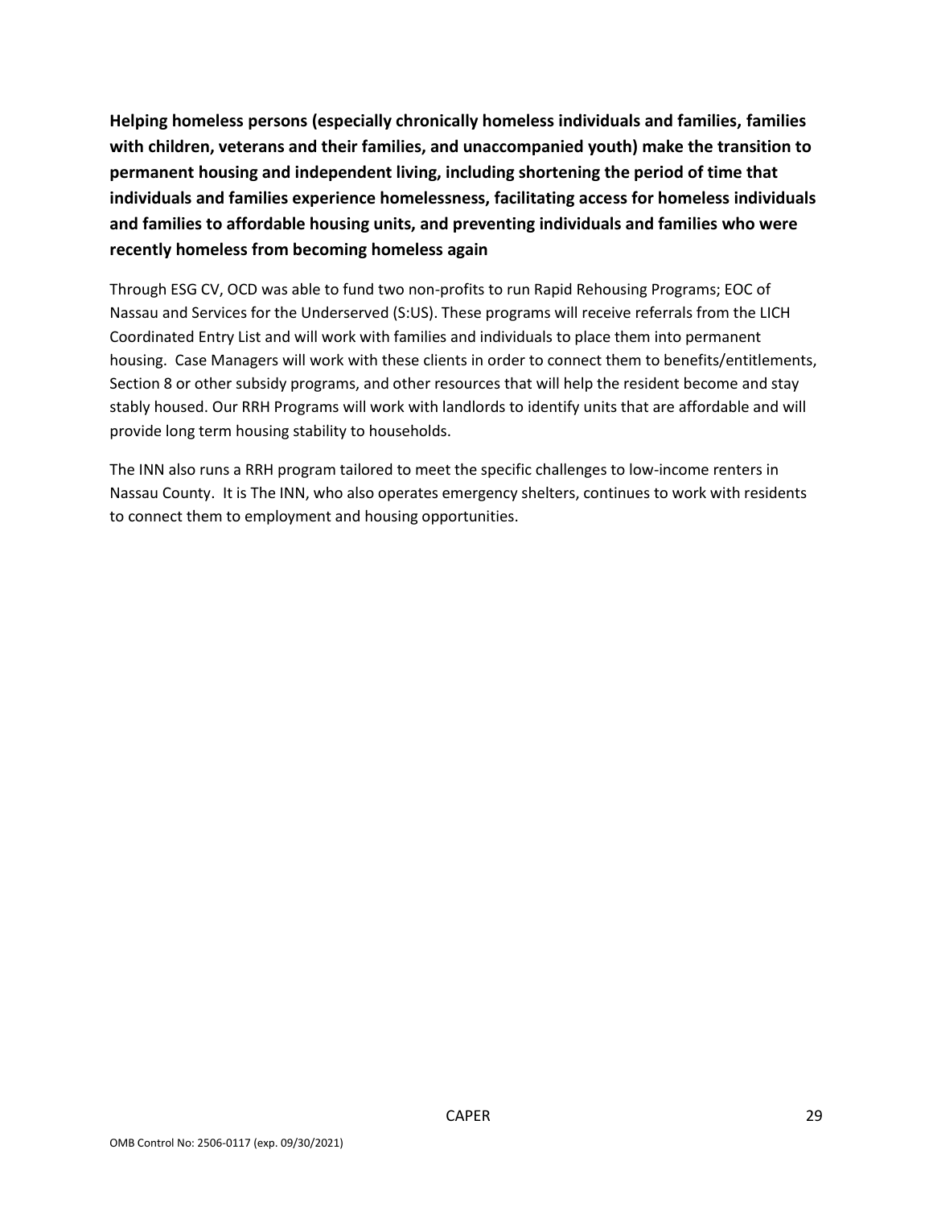**Helping homeless persons (especially chronically homeless individuals and families, families with children, veterans and their families, and unaccompanied youth) make the transition to permanent housing and independent living, including shortening the period of time that individuals and families experience homelessness, facilitating access for homeless individuals and families to affordable housing units, and preventing individuals and families who were recently homeless from becoming homeless again**

Through ESG CV, OCD was able to fund two non-profits to run Rapid Rehousing Programs; EOC of Nassau and Services for the Underserved (S:US). These programs will receive referrals from the LICH Coordinated Entry List and will work with families and individuals to place them into permanent housing. Case Managers will work with these clients in order to connect them to benefits/entitlements, Section 8 or other subsidy programs, and other resources that will help the resident become and stay stably housed. Our RRH Programs will work with landlords to identify units that are affordable and will provide long term housing stability to households.

The INN also runs a RRH program tailored to meet the specific challenges to low-income renters in Nassau County. It is The INN, who also operates emergency shelters, continues to work with residents to connect them to employment and housing opportunities.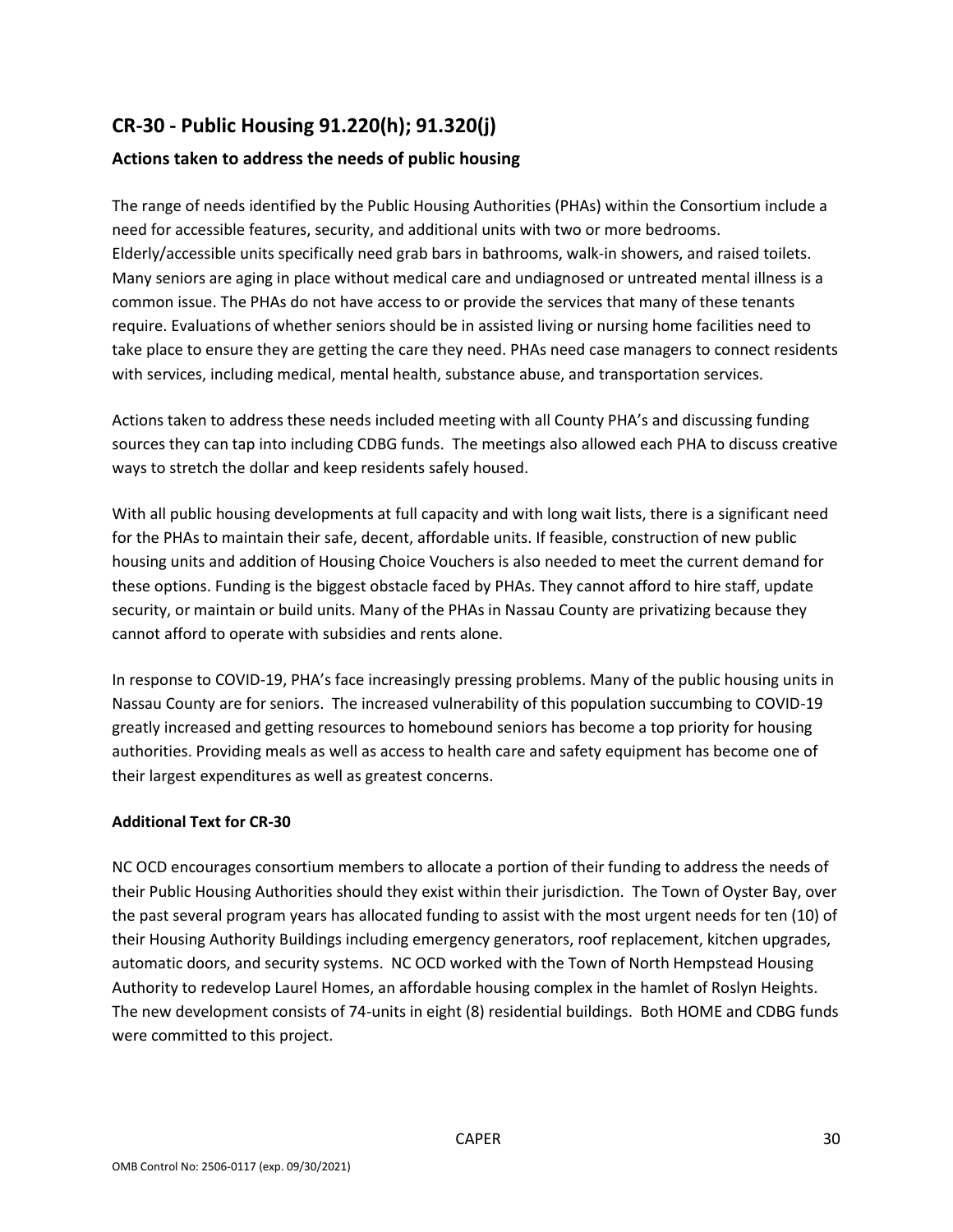## CR-30 - Public Housing 91.220(h); 91.320(j)

### Actions taken to address the needs of public housing

The range of needs identified by the Public Housing Authorities (PHAs) within the Consortium include a need for accessible features, security, and additional units with two or more bedrooms. Elderly/accessible units specifically need grab bars in bathrooms, walk-in showers, and raised toilets. Many seniors are aging in place without medical care and undiagnosed or untreated mental illness is a common issue. The PHAs do not have access to or provide the services that many of these tenants require. Evaluations of whether seniors should be in assisted living or nursing home facilities need to take place to ensure they are getting the care they need. PHAs need case managers to connect residents with services, including medical, mental health, substance abuse, and transportation services.

Actions taken to address these needs included meeting with all County PHA's and discussing funding sources they can tap into including CDBG funds. The meetings also allowed each PHA to discuss creative ways to stretch the dollar and keep residents safely housed.

With all public housing developments at full capacity and with long wait lists, there is a significant need for the PHAs to maintain their safe, decent, affordable units. If feasible, construction of new public housing units and addition of Housing Choice Vouchers is also needed to meet the current demand for these options. Funding is the biggest obstacle faced by PHAs. They cannot afford to hire staff, update security, or maintain or build units. Many of the PHAs in Nassau County are privatizing because they cannot afford to operate with subsidies and rents alone.

In response to COVID-19, PHA's face increasingly pressing problems. Many of the public housing units in Nassau County are for seniors. The increased vulnerability of this population succumbing to COVID-19 greatly increased and getting resources to homebound seniors has become a top priority for housing authorities. Providing meals as well as access to health care and safety equipment has become one of their largest expenditures as well as greatest concerns.

**Additional Text for CR-30**

NC OCD encourages consortium members to allocate a portion of their funding to address the needs of their Public Housing Authorities should they exist within their jurisdiction. The Town of Oyster Bay, over the past several program years has allocated funding to assist with the most urgent needs for ten (10) of their Housing Authority Buildings including emergency generators, roof replacement, kitchen upgrades, automatic doors, and security systems. NC OCD worked with the Town of North Hempstead Housing Authority to redevelop Laurel Homes, an affordable housing complex in the hamlet of Roslyn Heights. The new development consists of 74-units in eight (8) residential buildings. Both HOME and CDBG funds were committed to this project.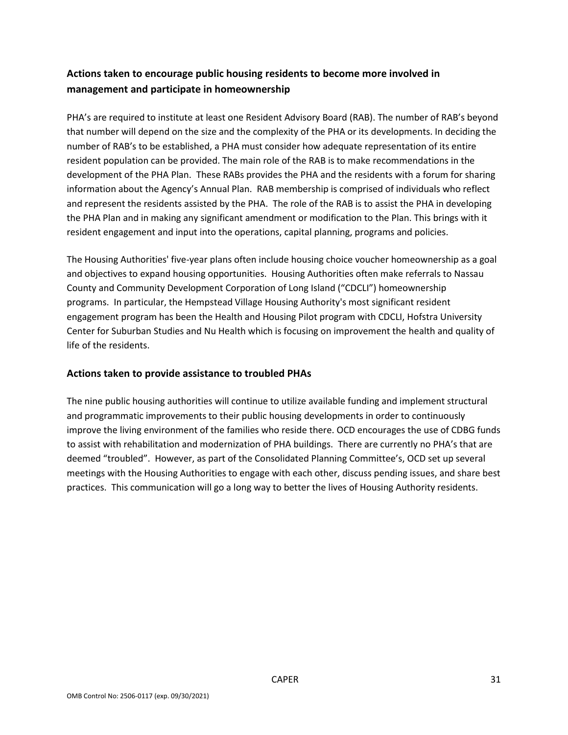## Actions taken to encourage public housing residents to become more involved in management and participate in homeownership

PHA's are required to institute at least one Resident Advisory Board (RAB). The number of RAB's beyond that number will depend on the size and the complexity of the PHA or its developments. In deciding the number of RAB's to be established, a PHA must consider how adequate representation of its entire resident population can be provided. The main role of the RAB is to make recommendations in the development of the PHA Plan. These RABs provides the PHA and the residents with a forum for sharing information about the Agency's Annual Plan. RAB membership is comprised of individuals who reflect and represent the residents assisted by the PHA. The role of the RAB is to assist the PHA in developing the PHA Plan and in making any significant amendment or modification to the Plan. This brings with it resident engagement and input into the operations, capital planning, programs and policies.

The Housing Authorities' five-year plans often include housing choice voucher homeownership as a goal and objectives to expand housing opportunities. Housing Authorities often make referrals to Nassau County and Community Development Corporation of Long Island ("CDCLI") homeownership programs. In particular, the Hempstead Village Housing Authority's most significant resident engagement program has been the Health and Housing Pilot program with CDCLI, Hofstra University Center for Suburban Studies and Nu Health which is focusing on improvement the health and quality of life of the residents.

## Actions taken to provide assistance to troubled PHAs

The nine public housing authorities will continue to utilize available funding and implement structural and programmatic improvements to their public housing developments in order to continuously improve the living environment of the families who reside there. OCD encourages the use of CDBG funds to assist with rehabilitation and modernization of PHA buildings. There are currently no PHA's that are deemed "troubled". However, as part of the Consolidated Planning Committee's, OCD set up several meetings with the Housing Authorities to engage with each other, discuss pending issues, and share best practices. This communication will go a long way to better the lives of Housing Authority residents.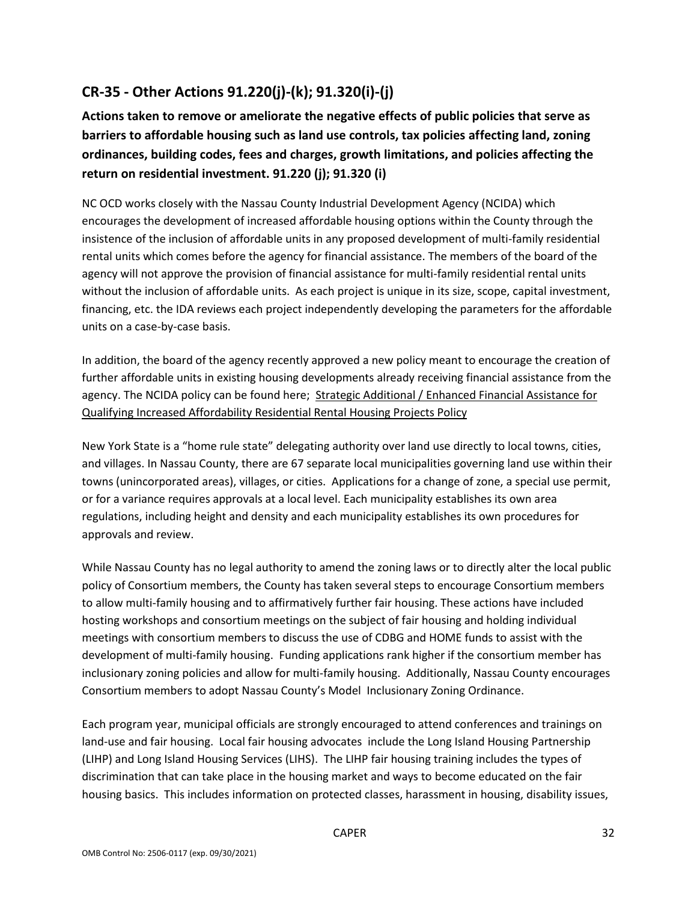## CR-35 - Other Actions 91.220(j)-(k); 91.320(i)-(j)

**Actions taken to remove or ameliorate the negative effects of public policies that serve as barriers to affordable housing such as land use controls, tax policies affecting land, zoning ordinances, building codes, fees and charges, growth limitations, and policies affecting the return on residential investment. 91.220 (j); 91.320 (i)**

NC OCD works closely with the Nassau County Industrial Development Agency (NCIDA) which encourages the development of increased affordable housing options within the County through the insistence of the inclusion of affordable units in any proposed development of multi-family residential rental units which comes before the agency for financial assistance. The members of the board of the agency will not approve the provision of financial assistance for multi-family residential rental units without the inclusion of affordable units. As each project is unique in its size, scope, capital investment, financing, etc. the IDA reviews each project independently developing the parameters for the affordable units on a case-by-case basis.

In addition, the board of the agency recently approved a new policy meant to encourage the creation of further affordable units in existing housing developments already receiving financial assistance from the agency. The NCIDA policy can be found here; Strategic Additional / Enhanced Financial Assistance for Qualifying Increased Affordability Residential Rental Housing Projects Policy

New York State is a "home rule state" delegating authority over land use directly to local towns, cities, and villages. In Nassau County, there are 67 separate local municipalities governing land use within their towns (unincorporated areas), villages, or cities. Applications for a change of zone, a special use permit, or for a variance requires approvals at a local level. Each municipality establishes its own area regulations, including height and density and each municipality establishes its own procedures for approvals and review.

While Nassau County has no legal authority to amend the zoning laws or to directly alter the local public policy of Consortium members, the County has taken several steps to encourage Consortium members to allow multi-family housing and to affirmatively further fair housing. These actions have included hosting workshops and consortium meetings on the subject of fair housing and holding individual meetings with consortium members to discuss the use of CDBG and HOME funds to assist with the development of multi-family housing. Funding applications rank higher if the consortium member has inclusionary zoning policies and allow for multi-family housing. Additionally, Nassau County encourages Consortium members to adopt Nassau County's Model Inclusionary Zoning Ordinance.

Each program year, municipal officials are strongly encouraged to attend conferences and trainings on land-use and fair housing. Local fair housing advocates include the Long Island Housing Partnership (LIHP) and Long Island Housing Services (LIHS). The LIHP fair housing training includes the types of discrimination that can take place in the housing market and ways to become educated on the fair housing basics. This includes information on protected classes, harassment in housing, disability issues,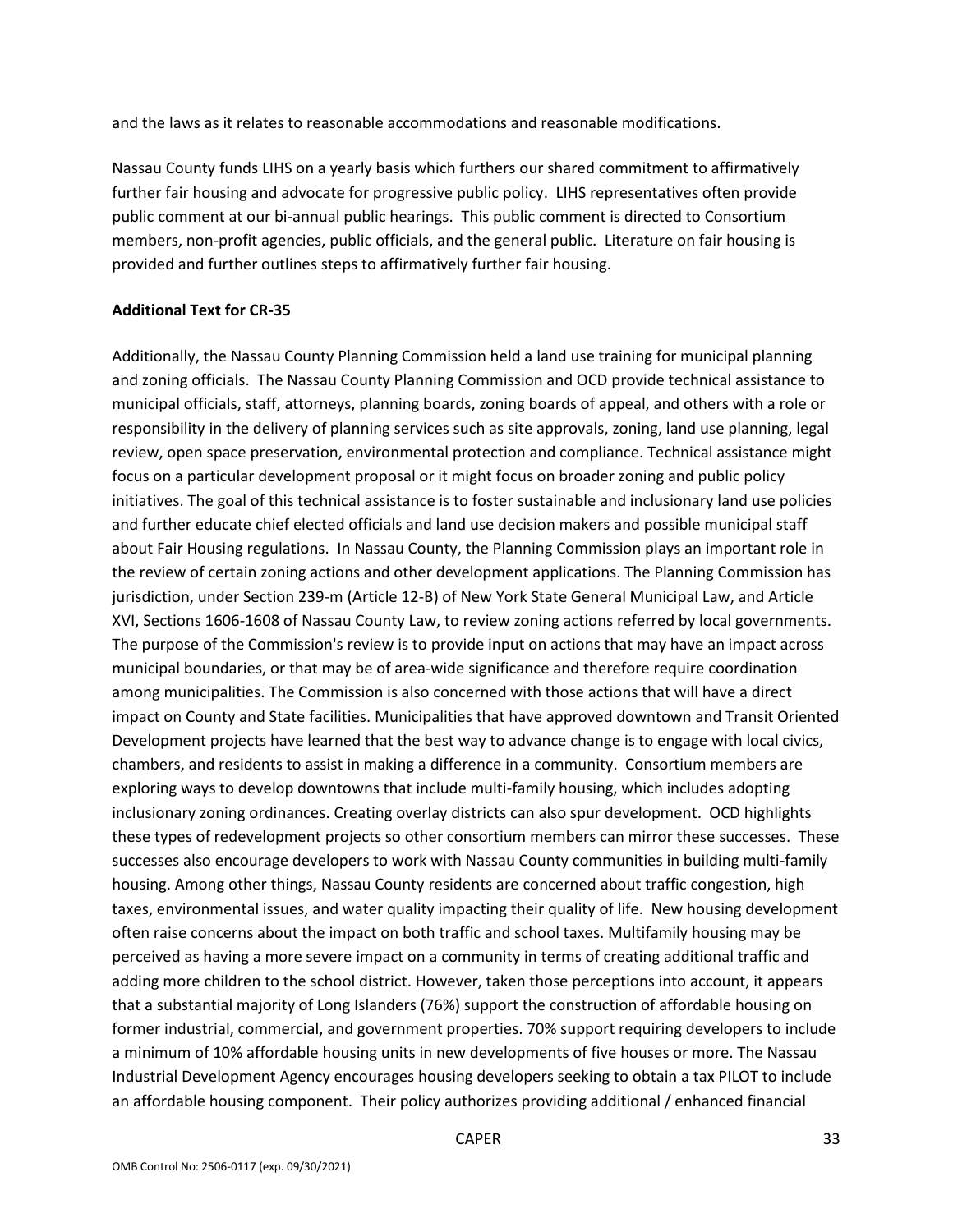and the laws as it relates to reasonable accommodations and reasonable modifications.

Nassau County funds LIHS on a yearly basis which furthers our shared commitment to affirmatively further fair housing and advocate for progressive public policy. LIHS representatives often provide public comment at our bi-annual public hearings. This public comment is directed to Consortium members, non-profit agencies, public officials, and the general public. Literature on fair housing is provided and further outlines steps to affirmatively further fair housing.

**Additional Text for CR-35**

Additionally, the Nassau County Planning Commission held a land use training for municipal planning and zoning officials. The Nassau County Planning Commission and OCD provide technical assistance to municipal officials, staff, attorneys, planning boards, zoning boards of appeal, and others with a role or responsibility in the delivery of planning services such as site approvals, zoning, land use planning, legal review, open space preservation, environmental protection and compliance. Technical assistance might focus on a particular development proposal or it might focus on broader zoning and public policy initiatives. The goal of this technical assistance is to foster sustainable and inclusionary land use policies and further educate chief elected officials and land use decision makers and possible municipal staff about Fair Housing regulations. In Nassau County, the Planning Commission plays an important role in the review of certain zoning actions and other development applications. The Planning Commission has jurisdiction, under Section 239-m (Article 12-B) of New York State General Municipal Law, and Article XVI, Sections 1606-1608 of Nassau County Law, to review zoning actions referred by local governments. The purpose of the Commission's review is to provide input on actions that may have an impact across municipal boundaries, or that may be of area-wide significance and therefore require coordination among municipalities. The Commission is also concerned with those actions that will have a direct impact on County and State facilities. Municipalities that have approved downtown and Transit Oriented Development projects have learned that the best way to advance change is to engage with local civics, chambers, and residents to assist in making a difference in a community. Consortium members are exploring ways to develop downtowns that include multi-family housing, which includes adopting inclusionary zoning ordinances. Creating overlay districts can also spur development. OCD highlights these types of redevelopment projects so other consortium members can mirror these successes. These successes also encourage developers to work with Nassau County communities in building multi-family housing. Among other things, Nassau County residents are concerned about traffic congestion, high taxes, environmental issues, and water quality impacting their quality of life. New housing development often raise concerns about the impact on both traffic and school taxes. Multifamily housing may be perceived as having a more severe impact on a community in terms of creating additional traffic and adding more children to the school district. However, taken those perceptions into account, it appears that a substantial majority of Long Islanders (76%) support the construction of affordable housing on former industrial, commercial, and government properties. 70% support requiring developers to include a minimum of 10% affordable housing units in new developments of five houses or more. The Nassau Industrial Development Agency encourages housing developers seeking to obtain a tax PILOT to include an affordable housing component. Their policy authorizes providing additional / enhanced financial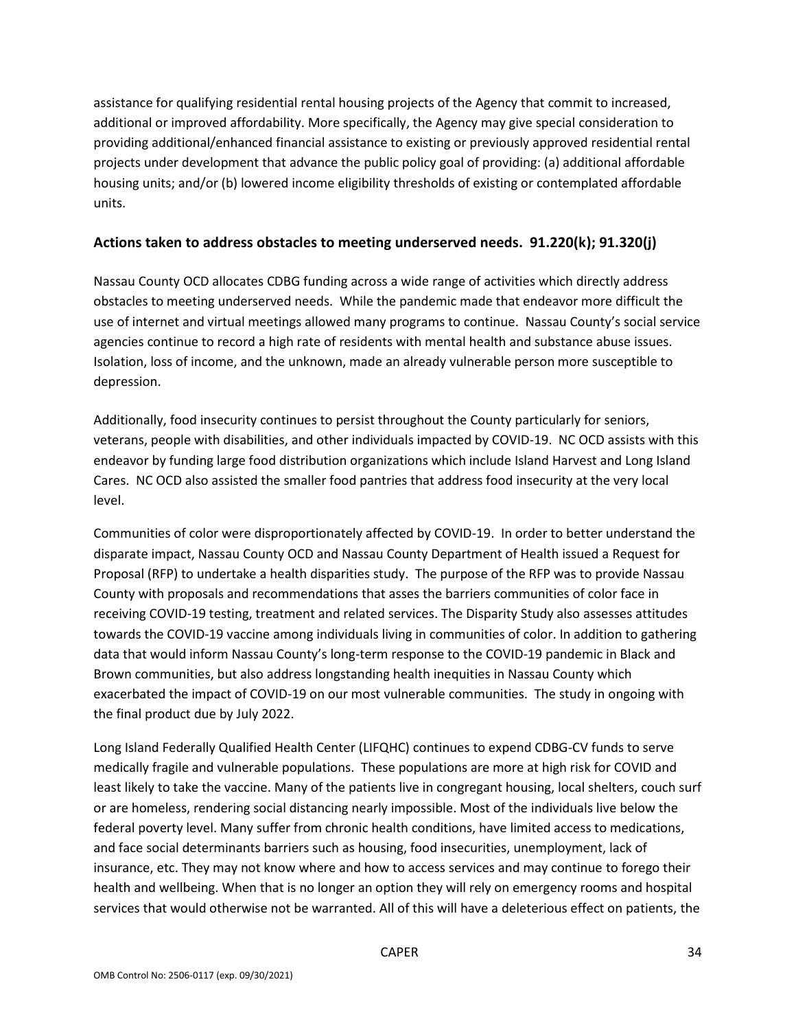assistance for qualifying residential rental housing projects of the Agency that commit to increased, additional or improved affordability. More specifically, the Agency may give special consideration to providing additional/enhanced financial assistance to existing or previously approved residential rental projects under development that advance the public policy goal of providing: (a) additional affordable housing units; and/or (b) lowered income eligibility thresholds of existing or contemplated affordable units.

## Actions taken to address obstacles to meeting underserved needs. 91.220(k); 91.320(j)

Nassau County OCD allocates CDBG funding across a wide range of activities which directly address obstacles to meeting underserved needs. While the pandemic made that endeavor more difficult the use of internet and virtual meetings allowed many programs to continue. Nassau County's social service agencies continue to record a high rate of residents with mental health and substance abuse issues. Isolation, loss of income, and the unknown, made an already vulnerable person more susceptible to depression.

Additionally, food insecurity continues to persist throughout the County particularly for seniors, veterans, people with disabilities, and other individuals impacted by COVID-19. NC OCD assists with this endeavor by funding large food distribution organizations which include Island Harvest and Long Island Cares. NC OCD also assisted the smaller food pantries that address food insecurity at the very local level.

Communities of color were disproportionately affected by COVID-19. In order to better understand the disparate impact, Nassau County OCD and Nassau County Department of Health issued a Request for Proposal (RFP) to undertake a health disparities study. The purpose of the RFP was to provide Nassau County with proposals and recommendations that asses the barriers communities of color face in receiving COVID-19 testing, treatment and related services. The Disparity Study also assesses attitudes towards the COVID-19 vaccine among individuals living in communities of color. In addition to gathering data that would inform Nassau County's long-term response to the COVID-19 pandemic in Black and Brown communities, but also address longstanding health inequities in Nassau County which exacerbated the impact of COVID-19 on our most vulnerable communities. The study in ongoing with the final product due by July 2022.

Long Island Federally Qualified Health Center (LIFQHC) continues to expend CDBG-CV funds to serve medically fragile and vulnerable populations. These populations are more at high risk for COVID and least likely to take the vaccine. Many of the patients live in congregant housing, local shelters, couch surf or are homeless, rendering social distancing nearly impossible. Most of the individuals live below the federal poverty level. Many suffer from chronic health conditions, have limited access to medications, and face social determinants barriers such as housing, food insecurities, unemployment, lack of insurance, etc. They may not know where and how to access services and may continue to forego their health and wellbeing. When that is no longer an option they will rely on emergency rooms and hospital services that would otherwise not be warranted. All of this will have a deleterious effect on patients, the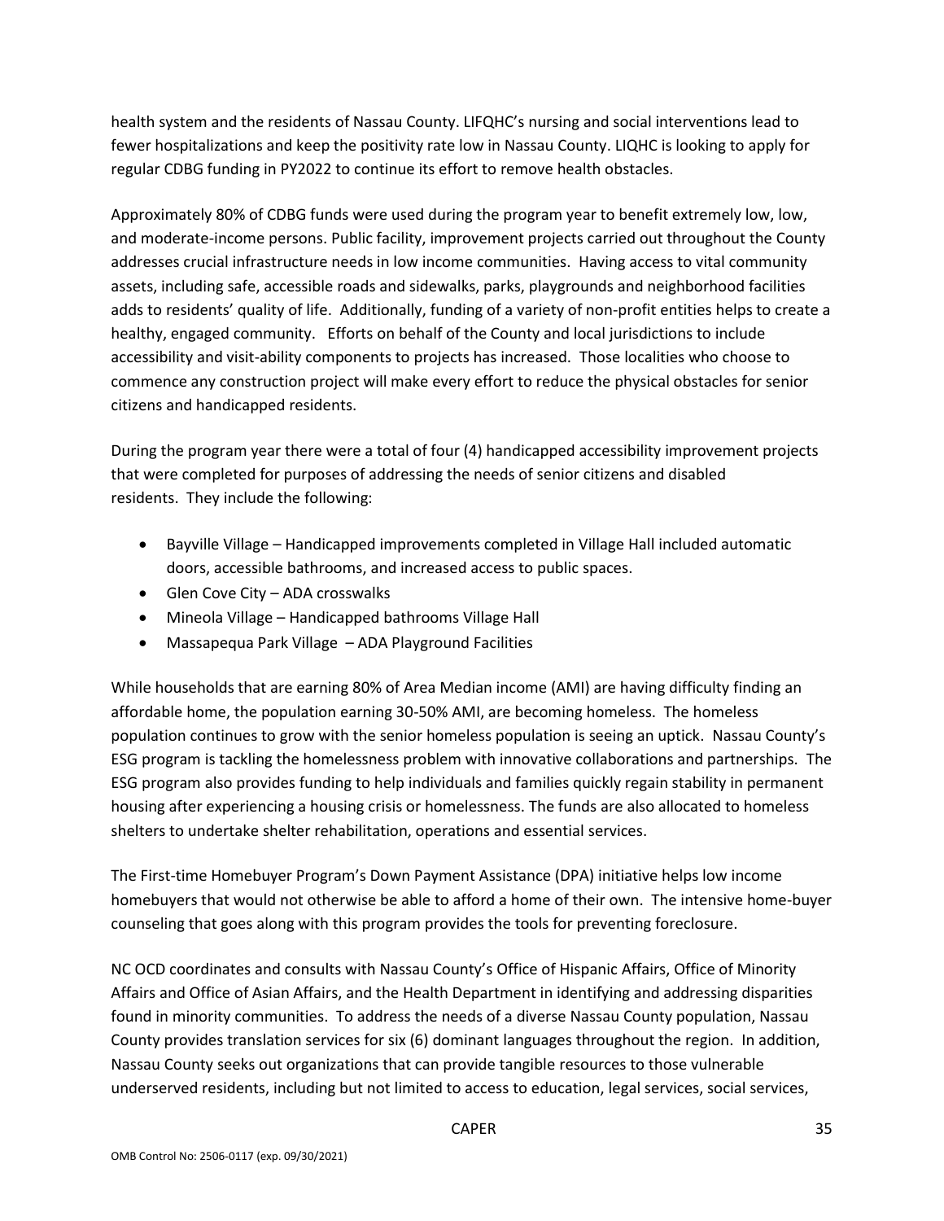health system and the residents of Nassau County. LIFQHC's nursing and social interventions lead to fewer hospitalizations and keep the positivity rate low in Nassau County. LIQHC is looking to apply for regular CDBG funding in PY2022 to continue its effort to remove health obstacles.

Approximately 80% of CDBG funds were used during the program year to benefit extremely low, low, and moderate-income persons. Public facility, improvement projects carried out throughout the County addresses crucial infrastructure needs in low income communities. Having access to vital community assets, including safe, accessible roads and sidewalks, parks, playgrounds and neighborhood facilities adds to residents' quality of life. Additionally, funding of a variety of non-profit entities helps to create a healthy, engaged community. Efforts on behalf of the County and local jurisdictions to include accessibility and visit-ability components to projects has increased. Those localities who choose to commence any construction project will make every effort to reduce the physical obstacles for senior citizens and handicapped residents.

During the program year there were a total of four (4) handicapped accessibility improvement projects that were completed for purposes of addressing the needs of senior citizens and disabled residents. They include the following:

- Bayville Village – Handicapped improvements completed in Village Hall included automatic doors, accessible bathrooms, and increased access to public spaces.
- Glen Cove City – ADA crosswalks
- Mineola Village – Handicapped bathrooms Village Hall
- Massapequa Park Village – ADA Playground Facilities

While households that are earning 80% of Area Median income (AMI) are having difficulty finding an affordable home, the population earning 30-50% AMI, are becoming homeless. The homeless population continues to grow with the senior homeless population is seeing an uptick. Nassau County's ESG program is tackling the homelessness problem with innovative collaborations and partnerships. The ESG program also provides funding to help individuals and families quickly regain stability in permanent housing after experiencing a housing crisis or homelessness. The funds are also allocated to homeless shelters to undertake shelter rehabilitation, operations and essential services.

The First-time Homebuyer Program's Down Payment Assistance (DPA) initiative helps low income homebuyers that would not otherwise be able to afford a home of their own. The intensive home-buyer counseling that goes along with this program provides the tools for preventing foreclosure.

NC OCD coordinates and consults with Nassau County's Office of Hispanic Affairs, Office of Minority Affairs and Office of Asian Affairs, and the Health Department in identifying and addressing disparities found in minority communities. To address the needs of a diverse Nassau County population, Nassau County provides translation services for six (6) dominant languages throughout the region. In addition, Nassau County seeks out organizations that can provide tangible resources to those vulnerable underserved residents, including but not limited to access to education, legal services, social services,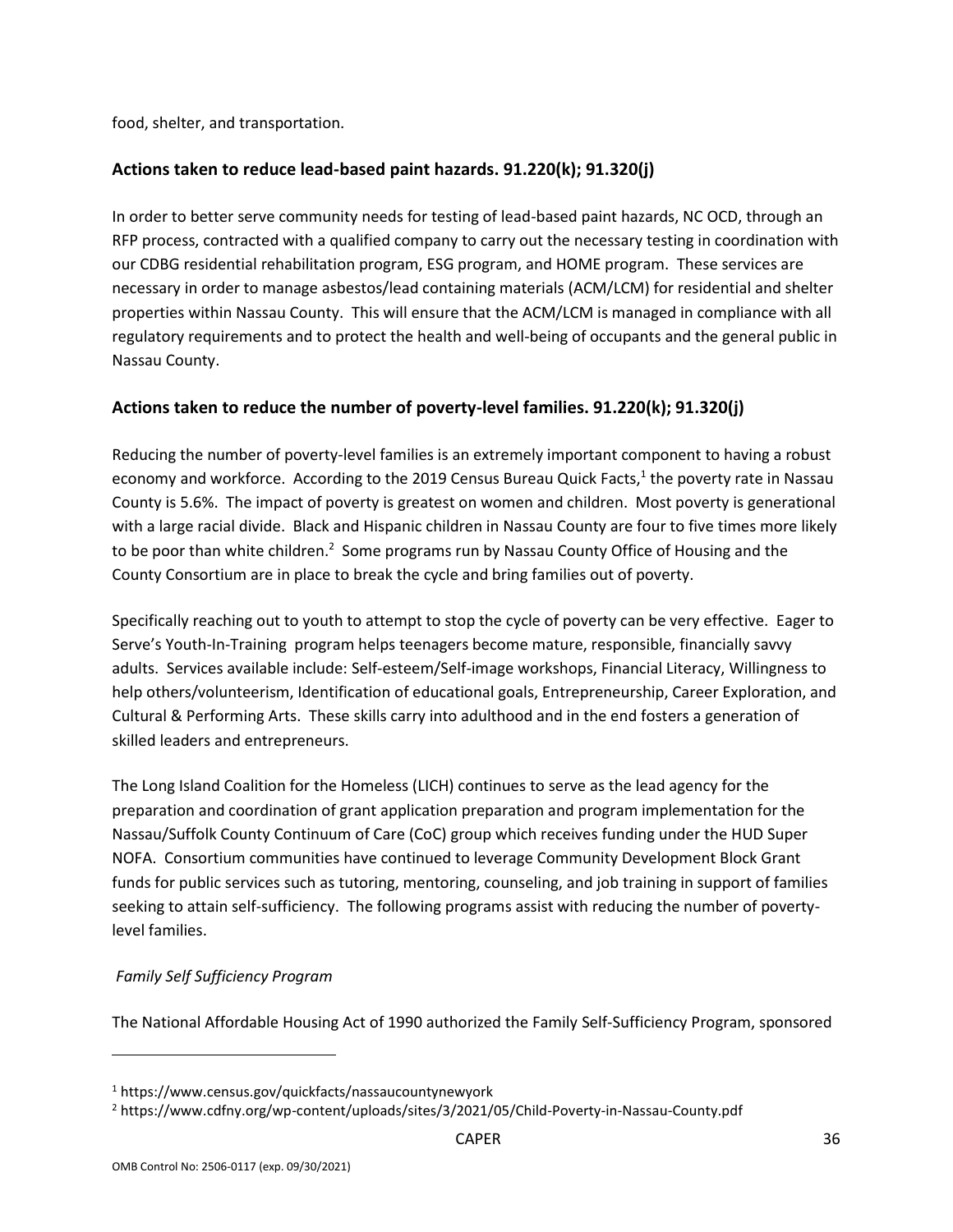food, shelter, and transportation.

## Actions taken to reduce lead-based paint hazards. 91.220(k); 91.320(j)

In order to better serve community needs for testing of lead-based paint hazards, NC OCD, through an RFP process, contracted with a qualified company to carry out the necessary testing in coordination with our CDBG residential rehabilitation program, ESG program, and HOME program. These services are necessary in order to manage asbestos/lead containing materials (ACM/LCM) for residential and shelter properties within Nassau County. This will ensure that the ACM/LCM is managed in compliance with all regulatory requirements and to protect the health and well-being of occupants and the general public in Nassau County.

## Actions taken to reduce the number of poverty-level families. 91.220(k); 91.320(j)

Reducing the number of poverty-level families is an extremely important component to having a robust economy and workforce. According to the 2019 Census Bureau Quick Facts,[1] the poverty rate in Nassau County is 5.6%. The impact of poverty is greatest on women and children. Most poverty is generational with a large racial divide. Black and Hispanic children in Nassau County are four to five times more likely to be poor than white children.[2] Some programs run by Nassau County Office of Housing and the County Consortium are in place to break the cycle and bring families out of poverty.

Specifically reaching out to youth to attempt to stop the cycle of poverty can be very effective. Eager to Serve's Youth-In-Training program helps teenagers become mature, responsible, financially savvy adults. Services available include: Self-esteem/Self-image workshops, Financial Literacy, Willingness to help others/volunteerism, Identification of educational goals, Entrepreneurship, Career Exploration, and Cultural & Performing Arts. These skills carry into adulthood and in the end fosters a generation of skilled leaders and entrepreneurs.

The Long Island Coalition for the Homeless (LICH) continues to serve as the lead agency for the preparation and coordination of grant application preparation and program implementation for the Nassau/Suffolk County Continuum of Care (CoC) group which receives funding under the HUD Super NOFA. Consortium communities have continued to leverage Community Development Block Grant funds for public services such as tutoring, mentoring, counseling, and job training in support of families seeking to attain self-sufficiency. The following programs assist with reducing the number of poverty-level families.

*Family Self Sufficiency Program*

The National Affordable Housing Act of 1990 authorized the Family Self-Sufficiency Program, sponsored

---

[1] https://www.census.gov/quickfacts/nassaucountynewyork

[2] https://www.cdfny.org/wp-content/uploads/sites/3/2021/05/Child-Poverty-in-Nassau-County.pdf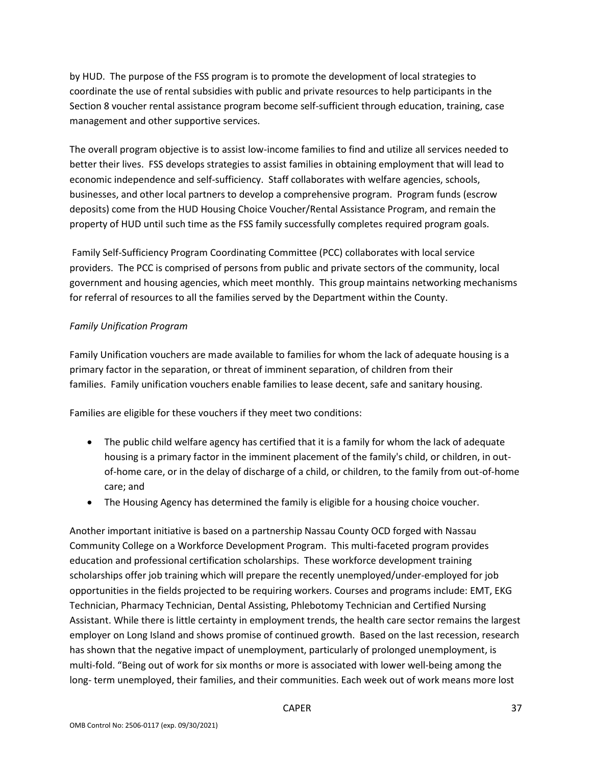by HUD. The purpose of the FSS program is to promote the development of local strategies to coordinate the use of rental subsidies with public and private resources to help participants in the Section 8 voucher rental assistance program become self-sufficient through education, training, case management and other supportive services.

The overall program objective is to assist low-income families to find and utilize all services needed to better their lives. FSS develops strategies to assist families in obtaining employment that will lead to economic independence and self-sufficiency. Staff collaborates with welfare agencies, schools, businesses, and other local partners to develop a comprehensive program. Program funds (escrow deposits) come from the HUD Housing Choice Voucher/Rental Assistance Program, and remain the property of HUD until such time as the FSS family successfully completes required program goals.

Family Self-Sufficiency Program Coordinating Committee (PCC) collaborates with local service providers. The PCC is comprised of persons from public and private sectors of the community, local government and housing agencies, which meet monthly. This group maintains networking mechanisms for referral of resources to all the families served by the Department within the County.

*Family Unification Program*

Family Unification vouchers are made available to families for whom the lack of adequate housing is a primary factor in the separation, or threat of imminent separation, of children from their families. Family unification vouchers enable families to lease decent, safe and sanitary housing.

Families are eligible for these vouchers if they meet two conditions:

- The public child welfare agency has certified that it is a family for whom the lack of adequate housing is a primary factor in the imminent placement of the family's child, or children, in out-of-home care, or in the delay of discharge of a child, or children, to the family from out-of-home care; and
- The Housing Agency has determined the family is eligible for a housing choice voucher.

Another important initiative is based on a partnership Nassau County OCD forged with Nassau Community College on a Workforce Development Program. This multi-faceted program provides education and professional certification scholarships. These workforce development training scholarships offer job training which will prepare the recently unemployed/under-employed for job opportunities in the fields projected to be requiring workers. Courses and programs include: EMT, EKG Technician, Pharmacy Technician, Dental Assisting, Phlebotomy Technician and Certified Nursing Assistant. While there is little certainty in employment trends, the health care sector remains the largest employer on Long Island and shows promise of continued growth. Based on the last recession, research has shown that the negative impact of unemployment, particularly of prolonged unemployment, is multi-fold. "Being out of work for six months or more is associated with lower well-being among the long- term unemployed, their families, and their communities. Each week out of work means more lost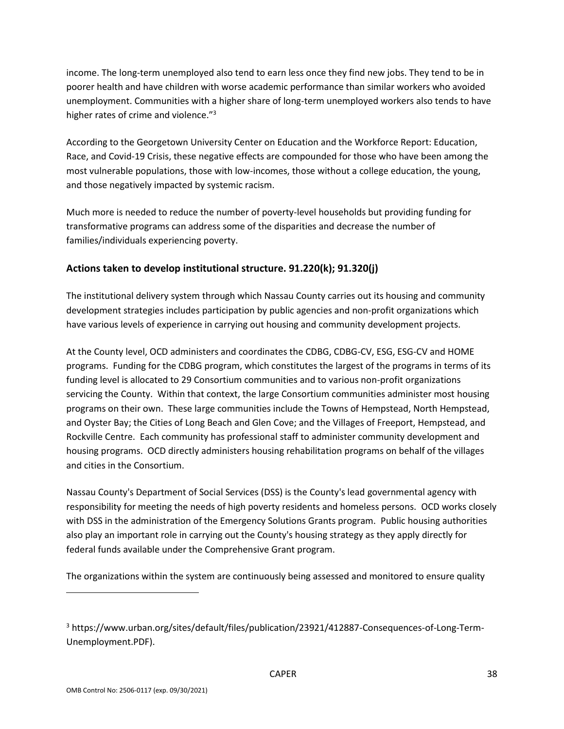income. The long-term unemployed also tend to earn less once they find new jobs. They tend to be in poorer health and have children with worse academic performance than similar workers who avoided unemployment. Communities with a higher share of long-term unemployed workers also tends to have higher rates of crime and violence."[3]

According to the Georgetown University Center on Education and the Workforce Report: Education, Race, and Covid-19 Crisis, these negative effects are compounded for those who have been among the most vulnerable populations, those with low-incomes, those without a college education, the young, and those negatively impacted by systemic racism.

Much more is needed to reduce the number of poverty-level households but providing funding for transformative programs can address some of the disparities and decrease the number of families/individuals experiencing poverty.

### Actions taken to develop institutional structure. 91.220(k); 91.320(j)

The institutional delivery system through which Nassau County carries out its housing and community development strategies includes participation by public agencies and non-profit organizations which have various levels of experience in carrying out housing and community development projects.

At the County level, OCD administers and coordinates the CDBG, CDBG-CV, ESG, ESG-CV and HOME programs. Funding for the CDBG program, which constitutes the largest of the programs in terms of its funding level is allocated to 29 Consortium communities and to various non-profit organizations servicing the County. Within that context, the large Consortium communities administer most housing programs on their own. These large communities include the Towns of Hempstead, North Hempstead, and Oyster Bay; the Cities of Long Beach and Glen Cove; and the Villages of Freeport, Hempstead, and Rockville Centre. Each community has professional staff to administer community development and housing programs. OCD directly administers housing rehabilitation programs on behalf of the villages and cities in the Consortium.

Nassau County's Department of Social Services (DSS) is the County's lead governmental agency with responsibility for meeting the needs of high poverty residents and homeless persons. OCD works closely with DSS in the administration of the Emergency Solutions Grants program. Public housing authorities also play an important role in carrying out the County's housing strategy as they apply directly for federal funds available under the Comprehensive Grant program.

The organizations within the system are continuously being assessed and monitored to ensure quality

[3] https://www.urban.org/sites/default/files/publication/23921/412887-Consequences-of-Long-Term-Unemployment.PDF).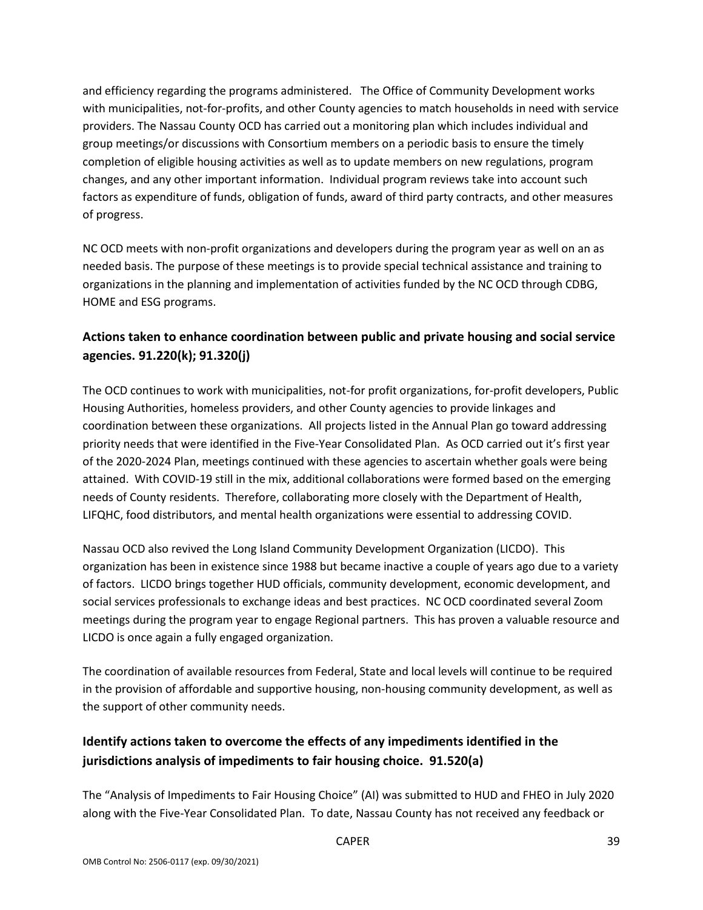and efficiency regarding the programs administered. The Office of Community Development works with municipalities, not-for-profits, and other County agencies to match households in need with service providers. The Nassau County OCD has carried out a monitoring plan which includes individual and group meetings/or discussions with Consortium members on a periodic basis to ensure the timely completion of eligible housing activities as well as to update members on new regulations, program changes, and any other important information. Individual program reviews take into account such factors as expenditure of funds, obligation of funds, award of third party contracts, and other measures of progress.

NC OCD meets with non-profit organizations and developers during the program year as well on an as needed basis. The purpose of these meetings is to provide special technical assistance and training to organizations in the planning and implementation of activities funded by the NC OCD through CDBG, HOME and ESG programs.

## Actions taken to enhance coordination between public and private housing and social service agencies. 91.220(k); 91.320(j)

The OCD continues to work with municipalities, not-for profit organizations, for-profit developers, Public Housing Authorities, homeless providers, and other County agencies to provide linkages and coordination between these organizations. All projects listed in the Annual Plan go toward addressing priority needs that were identified in the Five-Year Consolidated Plan. As OCD carried out it's first year of the 2020-2024 Plan, meetings continued with these agencies to ascertain whether goals were being attained. With COVID-19 still in the mix, additional collaborations were formed based on the emerging needs of County residents. Therefore, collaborating more closely with the Department of Health, LIFQHC, food distributors, and mental health organizations were essential to addressing COVID.

Nassau OCD also revived the Long Island Community Development Organization (LICDO). This organization has been in existence since 1988 but became inactive a couple of years ago due to a variety of factors. LICDO brings together HUD officials, community development, economic development, and social services professionals to exchange ideas and best practices. NC OCD coordinated several Zoom meetings during the program year to engage Regional partners. This has proven a valuable resource and LICDO is once again a fully engaged organization.

The coordination of available resources from Federal, State and local levels will continue to be required in the provision of affordable and supportive housing, non-housing community development, as well as the support of other community needs.

## Identify actions taken to overcome the effects of any impediments identified in the jurisdictions analysis of impediments to fair housing choice. 91.520(a)

The "Analysis of Impediments to Fair Housing Choice" (AI) was submitted to HUD and FHEO in July 2020 along with the Five-Year Consolidated Plan. To date, Nassau County has not received any feedback or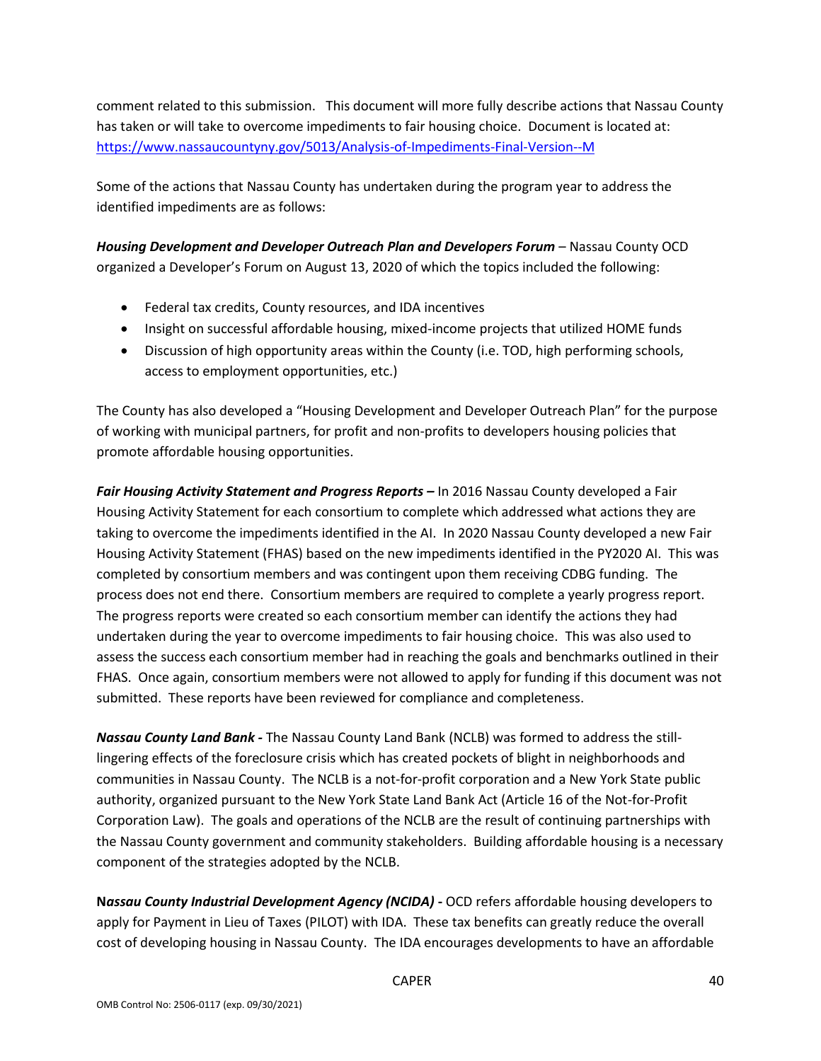comment related to this submission. This document will more fully describe actions that Nassau County has taken or will take to overcome impediments to fair housing choice. Document is located at: https://www.nassaucountyny.gov/5013/Analysis-of-Impediments-Final-Version--M

Some of the actions that Nassau County has undertaken during the program year to address the identified impediments are as follows:

***Housing Development and Developer Outreach Plan and Developers Forum*** – Nassau County OCD organized a Developer's Forum on August 13, 2020 of which the topics included the following:

- Federal tax credits, County resources, and IDA incentives
- Insight on successful affordable housing, mixed-income projects that utilized HOME funds
- Discussion of high opportunity areas within the County (i.e. TOD, high performing schools, access to employment opportunities, etc.)

The County has also developed a "Housing Development and Developer Outreach Plan" for the purpose of working with municipal partners, for profit and non-profits to developers housing policies that promote affordable housing opportunities.

***Fair Housing Activity Statement and Progress Reports –*** In 2016 Nassau County developed a Fair Housing Activity Statement for each consortium to complete which addressed what actions they are taking to overcome the impediments identified in the AI. In 2020 Nassau County developed a new Fair Housing Activity Statement (FHAS) based on the new impediments identified in the PY2020 AI. This was completed by consortium members and was contingent upon them receiving CDBG funding. The process does not end there. Consortium members are required to complete a yearly progress report. The progress reports were created so each consortium member can identify the actions they had undertaken during the year to overcome impediments to fair housing choice. This was also used to assess the success each consortium member had in reaching the goals and benchmarks outlined in their FHAS. Once again, consortium members were not allowed to apply for funding if this document was not submitted. These reports have been reviewed for compliance and completeness.

***Nassau County Land Bank -*** The Nassau County Land Bank (NCLB) was formed to address the still-lingering effects of the foreclosure crisis which has created pockets of blight in neighborhoods and communities in Nassau County. The NCLB is a not-for-profit corporation and a New York State public authority, organized pursuant to the New York State Land Bank Act (Article 16 of the Not-for-Profit Corporation Law). The goals and operations of the NCLB are the result of continuing partnerships with the Nassau County government and community stakeholders. Building affordable housing is a necessary component of the strategies adopted by the NCLB.

***Nassau County Industrial Development Agency (NCIDA) -*** OCD refers affordable housing developers to apply for Payment in Lieu of Taxes (PILOT) with IDA. These tax benefits can greatly reduce the overall cost of developing housing in Nassau County. The IDA encourages developments to have an affordable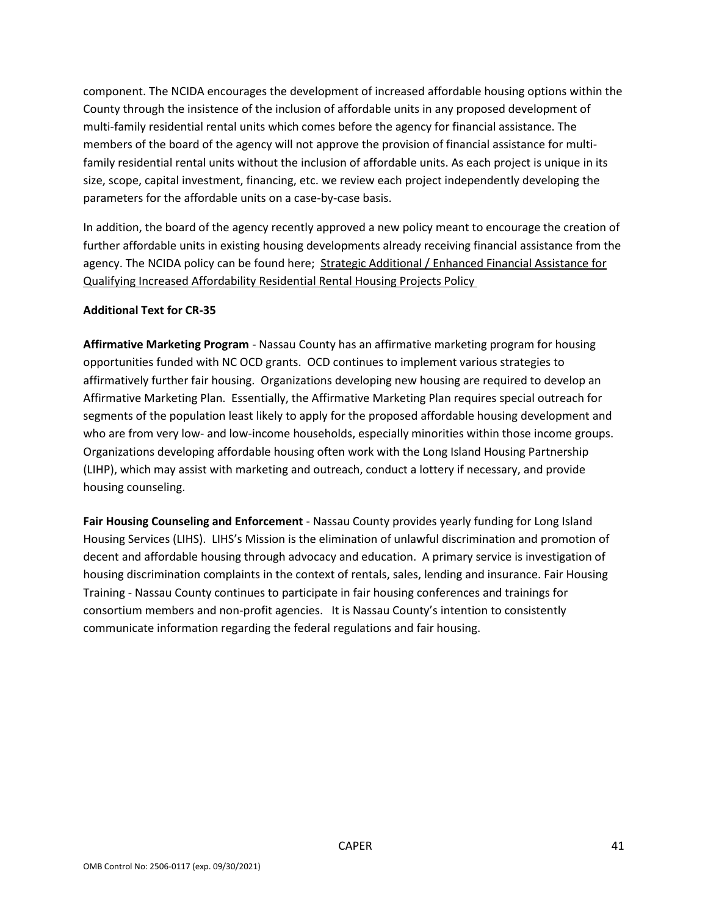component. The NCIDA encourages the development of increased affordable housing options within the County through the insistence of the inclusion of affordable units in any proposed development of multi-family residential rental units which comes before the agency for financial assistance. The members of the board of the agency will not approve the provision of financial assistance for multi-family residential rental units without the inclusion of affordable units. As each project is unique in its size, scope, capital investment, financing, etc. we review each project independently developing the parameters for the affordable units on a case-by-case basis.

In addition, the board of the agency recently approved a new policy meant to encourage the creation of further affordable units in existing housing developments already receiving financial assistance from the agency. The NCIDA policy can be found here; Strategic Additional / Enhanced Financial Assistance for Qualifying Increased Affordability Residential Rental Housing Projects Policy

**Additional Text for CR-35**

**Affirmative Marketing Program** - Nassau County has an affirmative marketing program for housing opportunities funded with NC OCD grants. OCD continues to implement various strategies to affirmatively further fair housing. Organizations developing new housing are required to develop an Affirmative Marketing Plan. Essentially, the Affirmative Marketing Plan requires special outreach for segments of the population least likely to apply for the proposed affordable housing development and who are from very low- and low-income households, especially minorities within those income groups. Organizations developing affordable housing often work with the Long Island Housing Partnership (LIHP), which may assist with marketing and outreach, conduct a lottery if necessary, and provide housing counseling.

**Fair Housing Counseling and Enforcement** - Nassau County provides yearly funding for Long Island Housing Services (LIHS). LIHS's Mission is the elimination of unlawful discrimination and promotion of decent and affordable housing through advocacy and education. A primary service is investigation of housing discrimination complaints in the context of rentals, sales, lending and insurance. Fair Housing Training - Nassau County continues to participate in fair housing conferences and trainings for consortium members and non-profit agencies. It is Nassau County's intention to consistently communicate information regarding the federal regulations and fair housing.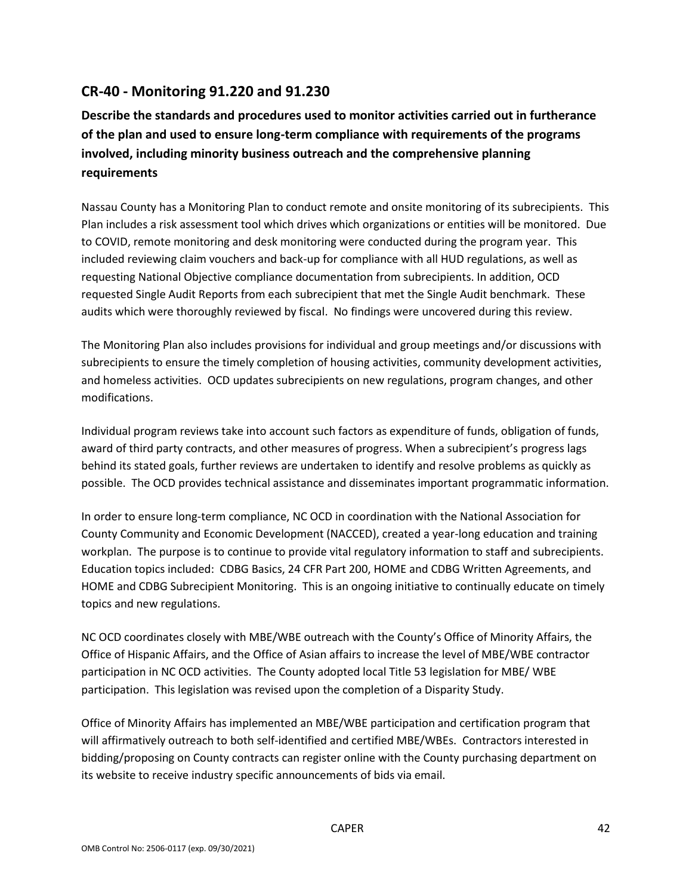## CR-40 - Monitoring 91.220 and 91.230

**Describe the standards and procedures used to monitor activities carried out in furtherance of the plan and used to ensure long-term compliance with requirements of the programs involved, including minority business outreach and the comprehensive planning requirements**

Nassau County has a Monitoring Plan to conduct remote and onsite monitoring of its subrecipients. This Plan includes a risk assessment tool which drives which organizations or entities will be monitored. Due to COVID, remote monitoring and desk monitoring were conducted during the program year. This included reviewing claim vouchers and back-up for compliance with all HUD regulations, as well as requesting National Objective compliance documentation from subrecipients. In addition, OCD requested Single Audit Reports from each subrecipient that met the Single Audit benchmark. These audits which were thoroughly reviewed by fiscal. No findings were uncovered during this review.

The Monitoring Plan also includes provisions for individual and group meetings and/or discussions with subrecipients to ensure the timely completion of housing activities, community development activities, and homeless activities. OCD updates subrecipients on new regulations, program changes, and other modifications.

Individual program reviews take into account such factors as expenditure of funds, obligation of funds, award of third party contracts, and other measures of progress. When a subrecipient's progress lags behind its stated goals, further reviews are undertaken to identify and resolve problems as quickly as possible. The OCD provides technical assistance and disseminates important programmatic information.

In order to ensure long-term compliance, NC OCD in coordination with the National Association for County Community and Economic Development (NACCED), created a year-long education and training workplan. The purpose is to continue to provide vital regulatory information to staff and subrecipients. Education topics included: CDBG Basics, 24 CFR Part 200, HOME and CDBG Written Agreements, and HOME and CDBG Subrecipient Monitoring. This is an ongoing initiative to continually educate on timely topics and new regulations.

NC OCD coordinates closely with MBE/WBE outreach with the County's Office of Minority Affairs, the Office of Hispanic Affairs, and the Office of Asian affairs to increase the level of MBE/WBE contractor participation in NC OCD activities. The County adopted local Title 53 legislation for MBE/ WBE participation. This legislation was revised upon the completion of a Disparity Study.

Office of Minority Affairs has implemented an MBE/WBE participation and certification program that will affirmatively outreach to both self-identified and certified MBE/WBEs. Contractors interested in bidding/proposing on County contracts can register online with the County purchasing department on its website to receive industry specific announcements of bids via email.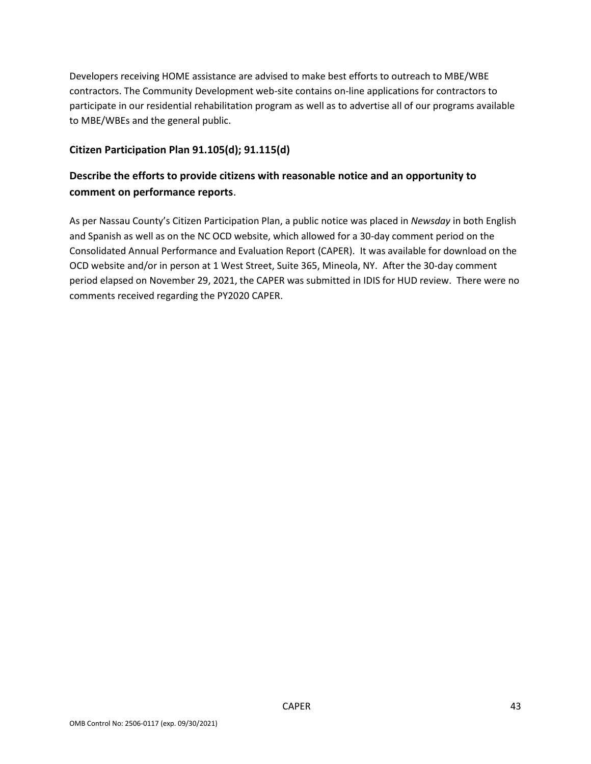Developers receiving HOME assistance are advised to make best efforts to outreach to MBE/WBE contractors. The Community Development web-site contains on-line applications for contractors to participate in our residential rehabilitation program as well as to advertise all of our programs available to MBE/WBEs and the general public.

### Citizen Participation Plan 91.105(d); 91.115(d)

### Describe the efforts to provide citizens with reasonable notice and an opportunity to comment on performance reports.

As per Nassau County's Citizen Participation Plan, a public notice was placed in *Newsday* in both English and Spanish as well as on the NC OCD website, which allowed for a 30-day comment period on the Consolidated Annual Performance and Evaluation Report (CAPER). It was available for download on the OCD website and/or in person at 1 West Street, Suite 365, Mineola, NY. After the 30-day comment period elapsed on November 29, 2021, the CAPER was submitted in IDIS for HUD review. There were no comments received regarding the PY2020 CAPER.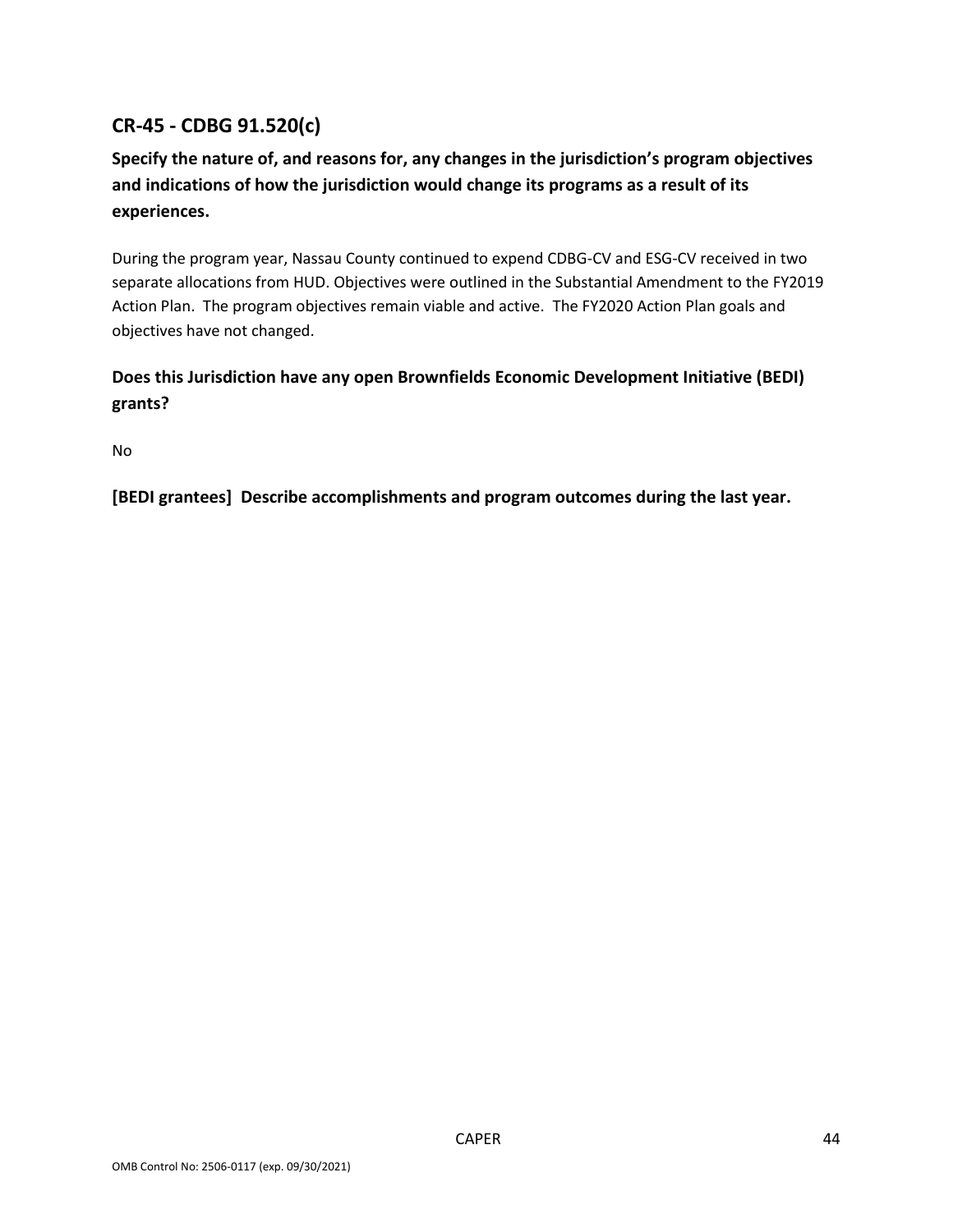## CR-45 - CDBG 91.520(c)

**Specify the nature of, and reasons for, any changes in the jurisdiction's program objectives and indications of how the jurisdiction would change its programs as a result of its experiences.**

During the program year, Nassau County continued to expend CDBG-CV and ESG-CV received in two separate allocations from HUD. Objectives were outlined in the Substantial Amendment to the FY2019 Action Plan. The program objectives remain viable and active. The FY2020 Action Plan goals and objectives have not changed.

**Does this Jurisdiction have any open Brownfields Economic Development Initiative (BEDI) grants?**

No

**[BEDI grantees] Describe accomplishments and program outcomes during the last year.**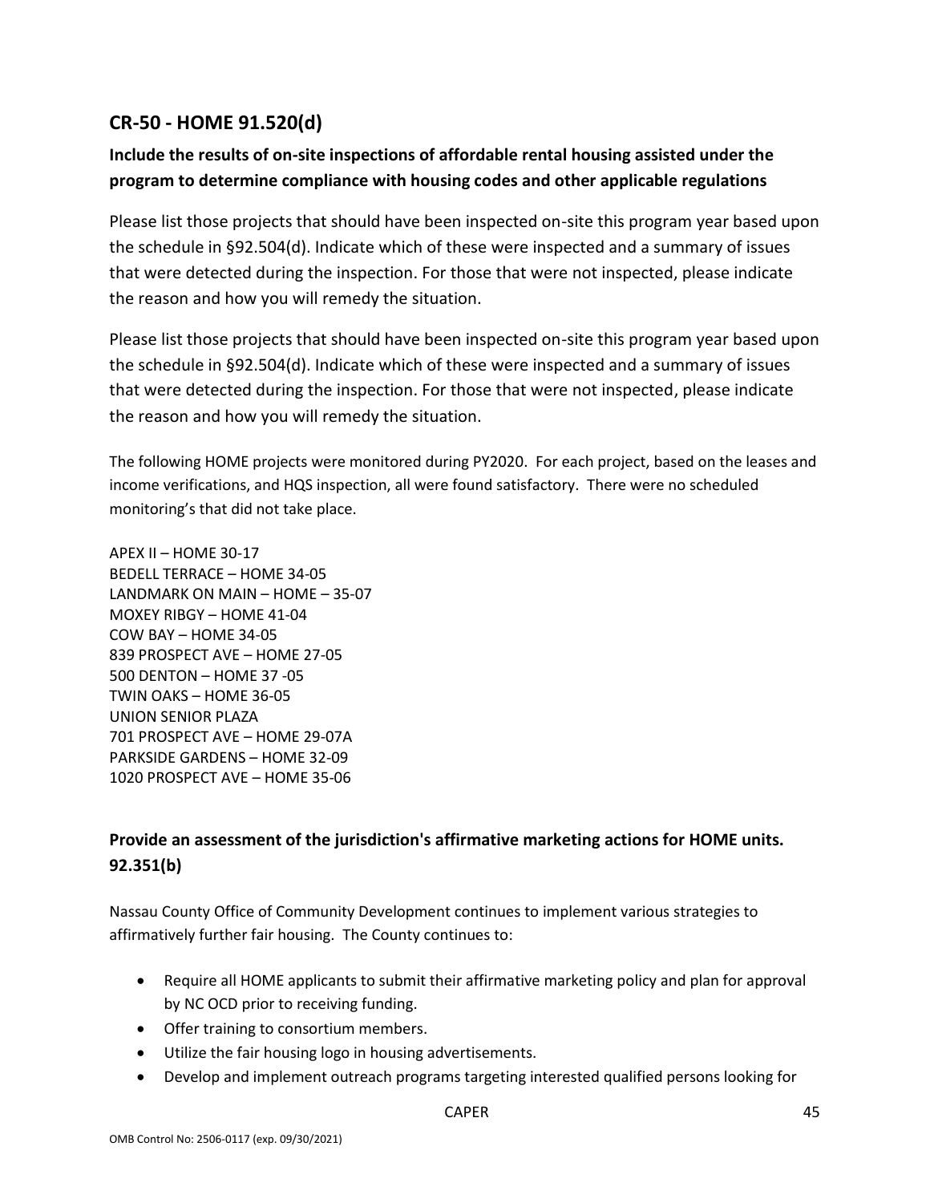## CR-50 - HOME 91.520(d)

### Include the results of on-site inspections of affordable rental housing assisted under the program to determine compliance with housing codes and other applicable regulations

Please list those projects that should have been inspected on-site this program year based upon the schedule in §92.504(d). Indicate which of these were inspected and a summary of issues that were detected during the inspection. For those that were not inspected, please indicate the reason and how you will remedy the situation.

Please list those projects that should have been inspected on-site this program year based upon the schedule in §92.504(d). Indicate which of these were inspected and a summary of issues that were detected during the inspection. For those that were not inspected, please indicate the reason and how you will remedy the situation.

The following HOME projects were monitored during PY2020. For each project, based on the leases and income verifications, and HQS inspection, all were found satisfactory. There were no scheduled monitoring's that did not take place.

APEX II – HOME 30-17
BEDELL TERRACE – HOME 34-05
LANDMARK ON MAIN – HOME – 35-07
MOXEY RIBGY – HOME 41-04
COW BAY – HOME 34-05
839 PROSPECT AVE – HOME 27-05
500 DENTON – HOME 37 -05
TWIN OAKS – HOME 36-05
UNION SENIOR PLAZA
701 PROSPECT AVE – HOME 29-07A
PARKSIDE GARDENS – HOME 32-09
1020 PROSPECT AVE – HOME 35-06

### Provide an assessment of the jurisdiction's affirmative marketing actions for HOME units. 92.351(b)

Nassau County Office of Community Development continues to implement various strategies to affirmatively further fair housing. The County continues to:

- Require all HOME applicants to submit their affirmative marketing policy and plan for approval by NC OCD prior to receiving funding.
- Offer training to consortium members.
- Utilize the fair housing logo in housing advertisements.
- Develop and implement outreach programs targeting interested qualified persons looking for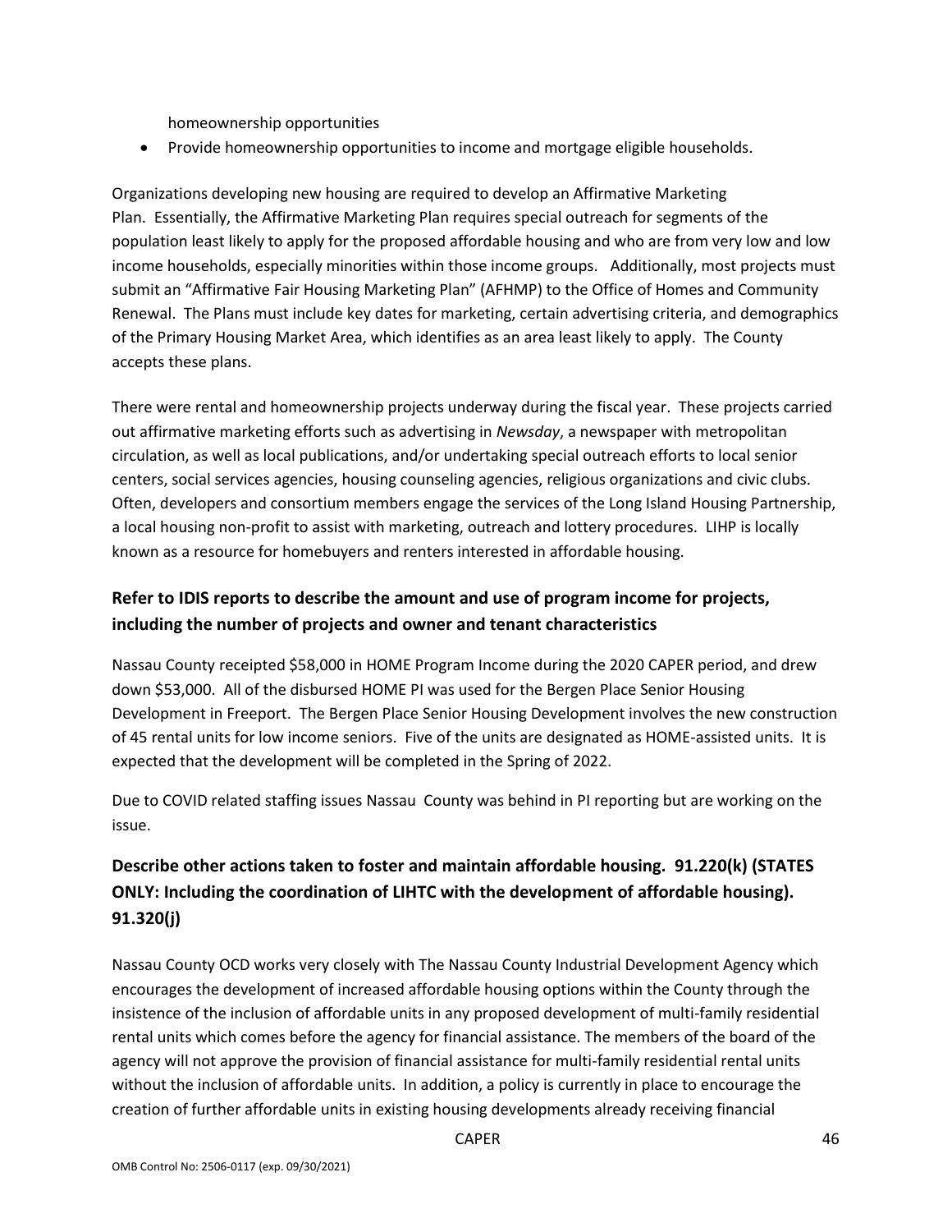homeownership opportunities

- Provide homeownership opportunities to income and mortgage eligible households.

Organizations developing new housing are required to develop an Affirmative Marketing Plan. Essentially, the Affirmative Marketing Plan requires special outreach for segments of the population least likely to apply for the proposed affordable housing and who are from very low and low income households, especially minorities within those income groups. Additionally, most projects must submit an "Affirmative Fair Housing Marketing Plan" (AFHMP) to the Office of Homes and Community Renewal. The Plans must include key dates for marketing, certain advertising criteria, and demographics of the Primary Housing Market Area, which identifies as an area least likely to apply. The County accepts these plans.

There were rental and homeownership projects underway during the fiscal year. These projects carried out affirmative marketing efforts such as advertising in *Newsday*, a newspaper with metropolitan circulation, as well as local publications, and/or undertaking special outreach efforts to local senior centers, social services agencies, housing counseling agencies, religious organizations and civic clubs. Often, developers and consortium members engage the services of the Long Island Housing Partnership, a local housing non-profit to assist with marketing, outreach and lottery procedures. LIHP is locally known as a resource for homebuyers and renters interested in affordable housing.

## Refer to IDIS reports to describe the amount and use of program income for projects, including the number of projects and owner and tenant characteristics

Nassau County receipted $58,000 in HOME Program Income during the 2020 CAPER period, and drew down $53,000. All of the disbursed HOME PI was used for the Bergen Place Senior Housing Development in Freeport. The Bergen Place Senior Housing Development involves the new construction of 45 rental units for low income seniors. Five of the units are designated as HOME-assisted units. It is expected that the development will be completed in the Spring of 2022.

Due to COVID related staffing issues Nassau County was behind in PI reporting but are working on the issue.

## Describe other actions taken to foster and maintain affordable housing. 91.220(k) (STATES ONLY: Including the coordination of LIHTC with the development of affordable housing). 91.320(j)

Nassau County OCD works very closely with The Nassau County Industrial Development Agency which encourages the development of increased affordable housing options within the County through the insistence of the inclusion of affordable units in any proposed development of multi-family residential rental units which comes before the agency for financial assistance. The members of the board of the agency will not approve the provision of financial assistance for multi-family residential rental units without the inclusion of affordable units. In addition, a policy is currently in place to encourage the creation of further affordable units in existing housing developments already receiving financial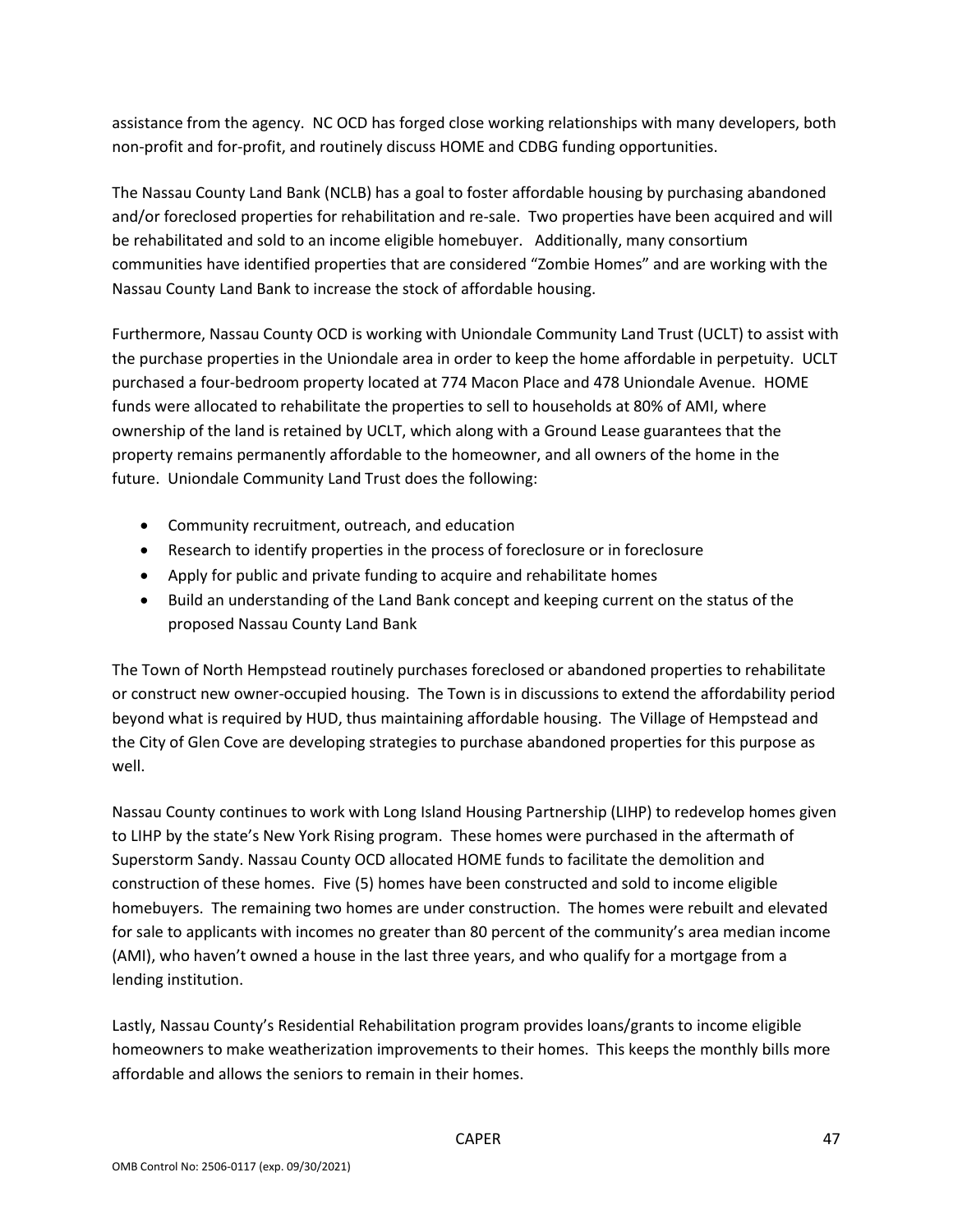assistance from the agency. NC OCD has forged close working relationships with many developers, both non-profit and for-profit, and routinely discuss HOME and CDBG funding opportunities.

The Nassau County Land Bank (NCLB) has a goal to foster affordable housing by purchasing abandoned and/or foreclosed properties for rehabilitation and re-sale. Two properties have been acquired and will be rehabilitated and sold to an income eligible homebuyer. Additionally, many consortium communities have identified properties that are considered "Zombie Homes" and are working with the Nassau County Land Bank to increase the stock of affordable housing.

Furthermore, Nassau County OCD is working with Uniondale Community Land Trust (UCLT) to assist with the purchase properties in the Uniondale area in order to keep the home affordable in perpetuity. UCLT purchased a four-bedroom property located at 774 Macon Place and 478 Uniondale Avenue. HOME funds were allocated to rehabilitate the properties to sell to households at 80% of AMI, where ownership of the land is retained by UCLT, which along with a Ground Lease guarantees that the property remains permanently affordable to the homeowner, and all owners of the home in the future. Uniondale Community Land Trust does the following:

- Community recruitment, outreach, and education
- Research to identify properties in the process of foreclosure or in foreclosure
- Apply for public and private funding to acquire and rehabilitate homes
- Build an understanding of the Land Bank concept and keeping current on the status of the proposed Nassau County Land Bank

The Town of North Hempstead routinely purchases foreclosed or abandoned properties to rehabilitate or construct new owner-occupied housing. The Town is in discussions to extend the affordability period beyond what is required by HUD, thus maintaining affordable housing. The Village of Hempstead and the City of Glen Cove are developing strategies to purchase abandoned properties for this purpose as well.

Nassau County continues to work with Long Island Housing Partnership (LIHP) to redevelop homes given to LIHP by the state's New York Rising program. These homes were purchased in the aftermath of Superstorm Sandy. Nassau County OCD allocated HOME funds to facilitate the demolition and construction of these homes. Five (5) homes have been constructed and sold to income eligible homebuyers. The remaining two homes are under construction. The homes were rebuilt and elevated for sale to applicants with incomes no greater than 80 percent of the community's area median income (AMI), who haven't owned a house in the last three years, and who qualify for a mortgage from a lending institution.

Lastly, Nassau County's Residential Rehabilitation program provides loans/grants to income eligible homeowners to make weatherization improvements to their homes. This keeps the monthly bills more affordable and allows the seniors to remain in their homes.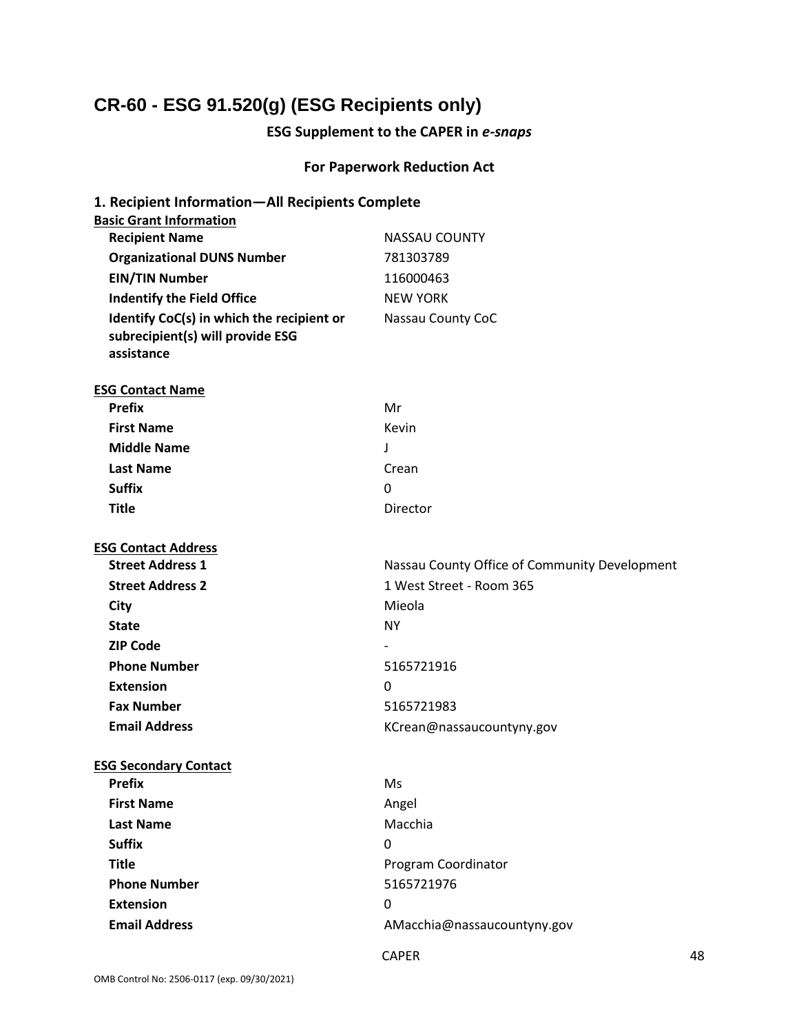# CR-60 - ESG 91.520(g) (ESG Recipients only)

**ESG Supplement to the CAPER in *e-snaps***

**For Paperwork Reduction Act**

## 1. Recipient Information—All Recipients Complete

**Basic Grant Information**

| | |
|---|---|
| **Recipient Name** | NASSAU COUNTY |
| **Organizational DUNS Number** | 781303789 |
| **EIN/TIN Number** | 116000463 |
| **Indentify the Field Office** | NEW YORK |
| **Identify CoC(s) in which the recipient or subrecipient(s) will provide ESG assistance** | Nassau County CoC |

**ESG Contact Name**

| | |
|---|---|
| **Prefix** | Mr |
| **First Name** | Kevin |
| **Middle Name** | J |
| **Last Name** | Crean |
| **Suffix** | 0 |
| **Title** | Director |

**ESG Contact Address**

| | |
|---|---|
| **Street Address 1** | Nassau County Office of Community Development |
| **Street Address 2** | 1 West Street - Room 365 |
| **City** | Mieola |
| **State** | NY |
| **ZIP Code** | - |
| **Phone Number** | 5165721916 |
| **Extension** | 0 |
| **Fax Number** | 5165721983 |
| **Email Address** | KCrean@nassaucountyny.gov |

**ESG Secondary Contact**

| | |
|---|---|
| **Prefix** | Ms |
| **First Name** | Angel |
| **Last Name** | Macchia |
| **Suffix** | 0 |
| **Title** | Program Coordinator |
| **Phone Number** | 5165721976 |
| **Extension** | 0 |
| **Email Address** | AMacchia@nassaucountyny.gov |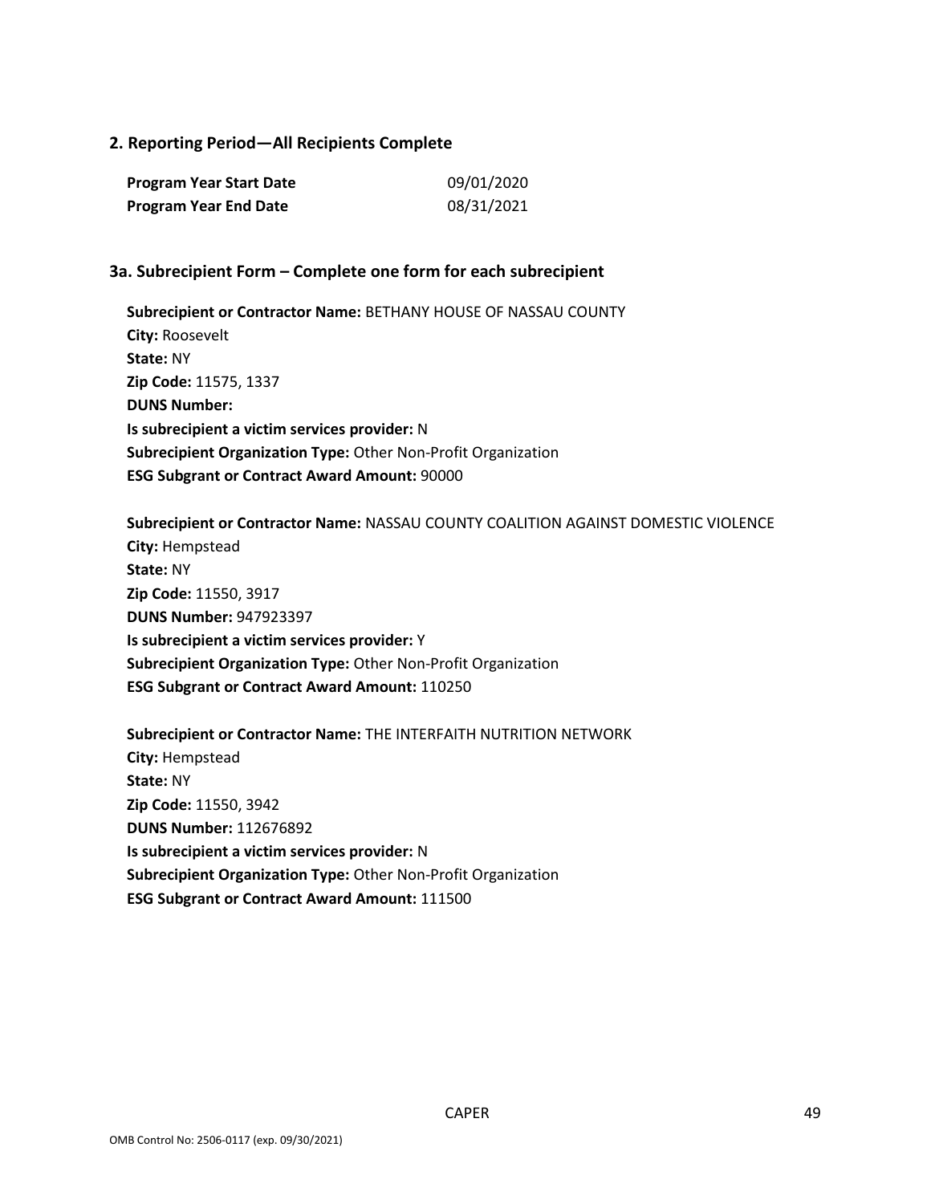## 2. Reporting Period—All Recipients Complete

| | |
|---|---|
| **Program Year Start Date** | 09/01/2020 |
| **Program Year End Date** | 08/31/2021 |

## 3a. Subrecipient Form – Complete one form for each subrecipient

**Subrecipient or Contractor Name:** BETHANY HOUSE OF NASSAU COUNTY
**City:** Roosevelt
**State:** NY
**Zip Code:** 11575, 1337
**DUNS Number:**
**Is subrecipient a victim services provider:** N
**Subrecipient Organization Type:** Other Non-Profit Organization
**ESG Subgrant or Contract Award Amount:** 90000

**Subrecipient or Contractor Name:** NASSAU COUNTY COALITION AGAINST DOMESTIC VIOLENCE
**City:** Hempstead
**State:** NY
**Zip Code:** 11550, 3917
**DUNS Number:** 947923397
**Is subrecipient a victim services provider:** Y
**Subrecipient Organization Type:** Other Non-Profit Organization
**ESG Subgrant or Contract Award Amount:** 110250

**Subrecipient or Contractor Name:** THE INTERFAITH NUTRITION NETWORK
**City:** Hempstead
**State:** NY
**Zip Code:** 11550, 3942
**DUNS Number:** 112676892
**Is subrecipient a victim services provider:** N
**Subrecipient Organization Type:** Other Non-Profit Organization
**ESG Subgrant or Contract Award Amount:** 111500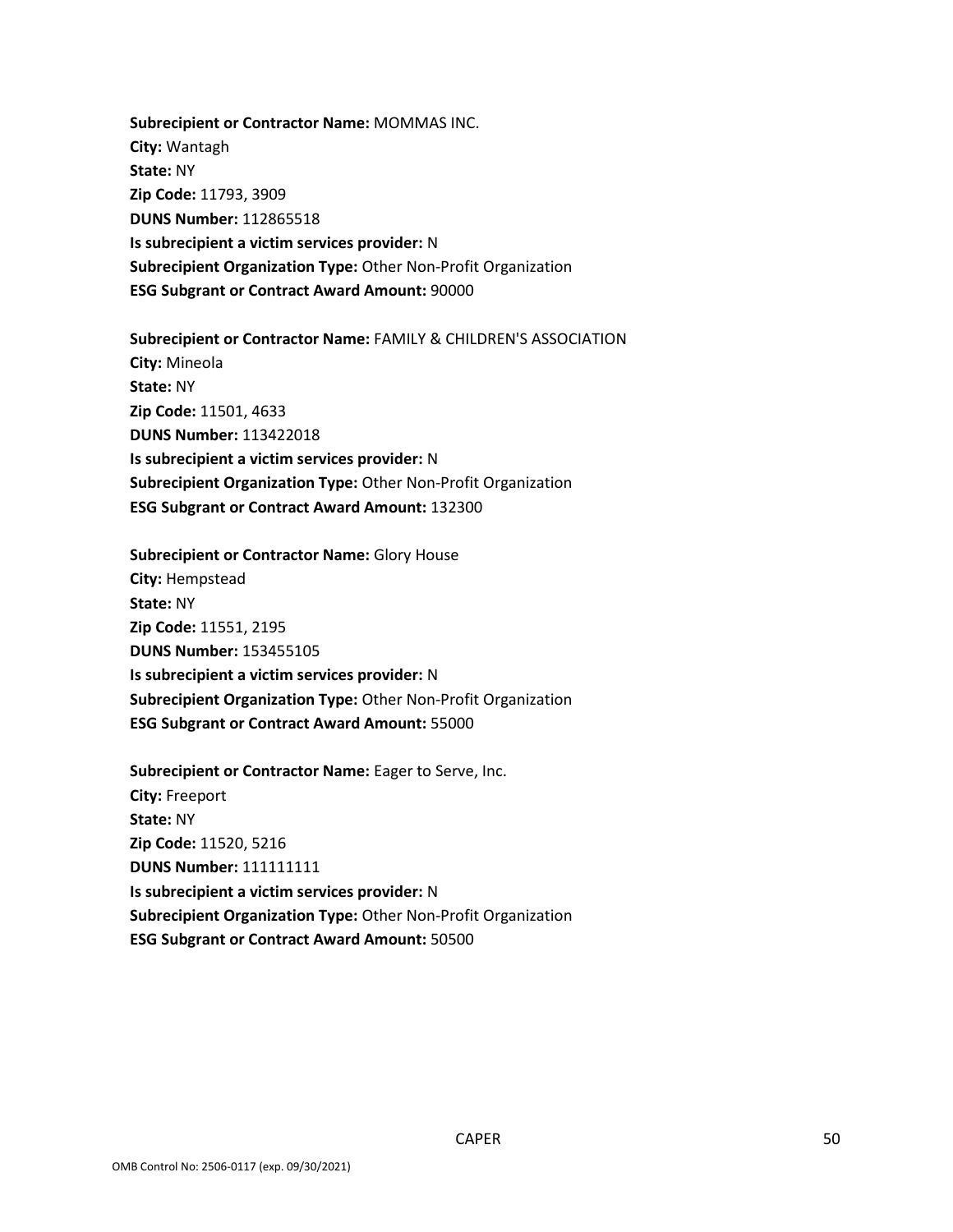**Subrecipient or Contractor Name:** MOMMAS INC.
**City:** Wantagh
**State:** NY
**Zip Code:** 11793, 3909
**DUNS Number:** 112865518
**Is subrecipient a victim services provider:** N
**Subrecipient Organization Type:** Other Non-Profit Organization
**ESG Subgrant or Contract Award Amount:** 90000

**Subrecipient or Contractor Name:** FAMILY & CHILDREN'S ASSOCIATION
**City:** Mineola
**State:** NY
**Zip Code:** 11501, 4633
**DUNS Number:** 113422018
**Is subrecipient a victim services provider:** N
**Subrecipient Organization Type:** Other Non-Profit Organization
**ESG Subgrant or Contract Award Amount:** 132300

**Subrecipient or Contractor Name:** Glory House
**City:** Hempstead
**State:** NY
**Zip Code:** 11551, 2195
**DUNS Number:** 153455105
**Is subrecipient a victim services provider:** N
**Subrecipient Organization Type:** Other Non-Profit Organization
**ESG Subgrant or Contract Award Amount:** 55000

**Subrecipient or Contractor Name:** Eager to Serve, Inc.
**City:** Freeport
**State:** NY
**Zip Code:** 11520, 5216
**DUNS Number:** 111111111
**Is subrecipient a victim services provider:** N
**Subrecipient Organization Type:** Other Non-Profit Organization
**ESG Subgrant or Contract Award Amount:** 50500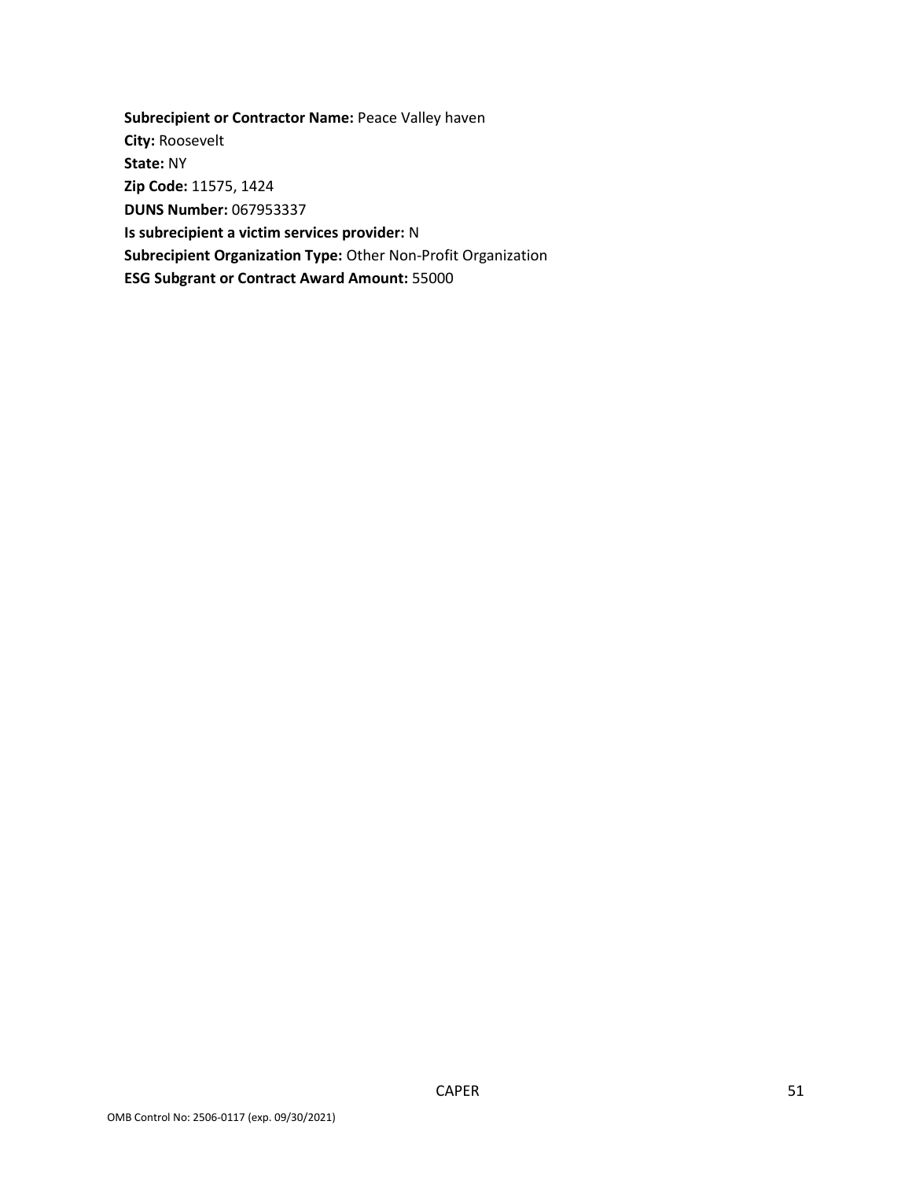**Subrecipient or Contractor Name:** Peace Valley haven
**City:** Roosevelt
**State:** NY
**Zip Code:** 11575, 1424
**DUNS Number:** 067953337
**Is subrecipient a victim services provider:** N
**Subrecipient Organization Type:** Other Non-Profit Organization
**ESG Subgrant or Contract Award Amount:** 55000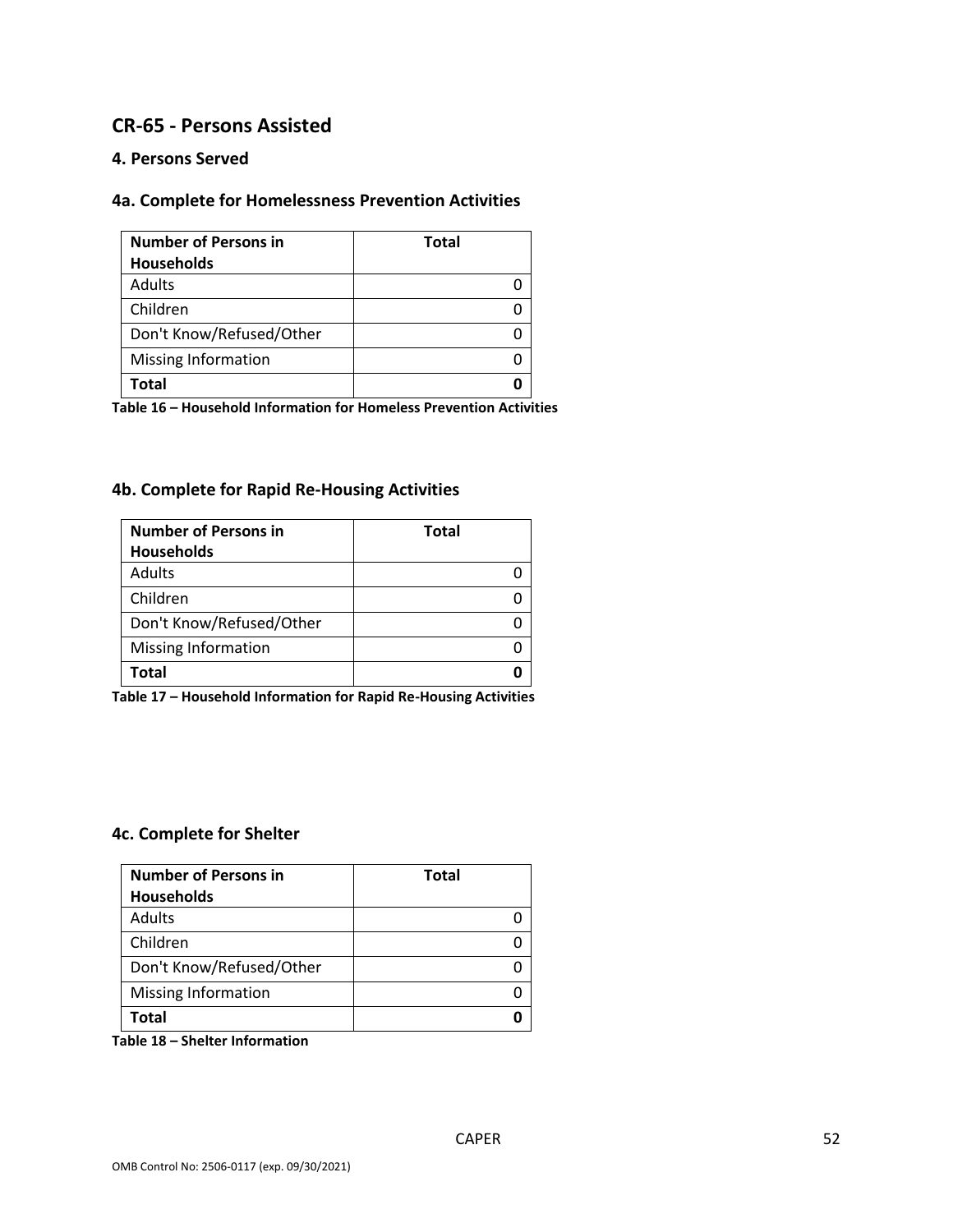## CR-65 - Persons Assisted

### 4. Persons Served

### 4a. Complete for Homelessness Prevention Activities

| Number of Persons in Households | Total |
|---|---|
| Adults | 0 |
| Children | 0 |
| Don't Know/Refused/Other | 0 |
| Missing Information | 0 |
| **Total** | **0** |

**Table 16 – Household Information for Homeless Prevention Activities**

### 4b. Complete for Rapid Re-Housing Activities

| Number of Persons in Households | Total |
|---|---|
| Adults | 0 |
| Children | 0 |
| Don't Know/Refused/Other | 0 |
| Missing Information | 0 |
| **Total** | **0** |

**Table 17 – Household Information for Rapid Re-Housing Activities**

### 4c. Complete for Shelter

| Number of Persons in Households | Total |
|---|---|
| Adults | 0 |
| Children | 0 |
| Don't Know/Refused/Other | 0 |
| Missing Information | 0 |
| **Total** | **0** |

**Table 18 – Shelter Information**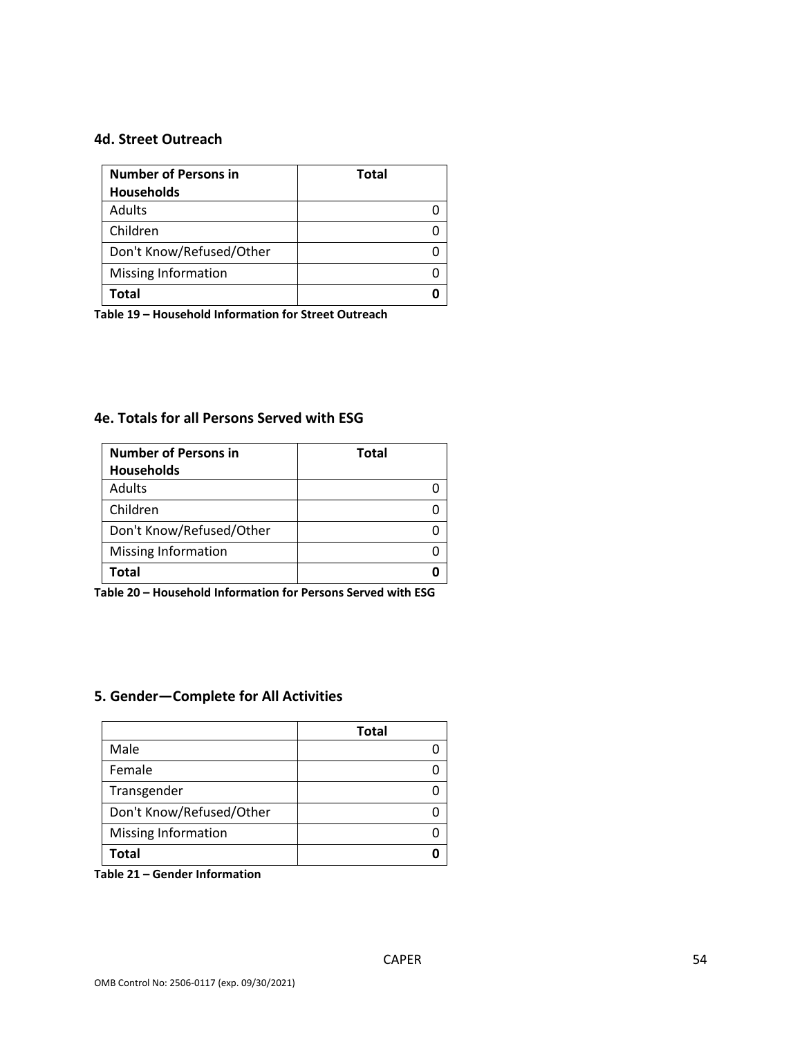### 4d. Street Outreach

| Number of Persons in Households | Total |
|---|---|
| Adults | 0 |
| Children | 0 |
| Don't Know/Refused/Other | 0 |
| Missing Information | 0 |
| **Total** | **0** |

**Table 19 – Household Information for Street Outreach**

### 4e. Totals for all Persons Served with ESG

| Number of Persons in Households | Total |
|---|---|
| Adults | 0 |
| Children | 0 |
| Don't Know/Refused/Other | 0 |
| Missing Information | 0 |
| **Total** | **0** |

**Table 20 – Household Information for Persons Served with ESG**

### 5. Gender—Complete for All Activities

| | Total |
|---|---|
| Male | 0 |
| Female | 0 |
| Transgender | 0 |
| Don't Know/Refused/Other | 0 |
| Missing Information | 0 |
| **Total** | **0** |

**Table 21 – Gender Information**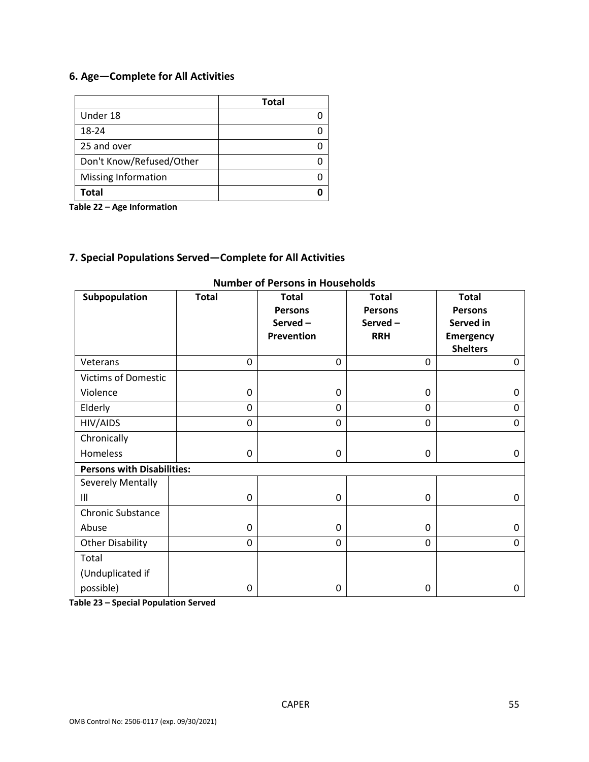## 6. Age—Complete for All Activities

| | Total |
|---|---|
| Under 18 | 0 |
| 18-24 | 0 |
| 25 and over | 0 |
| Don't Know/Refused/Other | 0 |
| Missing Information | 0 |
| **Total** | **0** |

**Table 22 – Age Information**

## 7. Special Populations Served—Complete for All Activities

**Number of Persons in Households**

| Subpopulation | Total | Total Persons Served – Prevention | Total Persons Served – RRH | Total Persons Served in Emergency Shelters |
|---|---|---|---|---|
| Veterans | 0 | 0 | 0 | 0 |
| Victims of Domestic Violence | 0 | 0 | 0 | 0 |
| Elderly | 0 | 0 | 0 | 0 |
| HIV/AIDS | 0 | 0 | 0 | 0 |
| Chronically Homeless | 0 | 0 | 0 | 0 |
| **Persons with Disabilities:** | | | | |
| Severely Mentally Ill | 0 | 0 | 0 | 0 |
| Chronic Substance Abuse | 0 | 0 | 0 | 0 |
| Other Disability | 0 | 0 | 0 | 0 |
| Total (Unduplicated if possible) | 0 | 0 | 0 | 0 |

**Table 23 – Special Population Served**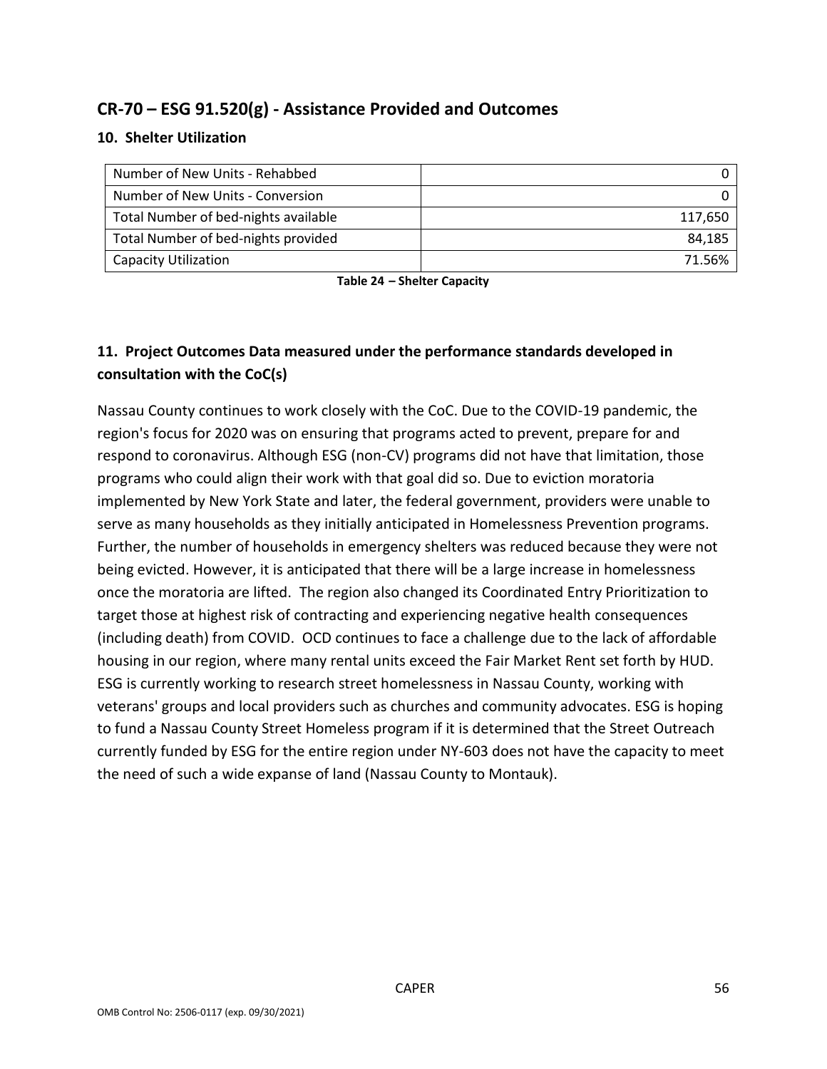## CR-70 – ESG 91.520(g) - Assistance Provided and Outcomes

### 10. Shelter Utilization

| | |
|---|---|
| Number of New Units - Rehabbed | 0 |
| Number of New Units - Conversion | 0 |
| Total Number of bed-nights available | 117,650 |
| Total Number of bed-nights provided | 84,185 |
| Capacity Utilization | 71.56% |

**Table 24 – Shelter Capacity**

### 11. Project Outcomes Data measured under the performance standards developed in consultation with the CoC(s)

Nassau County continues to work closely with the CoC. Due to the COVID-19 pandemic, the region's focus for 2020 was on ensuring that programs acted to prevent, prepare for and respond to coronavirus. Although ESG (non-CV) programs did not have that limitation, those programs who could align their work with that goal did so. Due to eviction moratoria implemented by New York State and later, the federal government, providers were unable to serve as many households as they initially anticipated in Homelessness Prevention programs. Further, the number of households in emergency shelters was reduced because they were not being evicted. However, it is anticipated that there will be a large increase in homelessness once the moratoria are lifted. The region also changed its Coordinated Entry Prioritization to target those at highest risk of contracting and experiencing negative health consequences (including death) from COVID. OCD continues to face a challenge due to the lack of affordable housing in our region, where many rental units exceed the Fair Market Rent set forth by HUD. ESG is currently working to research street homelessness in Nassau County, working with veterans' groups and local providers such as churches and community advocates. ESG is hoping to fund a Nassau County Street Homeless program if it is determined that the Street Outreach currently funded by ESG for the entire region under NY-603 does not have the capacity to meet the need of such a wide expanse of land (Nassau County to Montauk).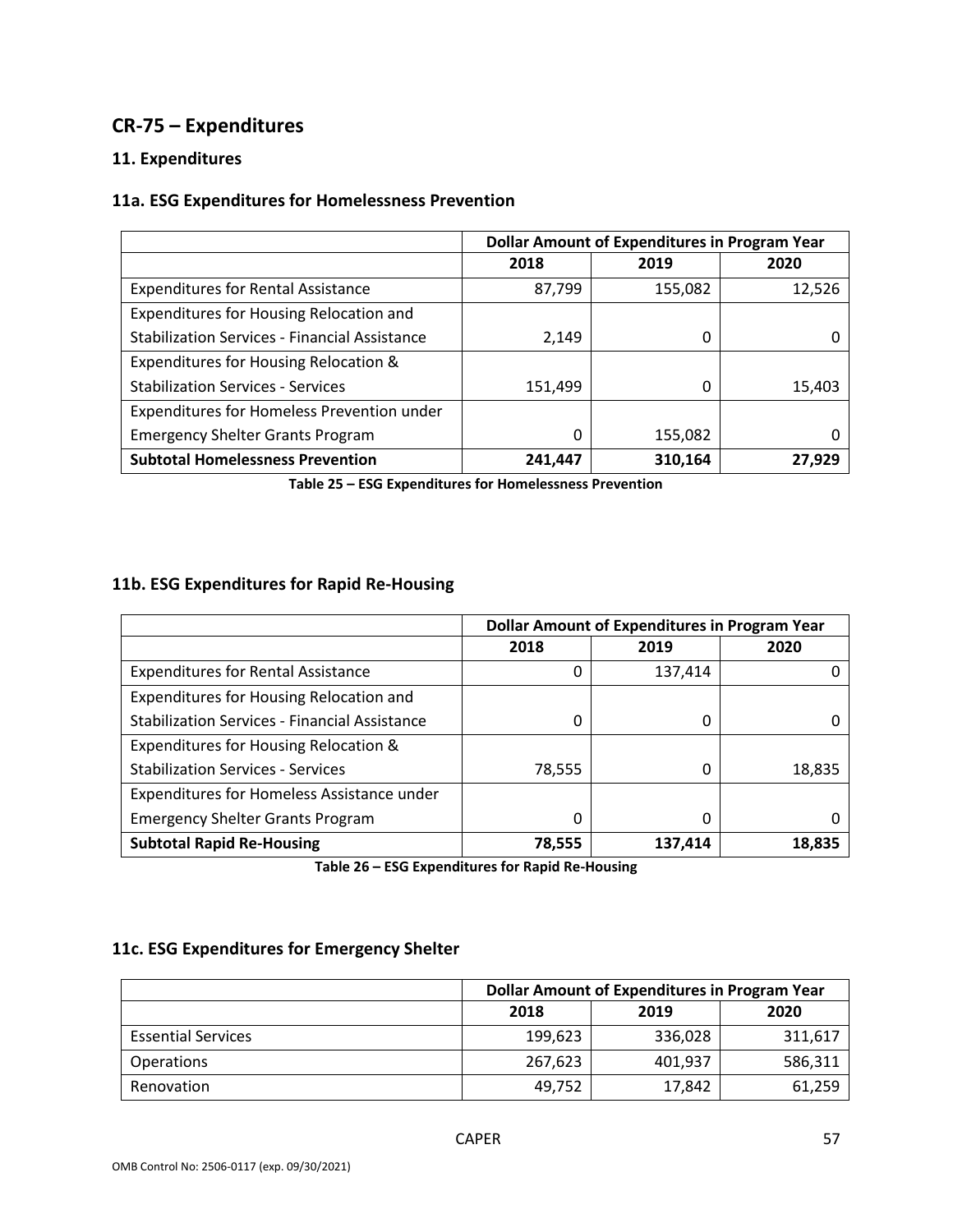## CR-75 – Expenditures

### 11. Expenditures

### 11a. ESG Expenditures for Homelessness Prevention

| | Dollar Amount of Expenditures in Program Year | | |
|---|---|---|---|
| | 2018 | 2019 | 2020 |
| Expenditures for Rental Assistance | 87,799 | 155,082 | 12,526 |
| Expenditures for Housing Relocation and Stabilization Services - Financial Assistance | 2,149 | 0 | 0 |
| Expenditures for Housing Relocation & Stabilization Services - Services | 151,499 | 0 | 15,403 |
| Expenditures for Homeless Prevention under Emergency Shelter Grants Program | 0 | 155,082 | 0 |
| **Subtotal Homelessness Prevention** | **241,447** | **310,164** | **27,929** |

**Table 25 – ESG Expenditures for Homelessness Prevention**

### 11b. ESG Expenditures for Rapid Re-Housing

| | Dollar Amount of Expenditures in Program Year | | |
|---|---|---|---|
| | 2018 | 2019 | 2020 |
| Expenditures for Rental Assistance | 0 | 137,414 | 0 |
| Expenditures for Housing Relocation and Stabilization Services - Financial Assistance | 0 | 0 | 0 |
| Expenditures for Housing Relocation & Stabilization Services - Services | 78,555 | 0 | 18,835 |
| Expenditures for Homeless Assistance under Emergency Shelter Grants Program | 0 | 0 | 0 |
| **Subtotal Rapid Re-Housing** | **78,555** | **137,414** | **18,835** |

**Table 26 – ESG Expenditures for Rapid Re-Housing**

### 11c. ESG Expenditures for Emergency Shelter

| | Dollar Amount of Expenditures in Program Year | | |
|---|---|---|---|
| | 2018 | 2019 | 2020 |
| Essential Services | 199,623 | 336,028 | 311,617 |
| Operations | 267,623 | 401,937 | 586,311 |
| Renovation | 49,752 | 17,842 | 61,259 |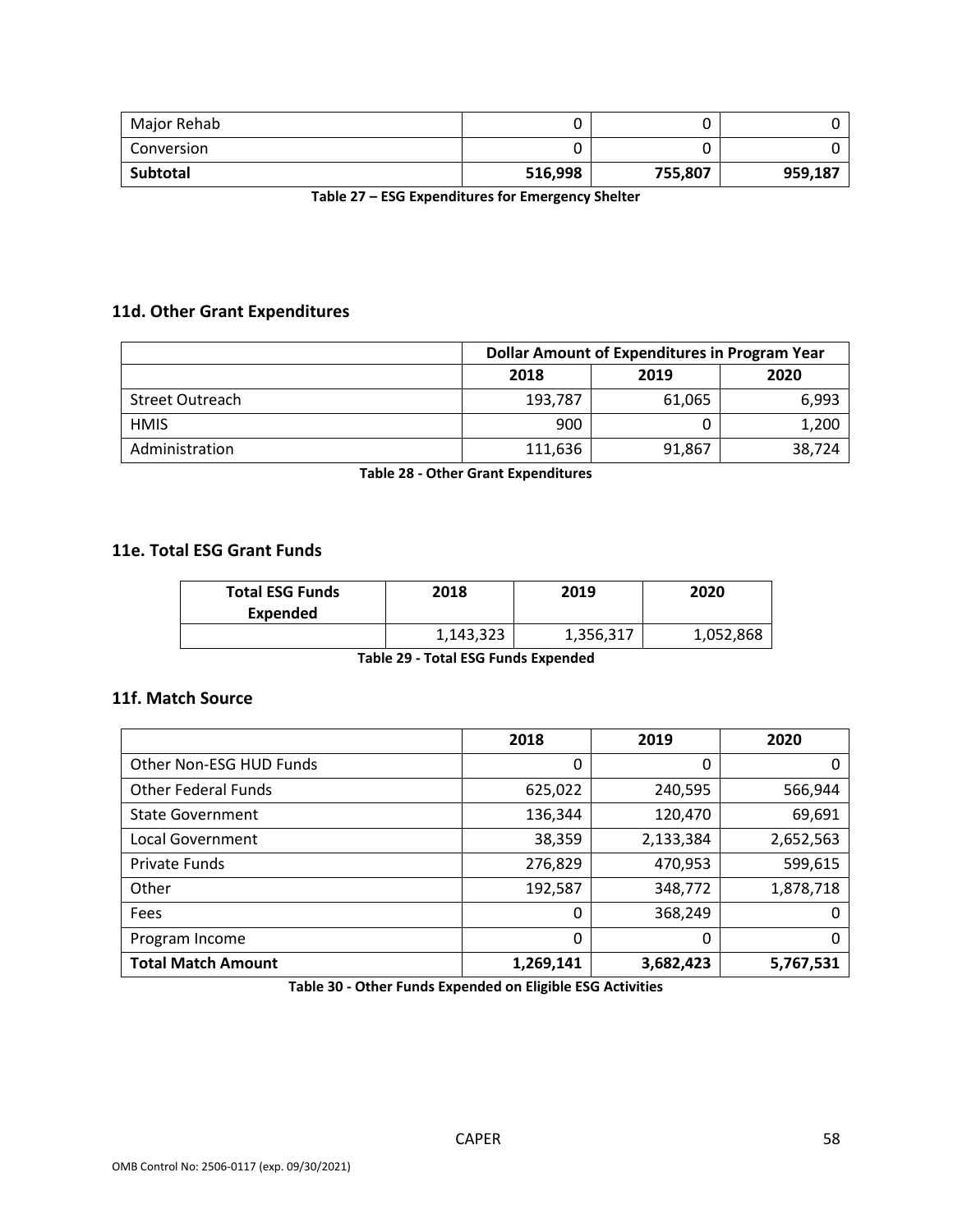| | | | |
|---|---|---|---|
| Major Rehab | 0 | 0 | 0 |
| Conversion | 0 | 0 | 0 |
| **Subtotal** | **516,998** | **755,807** | **959,187** |

**Table 27 – ESG Expenditures for Emergency Shelter**

### 11d. Other Grant Expenditures

| | Dollar Amount of Expenditures in Program Year | | |
|---|---|---|---|
| | **2018** | **2019** | **2020** |
| Street Outreach | 193,787 | 61,065 | 6,993 |
| HMIS | 900 | 0 | 1,200 |
| Administration | 111,636 | 91,867 | 38,724 |

**Table 28 - Other Grant Expenditures**

### 11e. Total ESG Grant Funds

| Total ESG Funds Expended | 2018 | 2019 | 2020 |
|---|---|---|---|
| | 1,143,323 | 1,356,317 | 1,052,868 |

**Table 29 - Total ESG Funds Expended**

### 11f. Match Source

| | 2018 | 2019 | 2020 |
|---|---|---|---|
| Other Non-ESG HUD Funds | 0 | 0 | 0 |
| Other Federal Funds | 625,022 | 240,595 | 566,944 |
| State Government | 136,344 | 120,470 | 69,691 |
| Local Government | 38,359 | 2,133,384 | 2,652,563 |
| Private Funds | 276,829 | 470,953 | 599,615 |
| Other | 192,587 | 348,772 | 1,878,718 |
| Fees | 0 | 368,249 | 0 |
| Program Income | 0 | 0 | 0 |
| **Total Match Amount** | **1,269,141** | **3,682,423** | **5,767,531** |

**Table 30 - Other Funds Expended on Eligible ESG Activities**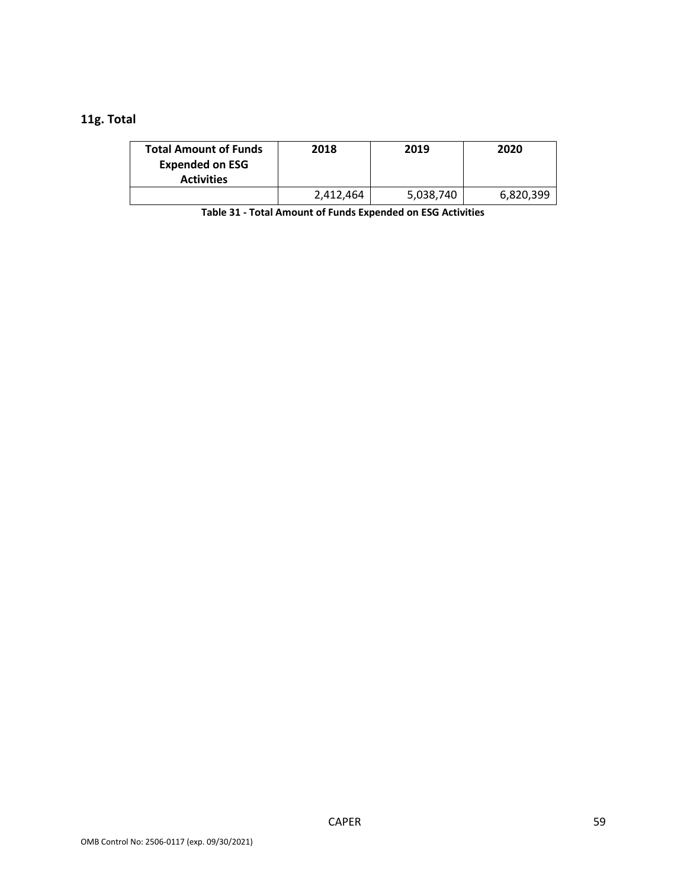## 11g. Total

| Total Amount of Funds Expended on ESG Activities | 2018 | 2019 | 2020 |
|---|---|---|---|
| | 2,412,464 | 5,038,740 | 6,820,399 |

**Table 31 - Total Amount of Funds Expended on ESG Activities**